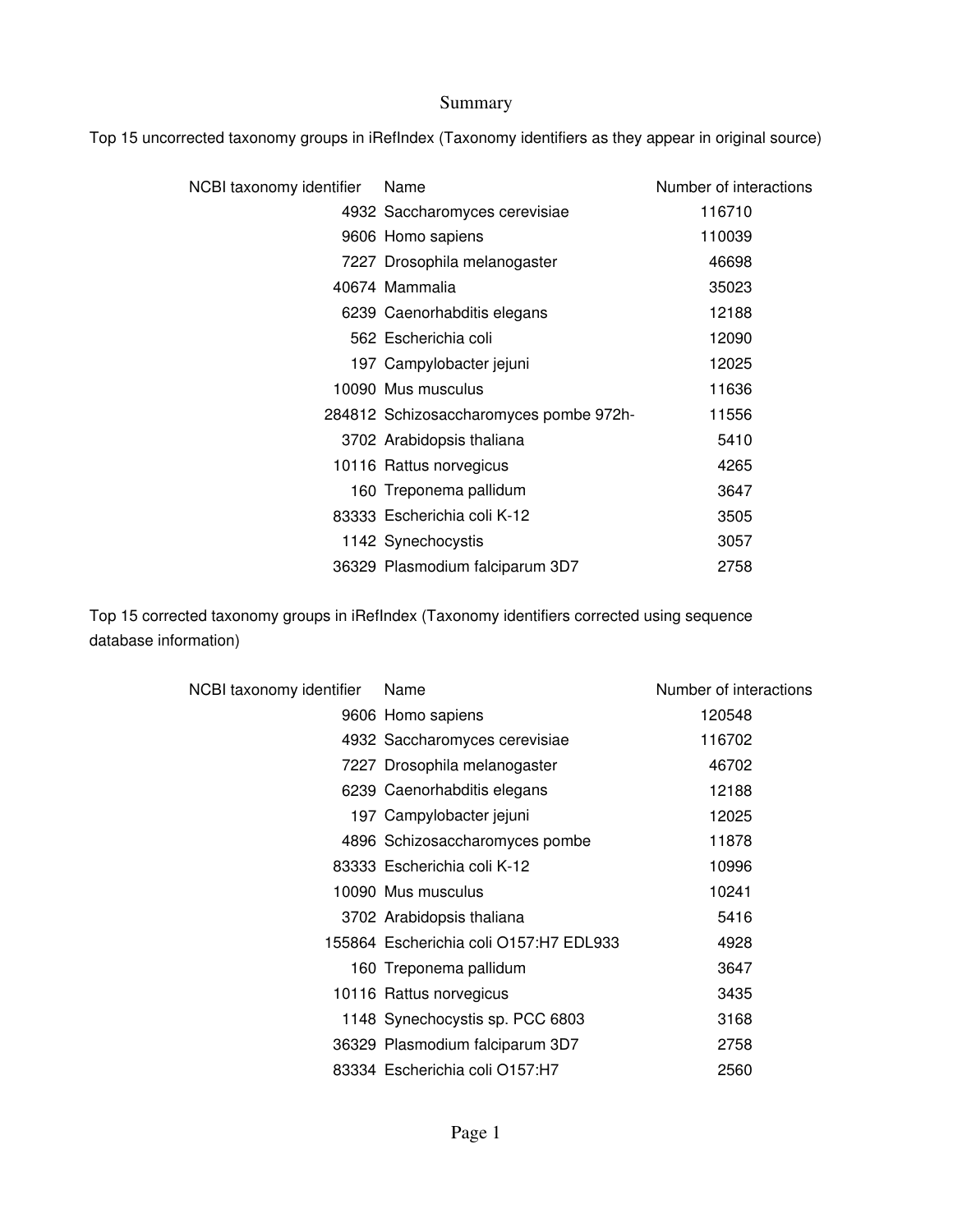# Summary

Top 15 uncorrected taxonomy groups in iRefIndex (Taxonomy identifiers as they appear in original source)

| NCBI taxonomy identifier | Name | Number of interactions |
|---|---|---|
| 4932 | Saccharomyces cerevisiae | 116710 |
| 9606 | Homo sapiens | 110039 |
| 7227 | Drosophila melanogaster | 46698 |
| 40674 | Mammalia | 35023 |
| 6239 | Caenorhabditis elegans | 12188 |
| 562 | Escherichia coli | 12090 |
| 197 | Campylobacter jejuni | 12025 |
| 10090 | Mus musculus | 11636 |
| 284812 | Schizosaccharomyces pombe 972h- | 11556 |
| 3702 | Arabidopsis thaliana | 5410 |
| 10116 | Rattus norvegicus | 4265 |
| 160 | Treponema pallidum | 3647 |
| 83333 | Escherichia coli K-12 | 3505 |
| 1142 | Synechocystis | 3057 |
| 36329 | Plasmodium falciparum 3D7 | 2758 |

Top 15 corrected taxonomy groups in iRefIndex (Taxonomy identifiers corrected using sequence database information)

| NCBI taxonomy identifier | Name | Number of interactions |
|---|---|---|
| 9606 | Homo sapiens | 120548 |
| 4932 | Saccharomyces cerevisiae | 116702 |
| 7227 | Drosophila melanogaster | 46702 |
| 6239 | Caenorhabditis elegans | 12188 |
| 197 | Campylobacter jejuni | 12025 |
| 4896 | Schizosaccharomyces pombe | 11878 |
| 83333 | Escherichia coli K-12 | 10996 |
| 10090 | Mus musculus | 10241 |
| 3702 | Arabidopsis thaliana | 5416 |
| 155864 | Escherichia coli O157:H7 EDL933 | 4928 |
| 160 | Treponema pallidum | 3647 |
| 10116 | Rattus norvegicus | 3435 |
| 1148 | Synechocystis sp. PCC 6803 | 3168 |
| 36329 | Plasmodium falciparum 3D7 | 2758 |
| 83334 | Escherichia coli O157:H7 | 2560 |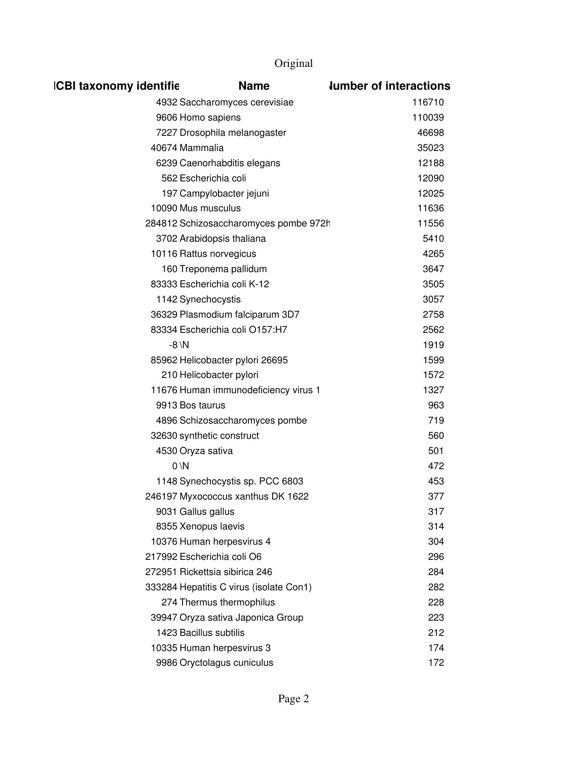Original

| ICBI taxonomy identifie | Name | Number of interactions |
|---|---|---|
| 4932 | Saccharomyces cerevisiae | 116710 |
| 9606 | Homo sapiens | 110039 |
| 7227 | Drosophila melanogaster | 46698 |
| 40674 | Mammalia | 35023 |
| 6239 | Caenorhabditis elegans | 12188 |
| 562 | Escherichia coli | 12090 |
| 197 | Campylobacter jejuni | 12025 |
| 10090 | Mus musculus | 11636 |
| 284812 | Schizosaccharomyces pombe 972h | 11556 |
| 3702 | Arabidopsis thaliana | 5410 |
| 10116 | Rattus norvegicus | 4265 |
| 160 | Treponema pallidum | 3647 |
| 83333 | Escherichia coli K-12 | 3505 |
| 1142 | Synechocystis | 3057 |
| 36329 | Plasmodium falciparum 3D7 | 2758 |
| 83334 | Escherichia coli O157:H7 | 2562 |
| -8 | \N | 1919 |
| 85962 | Helicobacter pylori 26695 | 1599 |
| 210 | Helicobacter pylori | 1572 |
| 11676 | Human immunodeficiency virus 1 | 1327 |
| 9913 | Bos taurus | 963 |
| 4896 | Schizosaccharomyces pombe | 719 |
| 32630 | synthetic construct | 560 |
| 4530 | Oryza sativa | 501 |
| 0 | \N | 472 |
| 1148 | Synechocystis sp. PCC 6803 | 453 |
| 246197 | Myxococcus xanthus DK 1622 | 377 |
| 9031 | Gallus gallus | 317 |
| 8355 | Xenopus laevis | 314 |
| 10376 | Human herpesvirus 4 | 304 |
| 217992 | Escherichia coli O6 | 296 |
| 272951 | Rickettsia sibirica 246 | 284 |
| 333284 | Hepatitis C virus (isolate Con1) | 282 |
| 274 | Thermus thermophilus | 228 |
| 39947 | Oryza sativa Japonica Group | 223 |
| 1423 | Bacillus subtilis | 212 |
| 10335 | Human herpesvirus 3 | 174 |
| 9986 | Oryctolagus cuniculus | 172 |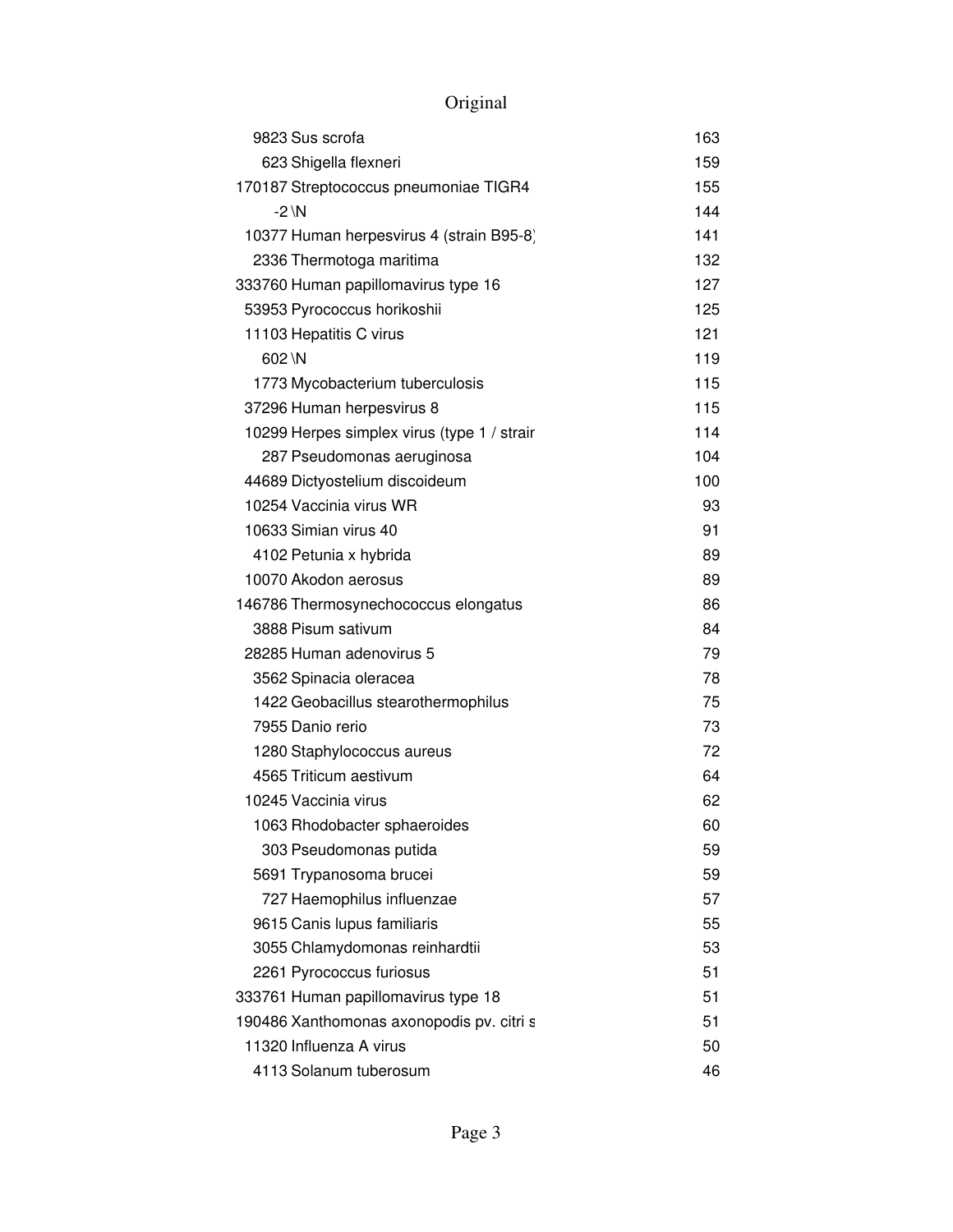# Original

| | | |
|---|---|---|
| 9823 | Sus scrofa | 163 |
| 623 | Shigella flexneri | 159 |
| 170187 | Streptococcus pneumoniae TIGR4 | 155 |
| -2 | \N | 144 |
| 10377 | Human herpesvirus 4 (strain B95-8) | 141 |
| 2336 | Thermotoga maritima | 132 |
| 333760 | Human papillomavirus type 16 | 127 |
| 53953 | Pyrococcus horikoshii | 125 |
| 11103 | Hepatitis C virus | 121 |
| 602 | \N | 119 |
| 1773 | Mycobacterium tuberculosis | 115 |
| 37296 | Human herpesvirus 8 | 115 |
| 10299 | Herpes simplex virus (type 1 / strair | 114 |
| 287 | Pseudomonas aeruginosa | 104 |
| 44689 | Dictyostelium discoideum | 100 |
| 10254 | Vaccinia virus WR | 93 |
| 10633 | Simian virus 40 | 91 |
| 4102 | Petunia x hybrida | 89 |
| 10070 | Akodon aerosus | 89 |
| 146786 | Thermosynechococcus elongatus | 86 |
| 3888 | Pisum sativum | 84 |
| 28285 | Human adenovirus 5 | 79 |
| 3562 | Spinacia oleracea | 78 |
| 1422 | Geobacillus stearothermophilus | 75 |
| 7955 | Danio rerio | 73 |
| 1280 | Staphylococcus aureus | 72 |
| 4565 | Triticum aestivum | 64 |
| 10245 | Vaccinia virus | 62 |
| 1063 | Rhodobacter sphaeroides | 60 |
| 303 | Pseudomonas putida | 59 |
| 5691 | Trypanosoma brucei | 59 |
| 727 | Haemophilus influenzae | 57 |
| 9615 | Canis lupus familiaris | 55 |
| 3055 | Chlamydomonas reinhardtii | 53 |
| 2261 | Pyrococcus furiosus | 51 |
| 333761 | Human papillomavirus type 18 | 51 |
| 190486 | Xanthomonas axonopodis pv. citri s | 51 |
| 11320 | Influenza A virus | 50 |
| 4113 | Solanum tuberosum | 46 |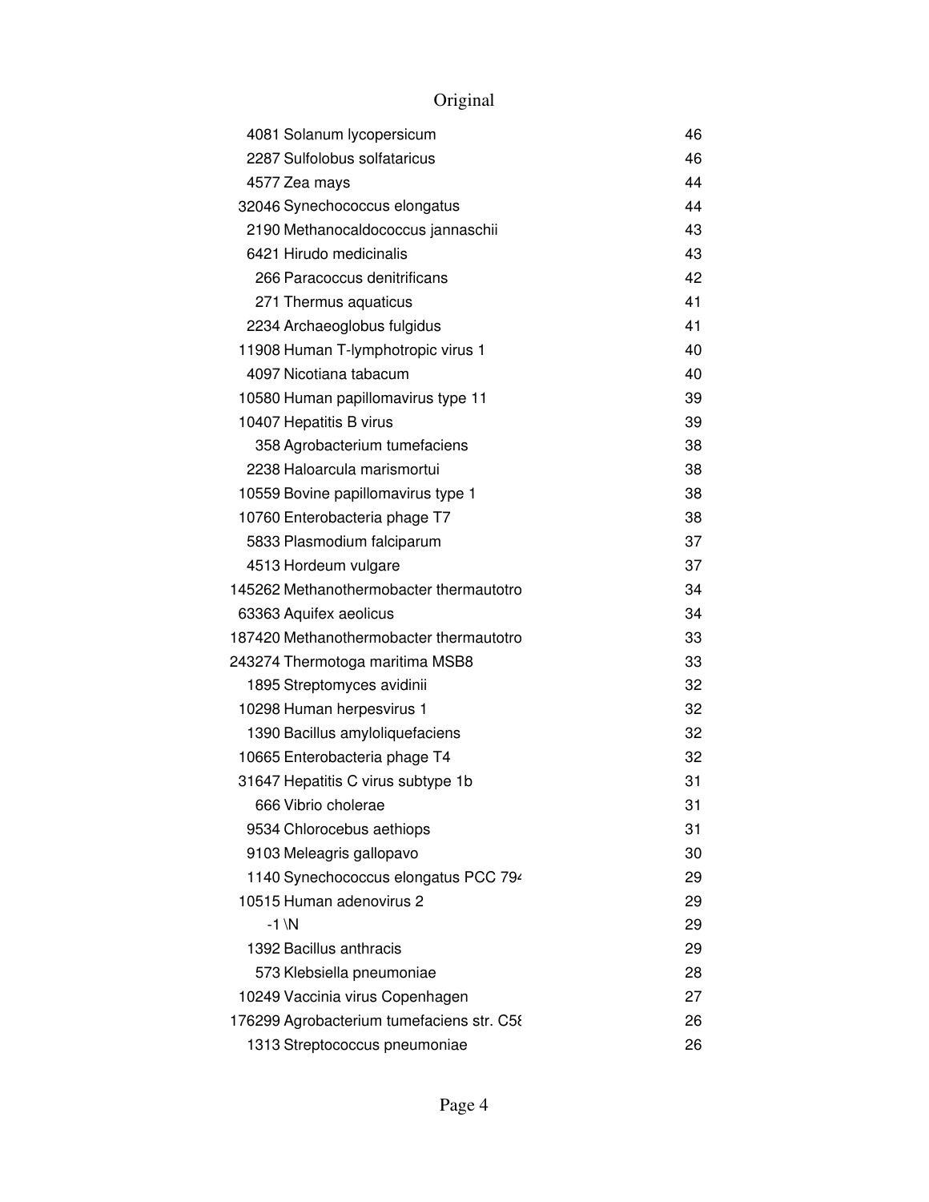| | | |
|---|---|---|
| 4081 | Solanum lycopersicum | 46 |
| 2287 | Sulfolobus solfataricus | 46 |
| 4577 | Zea mays | 44 |
| 32046 | Synechococcus elongatus | 44 |
| 2190 | Methanocaldococcus jannaschii | 43 |
| 6421 | Hirudo medicinalis | 43 |
| 266 | Paracoccus denitrificans | 42 |
| 271 | Thermus aquaticus | 41 |
| 2234 | Archaeoglobus fulgidus | 41 |
| 11908 | Human T-lymphotropic virus 1 | 40 |
| 4097 | Nicotiana tabacum | 40 |
| 10580 | Human papillomavirus type 11 | 39 |
| 10407 | Hepatitis B virus | 39 |
| 358 | Agrobacterium tumefaciens | 38 |
| 2238 | Haloarcula marismortui | 38 |
| 10559 | Bovine papillomavirus type 1 | 38 |
| 10760 | Enterobacteria phage T7 | 38 |
| 5833 | Plasmodium falciparum | 37 |
| 4513 | Hordeum vulgare | 37 |
| 145262 | Methanothermobacter thermautotro | 34 |
| 63363 | Aquifex aeolicus | 34 |
| 187420 | Methanothermobacter thermautotro | 33 |
| 243274 | Thermotoga maritima MSB8 | 33 |
| 1895 | Streptomyces avidinii | 32 |
| 10298 | Human herpesvirus 1 | 32 |
| 1390 | Bacillus amyloliquefaciens | 32 |
| 10665 | Enterobacteria phage T4 | 32 |
| 31647 | Hepatitis C virus subtype 1b | 31 |
| 666 | Vibrio cholerae | 31 |
| 9534 | Chlorocebus aethiops | 31 |
| 9103 | Meleagris gallopavo | 30 |
| 1140 | Synechococcus elongatus PCC 794 | 29 |
| 10515 | Human adenovirus 2 | 29 |
| -1 | \N | 29 |
| 1392 | Bacillus anthracis | 29 |
| 573 | Klebsiella pneumoniae | 28 |
| 10249 | Vaccinia virus Copenhagen | 27 |
| 176299 | Agrobacterium tumefaciens str. C58 | 26 |
| 1313 | Streptococcus pneumoniae | 26 |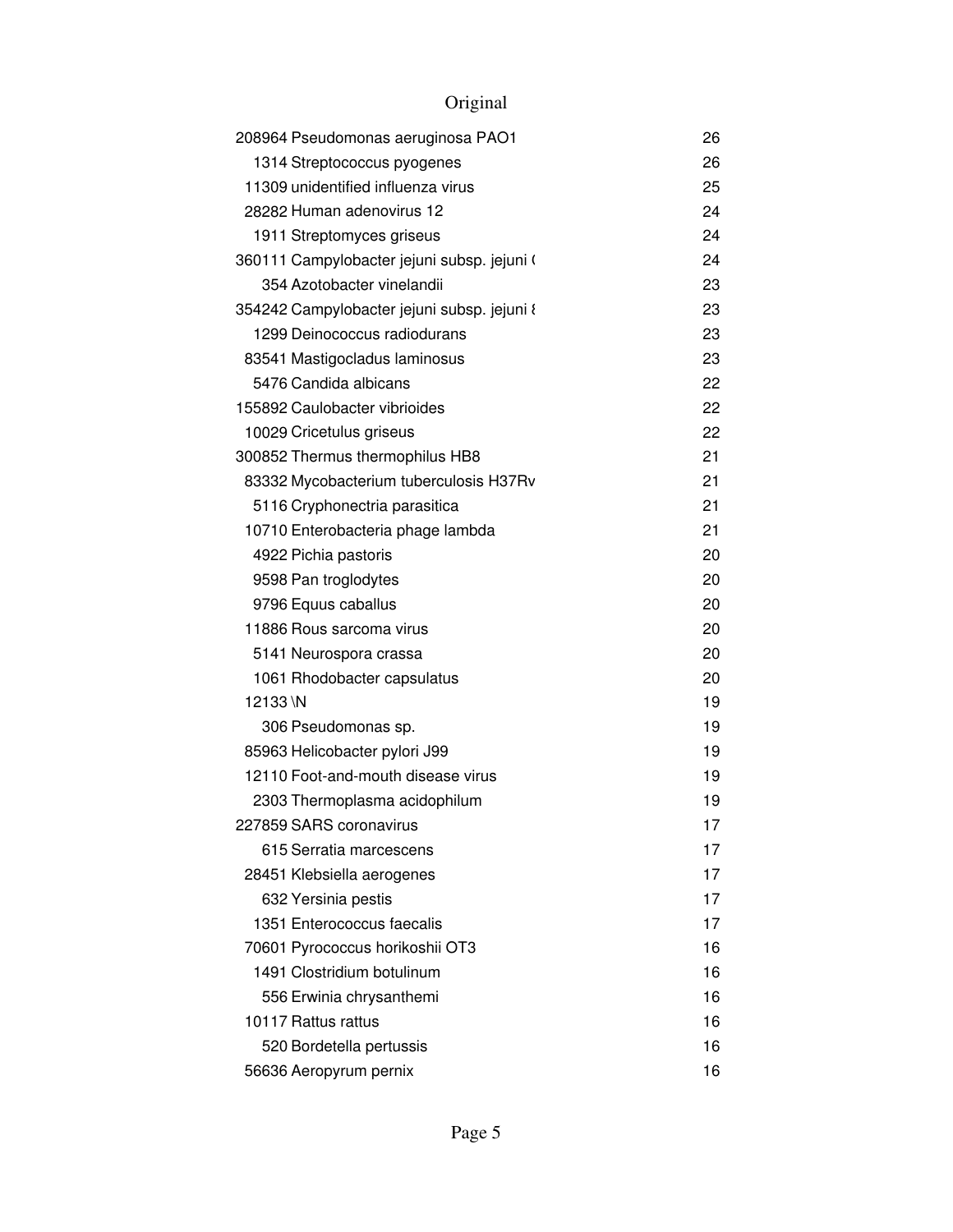Original

| | | |
|---|---|---|
| 208964 | Pseudomonas aeruginosa PAO1 | 26 |
| 1314 | Streptococcus pyogenes | 26 |
| 11309 | unidentified influenza virus | 25 |
| 28282 | Human adenovirus 12 | 24 |
| 1911 | Streptomyces griseus | 24 |
| 360111 | Campylobacter jejuni subsp. jejuni ( | 24 |
| 354 | Azotobacter vinelandii | 23 |
| 354242 | Campylobacter jejuni subsp. jejuni 8 | 23 |
| 1299 | Deinococcus radiodurans | 23 |
| 83541 | Mastigocladus laminosus | 23 |
| 5476 | Candida albicans | 22 |
| 155892 | Caulobacter vibrioides | 22 |
| 10029 | Cricetulus griseus | 22 |
| 300852 | Thermus thermophilus HB8 | 21 |
| 83332 | Mycobacterium tuberculosis H37Rv | 21 |
| 5116 | Cryphonectria parasitica | 21 |
| 10710 | Enterobacteria phage lambda | 21 |
| 4922 | Pichia pastoris | 20 |
| 9598 | Pan troglodytes | 20 |
| 9796 | Equus caballus | 20 |
| 11886 | Rous sarcoma virus | 20 |
| 5141 | Neurospora crassa | 20 |
| 1061 | Rhodobacter capsulatus | 20 |
| 12133 | \N | 19 |
| 306 | Pseudomonas sp. | 19 |
| 85963 | Helicobacter pylori J99 | 19 |
| 12110 | Foot-and-mouth disease virus | 19 |
| 2303 | Thermoplasma acidophilum | 19 |
| 227859 | SARS coronavirus | 17 |
| 615 | Serratia marcescens | 17 |
| 28451 | Klebsiella aerogenes | 17 |
| 632 | Yersinia pestis | 17 |
| 1351 | Enterococcus faecalis | 17 |
| 70601 | Pyrococcus horikoshii OT3 | 16 |
| 1491 | Clostridium botulinum | 16 |
| 556 | Erwinia chrysanthemi | 16 |
| 10117 | Rattus rattus | 16 |
| 520 | Bordetella pertussis | 16 |
| 56636 | Aeropyrum pernix | 16 |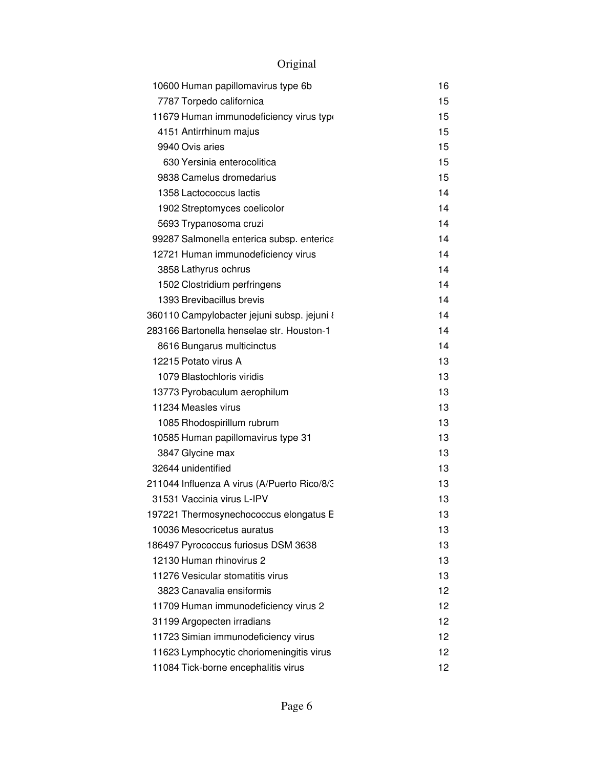# Original

| | | |
|---|---|---|
| 10600 | Human papillomavirus type 6b | 16 |
| 7787 | Torpedo californica | 15 |
| 11679 | Human immunodeficiency virus typ | 15 |
| 4151 | Antirrhinum majus | 15 |
| 9940 | Ovis aries | 15 |
| 630 | Yersinia enterocolitica | 15 |
| 9838 | Camelus dromedarius | 15 |
| 1358 | Lactococcus lactis | 14 |
| 1902 | Streptomyces coelicolor | 14 |
| 5693 | Trypanosoma cruzi | 14 |
| 99287 | Salmonella enterica subsp. enterica | 14 |
| 12721 | Human immunodeficiency virus | 14 |
| 3858 | Lathyrus ochrus | 14 |
| 1502 | Clostridium perfringens | 14 |
| 1393 | Brevibacillus brevis | 14 |
| 360110 | Campylobacter jejuni subsp. jejuni 8 | 14 |
| 283166 | Bartonella henselae str. Houston-1 | 14 |
| 8616 | Bungarus multicinctus | 14 |
| 12215 | Potato virus A | 13 |
| 1079 | Blastochloris viridis | 13 |
| 13773 | Pyrobaculum aerophilum | 13 |
| 11234 | Measles virus | 13 |
| 1085 | Rhodospirillum rubrum | 13 |
| 10585 | Human papillomavirus type 31 | 13 |
| 3847 | Glycine max | 13 |
| 32644 | unidentified | 13 |
| 211044 | Influenza A virus (A/Puerto Rico/8/3 | 13 |
| 31531 | Vaccinia virus L-IPV | 13 |
| 197221 | Thermosynechococcus elongatus E | 13 |
| 10036 | Mesocricetus auratus | 13 |
| 186497 | Pyrococcus furiosus DSM 3638 | 13 |
| 12130 | Human rhinovirus 2 | 13 |
| 11276 | Vesicular stomatitis virus | 13 |
| 3823 | Canavalia ensiformis | 12 |
| 11709 | Human immunodeficiency virus 2 | 12 |
| 31199 | Argopecten irradians | 12 |
| 11723 | Simian immunodeficiency virus | 12 |
| 11623 | Lymphocytic choriomeningitis virus | 12 |
| 11084 | Tick-borne encephalitis virus | 12 |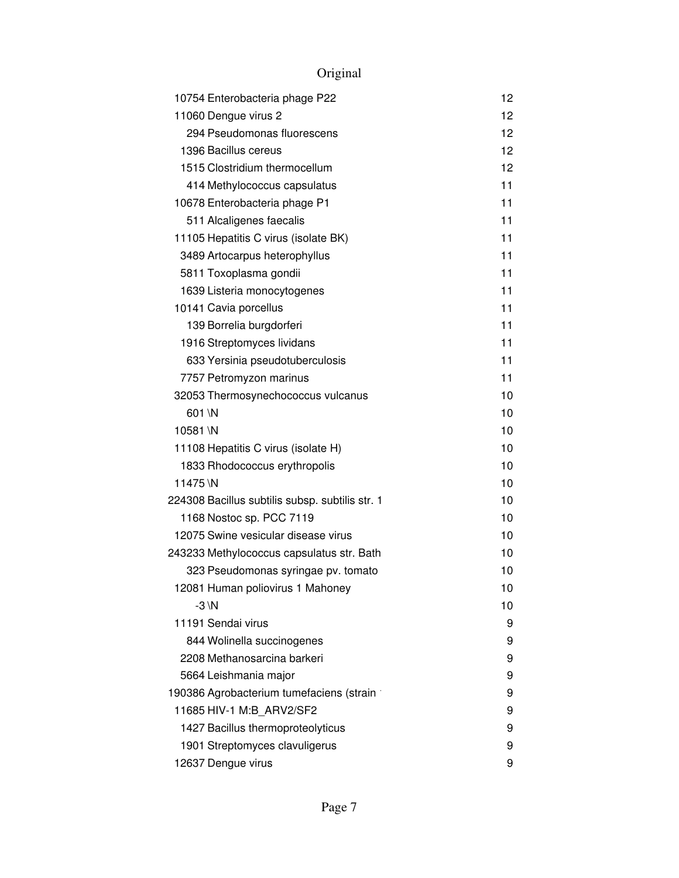| | | |
|---|---|---|
| 10754 | Enterobacteria phage P22 | 12 |
| 11060 | Dengue virus 2 | 12 |
| 294 | Pseudomonas fluorescens | 12 |
| 1396 | Bacillus cereus | 12 |
| 1515 | Clostridium thermocellum | 12 |
| 414 | Methylococcus capsulatus | 11 |
| 10678 | Enterobacteria phage P1 | 11 |
| 511 | Alcaligenes faecalis | 11 |
| 11105 | Hepatitis C virus (isolate BK) | 11 |
| 3489 | Artocarpus heterophyllus | 11 |
| 5811 | Toxoplasma gondii | 11 |
| 1639 | Listeria monocytogenes | 11 |
| 10141 | Cavia porcellus | 11 |
| 139 | Borrelia burgdorferi | 11 |
| 1916 | Streptomyces lividans | 11 |
| 633 | Yersinia pseudotuberculosis | 11 |
| 7757 | Petromyzon marinus | 11 |
| 32053 | Thermosynechococcus vulcanus | 10 |
| 601 | \N | 10 |
| 10581 | \N | 10 |
| 11108 | Hepatitis C virus (isolate H) | 10 |
| 1833 | Rhodococcus erythropolis | 10 |
| 11475 | \N | 10 |
| 224308 | Bacillus subtilis subsp. subtilis str. 1 | 10 |
| 1168 | Nostoc sp. PCC 7119 | 10 |
| 12075 | Swine vesicular disease virus | 10 |
| 243233 | Methylococcus capsulatus str. Bath | 10 |
| 323 | Pseudomonas syringae pv. tomato | 10 |
| 12081 | Human poliovirus 1 Mahoney | 10 |
| -3 | \N | 10 |
| 11191 | Sendai virus | 9 |
| 844 | Wolinella succinogenes | 9 |
| 2208 | Methanosarcina barkeri | 9 |
| 5664 | Leishmania major | 9 |
| 190386 | Agrobacterium tumefaciens (strain | 9 |
| 11685 | HIV-1 M:B_ARV2/SF2 | 9 |
| 1427 | Bacillus thermoproteolyticus | 9 |
| 1901 | Streptomyces clavuligerus | 9 |
| 12637 | Dengue virus | 9 |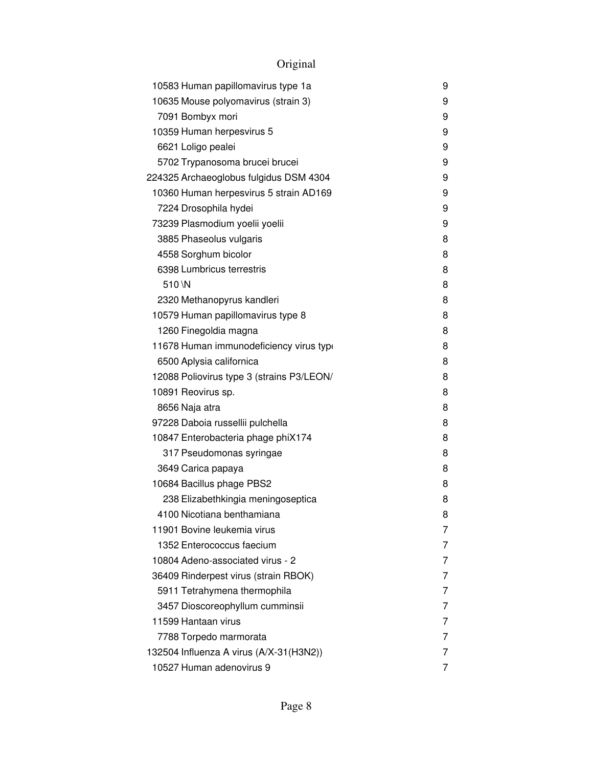| | | |
|---|---|---|
| 10583 | Human papillomavirus type 1a | 9 |
| 10635 | Mouse polyomavirus (strain 3) | 9 |
| 7091 | Bombyx mori | 9 |
| 10359 | Human herpesvirus 5 | 9 |
| 6621 | Loligo pealei | 9 |
| 5702 | Trypanosoma brucei brucei | 9 |
| 224325 | Archaeoglobus fulgidus DSM 4304 | 9 |
| 10360 | Human herpesvirus 5 strain AD169 | 9 |
| 7224 | Drosophila hydei | 9 |
| 73239 | Plasmodium yoelii yoelii | 9 |
| 3885 | Phaseolus vulgaris | 8 |
| 4558 | Sorghum bicolor | 8 |
| 6398 | Lumbricus terrestris | 8 |
| 510 | \N | 8 |
| 2320 | Methanopyrus kandleri | 8 |
| 10579 | Human papillomavirus type 8 | 8 |
| 1260 | Finegoldia magna | 8 |
| 11678 | Human immunodeficiency virus typ | 8 |
| 6500 | Aplysia californica | 8 |
| 12088 | Poliovirus type 3 (strains P3/LEON/ | 8 |
| 10891 | Reovirus sp. | 8 |
| 8656 | Naja atra | 8 |
| 97228 | Daboia russellii pulchella | 8 |
| 10847 | Enterobacteria phage phiX174 | 8 |
| 317 | Pseudomonas syringae | 8 |
| 3649 | Carica papaya | 8 |
| 10684 | Bacillus phage PBS2 | 8 |
| 238 | Elizabethkingia meningoseptica | 8 |
| 4100 | Nicotiana benthamiana | 8 |
| 11901 | Bovine leukemia virus | 7 |
| 1352 | Enterococcus faecium | 7 |
| 10804 | Adeno-associated virus - 2 | 7 |
| 36409 | Rinderpest virus (strain RBOK) | 7 |
| 5911 | Tetrahymena thermophila | 7 |
| 3457 | Dioscoreophyllum cumminsii | 7 |
| 11599 | Hantaan virus | 7 |
| 7788 | Torpedo marmorata | 7 |
| 132504 | Influenza A virus (A/X-31(H3N2)) | 7 |
| 10527 | Human adenovirus 9 | 7 |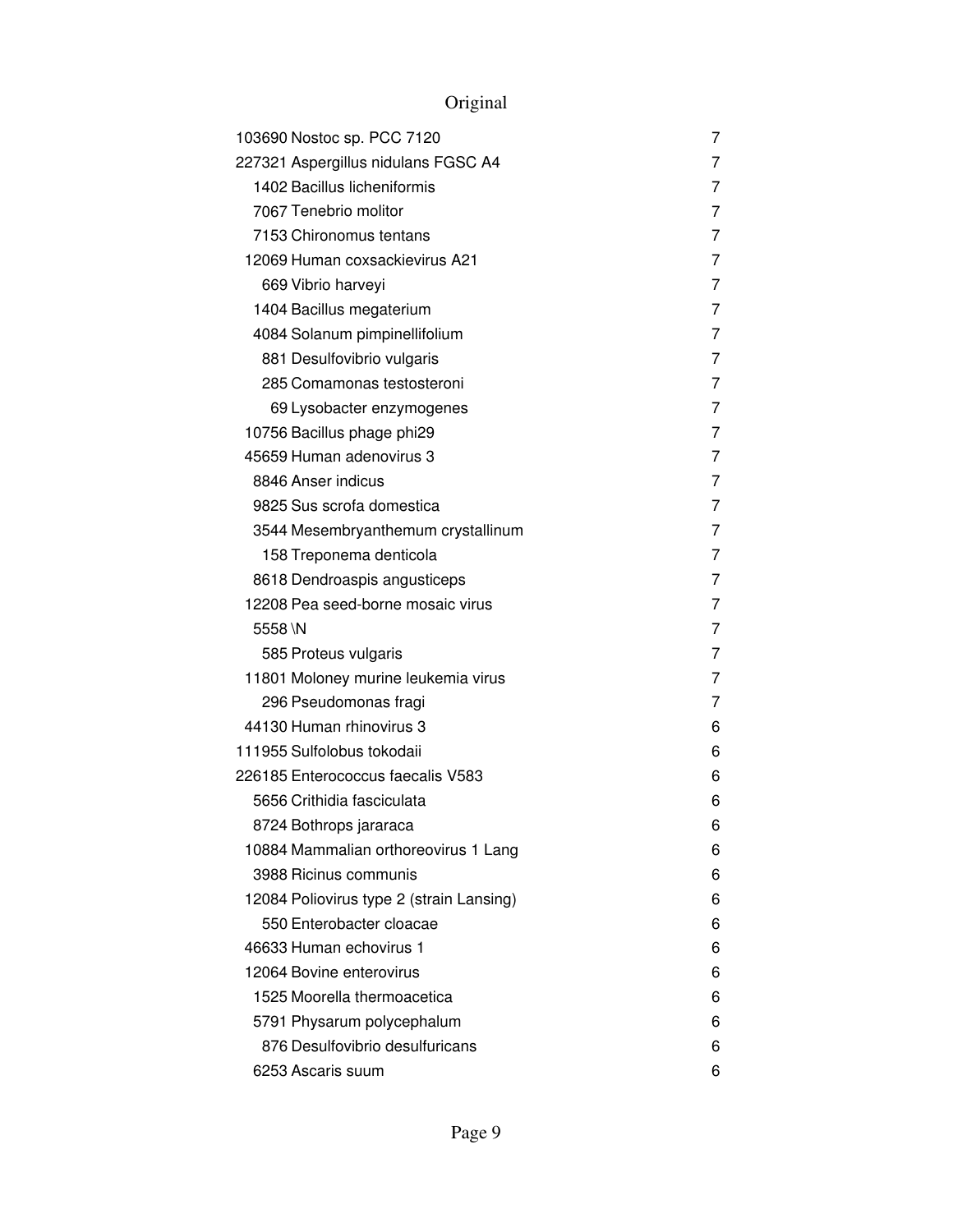Original

| | | |
|---|---|---|
| 103690 | Nostoc sp. PCC 7120 | 7 |
| 227321 | Aspergillus nidulans FGSC A4 | 7 |
| 1402 | Bacillus licheniformis | 7 |
| 7067 | Tenebrio molitor | 7 |
| 7153 | Chironomus tentans | 7 |
| 12069 | Human coxsackievirus A21 | 7 |
| 669 | Vibrio harveyi | 7 |
| 1404 | Bacillus megaterium | 7 |
| 4084 | Solanum pimpinellifolium | 7 |
| 881 | Desulfovibrio vulgaris | 7 |
| 285 | Comamonas testosteroni | 7 |
| 69 | Lysobacter enzymogenes | 7 |
| 10756 | Bacillus phage phi29 | 7 |
| 45659 | Human adenovirus 3 | 7 |
| 8846 | Anser indicus | 7 |
| 9825 | Sus scrofa domestica | 7 |
| 3544 | Mesembryanthemum crystallinum | 7 |
| 158 | Treponema denticola | 7 |
| 8618 | Dendroaspis angusticeps | 7 |
| 12208 | Pea seed-borne mosaic virus | 7 |
| 5558 | \N | 7 |
| 585 | Proteus vulgaris | 7 |
| 11801 | Moloney murine leukemia virus | 7 |
| 296 | Pseudomonas fragi | 7 |
| 44130 | Human rhinovirus 3 | 6 |
| 111955 | Sulfolobus tokodaii | 6 |
| 226185 | Enterococcus faecalis V583 | 6 |
| 5656 | Crithidia fasciculata | 6 |
| 8724 | Bothrops jararaca | 6 |
| 10884 | Mammalian orthoreovirus 1 Lang | 6 |
| 3988 | Ricinus communis | 6 |
| 12084 | Poliovirus type 2 (strain Lansing) | 6 |
| 550 | Enterobacter cloacae | 6 |
| 46633 | Human echovirus 1 | 6 |
| 12064 | Bovine enterovirus | 6 |
| 1525 | Moorella thermoacetica | 6 |
| 5791 | Physarum polycephalum | 6 |
| 876 | Desulfovibrio desulfuricans | 6 |
| 6253 | Ascaris suum | 6 |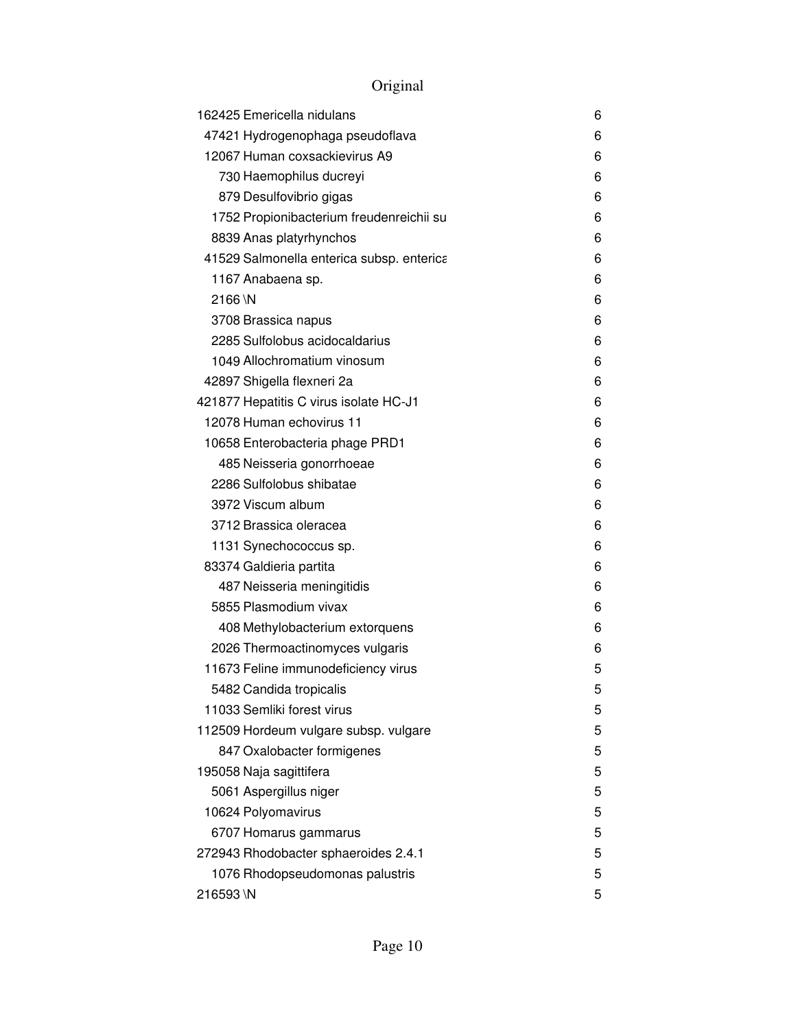| | | |
|---|---|---|
| 162425 | Emericella nidulans | 6 |
| 47421 | Hydrogenophaga pseudoflava | 6 |
| 12067 | Human coxsackievirus A9 | 6 |
| 730 | Haemophilus ducreyi | 6 |
| 879 | Desulfovibrio gigas | 6 |
| 1752 | Propionibacterium freudenreichii su | 6 |
| 8839 | Anas platyrhynchos | 6 |
| 41529 | Salmonella enterica subsp. enterica | 6 |
| 1167 | Anabaena sp. | 6 |
| 2166 | \N | 6 |
| 3708 | Brassica napus | 6 |
| 2285 | Sulfolobus acidocaldarius | 6 |
| 1049 | Allochromatium vinosum | 6 |
| 42897 | Shigella flexneri 2a | 6 |
| 421877 | Hepatitis C virus isolate HC-J1 | 6 |
| 12078 | Human echovirus 11 | 6 |
| 10658 | Enterobacteria phage PRD1 | 6 |
| 485 | Neisseria gonorrhoeae | 6 |
| 2286 | Sulfolobus shibatae | 6 |
| 3972 | Viscum album | 6 |
| 3712 | Brassica oleracea | 6 |
| 1131 | Synechococcus sp. | 6 |
| 83374 | Galdieria partita | 6 |
| 487 | Neisseria meningitidis | 6 |
| 5855 | Plasmodium vivax | 6 |
| 408 | Methylobacterium extorquens | 6 |
| 2026 | Thermoactinomyces vulgaris | 6 |
| 11673 | Feline immunodeficiency virus | 5 |
| 5482 | Candida tropicalis | 5 |
| 11033 | Semliki forest virus | 5 |
| 112509 | Hordeum vulgare subsp. vulgare | 5 |
| 847 | Oxalobacter formigenes | 5 |
| 195058 | Naja sagittifera | 5 |
| 5061 | Aspergillus niger | 5 |
| 10624 | Polyomavirus | 5 |
| 6707 | Homarus gammarus | 5 |
| 272943 | Rhodobacter sphaeroides 2.4.1 | 5 |
| 1076 | Rhodopseudomonas palustris | 5 |
| 216593 | \N | 5 |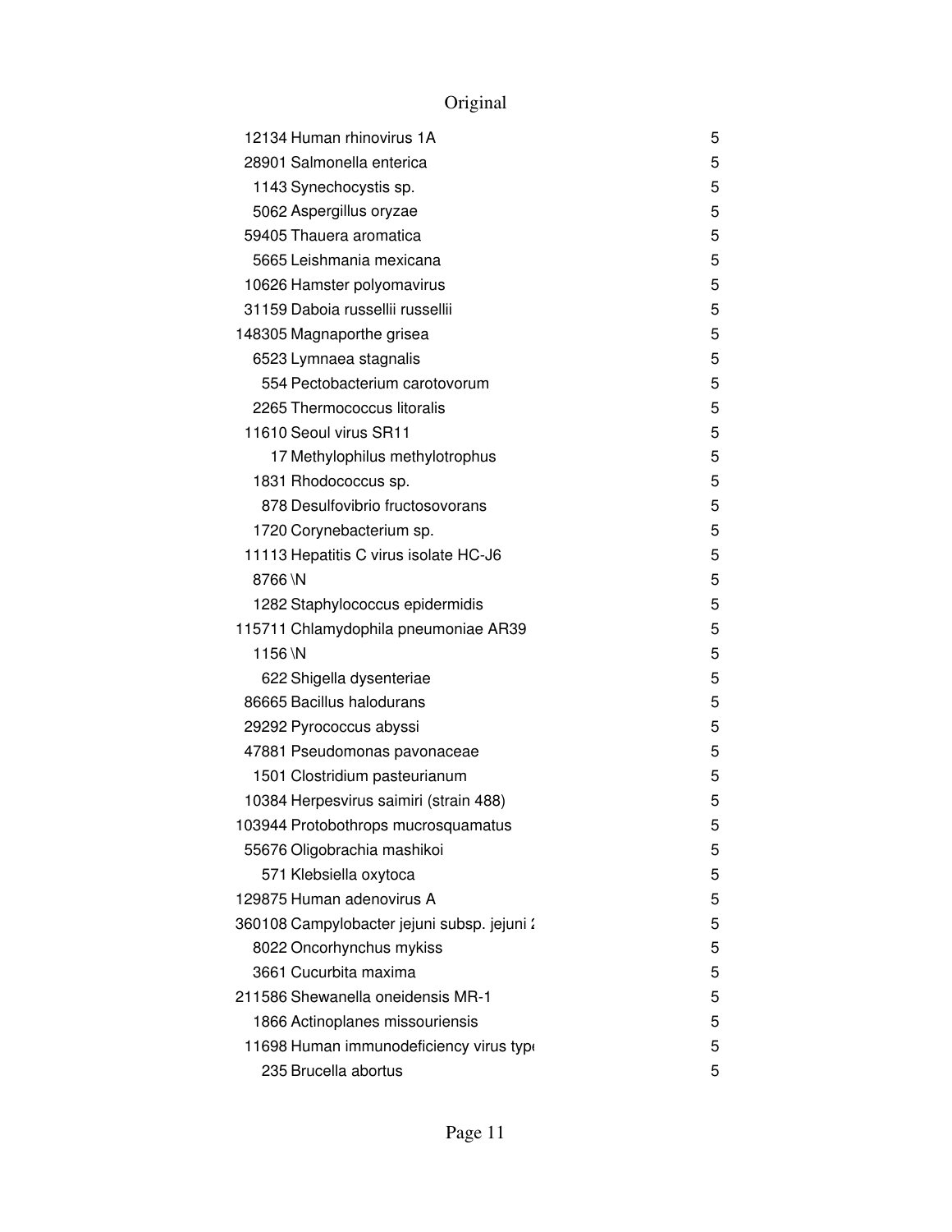# Original

| | | |
|---|---|---|
| 12134 | Human rhinovirus 1A | 5 |
| 28901 | Salmonella enterica | 5 |
| 1143 | Synechocystis sp. | 5 |
| 5062 | Aspergillus oryzae | 5 |
| 59405 | Thauera aromatica | 5 |
| 5665 | Leishmania mexicana | 5 |
| 10626 | Hamster polyomavirus | 5 |
| 31159 | Daboia russellii russellii | 5 |
| 148305 | Magnaporthe grisea | 5 |
| 6523 | Lymnaea stagnalis | 5 |
| 554 | Pectobacterium carotovorum | 5 |
| 2265 | Thermococcus litoralis | 5 |
| 11610 | Seoul virus SR11 | 5 |
| 17 | Methylophilus methylotrophus | 5 |
| 1831 | Rhodococcus sp. | 5 |
| 878 | Desulfovibrio fructosovorans | 5 |
| 1720 | Corynebacterium sp. | 5 |
| 11113 | Hepatitis C virus isolate HC-J6 | 5 |
| 8766 | \N | 5 |
| 1282 | Staphylococcus epidermidis | 5 |
| 115711 | Chlamydophila pneumoniae AR39 | 5 |
| 1156 | \N | 5 |
| 622 | Shigella dysenteriae | 5 |
| 86665 | Bacillus halodurans | 5 |
| 29292 | Pyrococcus abyssi | 5 |
| 47881 | Pseudomonas pavonaceae | 5 |
| 1501 | Clostridium pasteurianum | 5 |
| 10384 | Herpesvirus saimiri (strain 488) | 5 |
| 103944 | Protobothrops mucrosquamatus | 5 |
| 55676 | Oligobrachia mashikoi | 5 |
| 571 | Klebsiella oxytoca | 5 |
| 129875 | Human adenovirus A | 5 |
| 360108 | Campylobacter jejuni subsp. jejuni 2 | 5 |
| 8022 | Oncorhynchus mykiss | 5 |
| 3661 | Cucurbita maxima | 5 |
| 211586 | Shewanella oneidensis MR-1 | 5 |
| 1866 | Actinoplanes missouriensis | 5 |
| 11698 | Human immunodeficiency virus type | 5 |
| 235 | Brucella abortus | 5 |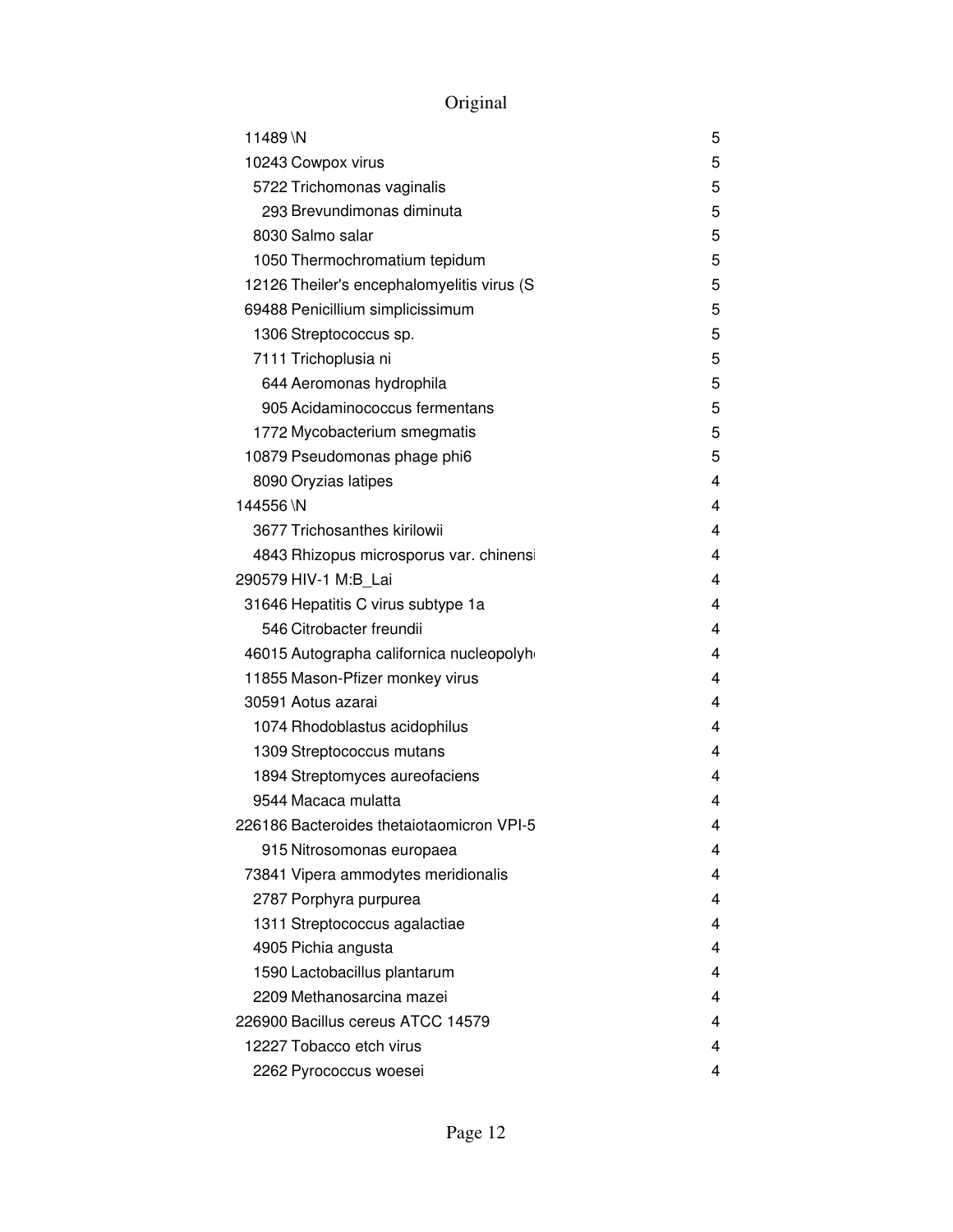Original

| | | |
|---|---|---|
| 11489 | \N | 5 |
| 10243 | Cowpox virus | 5 |
| 5722 | Trichomonas vaginalis | 5 |
| 293 | Brevundimonas diminuta | 5 |
| 8030 | Salmo salar | 5 |
| 1050 | Thermochromatium tepidum | 5 |
| 12126 | Theiler's encephalomyelitis virus (S | 5 |
| 69488 | Penicillium simplicissimum | 5 |
| 1306 | Streptococcus sp. | 5 |
| 7111 | Trichoplusia ni | 5 |
| 644 | Aeromonas hydrophila | 5 |
| 905 | Acidaminococcus fermentans | 5 |
| 1772 | Mycobacterium smegmatis | 5 |
| 10879 | Pseudomonas phage phi6 | 5 |
| 8090 | Oryzias latipes | 4 |
| 144556 | \N | 4 |
| 3677 | Trichosanthes kirilowii | 4 |
| 4843 | Rhizopus microsporus var. chinensi | 4 |
| 290579 | HIV-1 M:B_Lai | 4 |
| 31646 | Hepatitis C virus subtype 1a | 4 |
| 546 | Citrobacter freundii | 4 |
| 46015 | Autographa californica nucleopolyh | 4 |
| 11855 | Mason-Pfizer monkey virus | 4 |
| 30591 | Aotus azarai | 4 |
| 1074 | Rhodoblastus acidophilus | 4 |
| 1309 | Streptococcus mutans | 4 |
| 1894 | Streptomyces aureofaciens | 4 |
| 9544 | Macaca mulatta | 4 |
| 226186 | Bacteroides thetaiotaomicron VPI-5 | 4 |
| 915 | Nitrosomonas europaea | 4 |
| 73841 | Vipera ammodytes meridionalis | 4 |
| 2787 | Porphyra purpurea | 4 |
| 1311 | Streptococcus agalactiae | 4 |
| 4905 | Pichia angusta | 4 |
| 1590 | Lactobacillus plantarum | 4 |
| 2209 | Methanosarcina mazei | 4 |
| 226900 | Bacillus cereus ATCC 14579 | 4 |
| 12227 | Tobacco etch virus | 4 |
| 2262 | Pyrococcus woesei | 4 |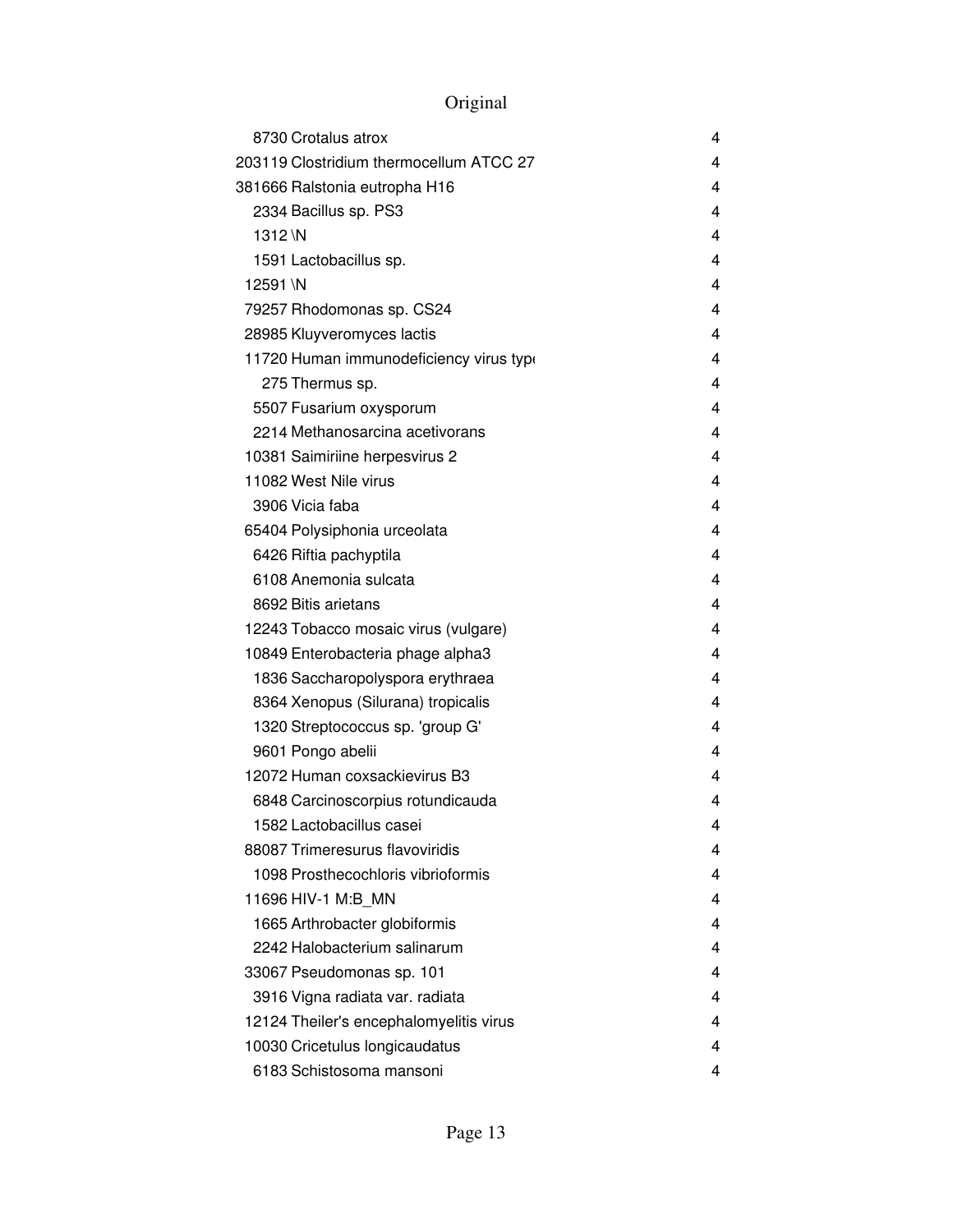# Original

| | | |
|---|---|---|
| 8730 | Crotalus atrox | 4 |
| 203119 | Clostridium thermocellum ATCC 27 | 4 |
| 381666 | Ralstonia eutropha H16 | 4 |
| 2334 | Bacillus sp. PS3 | 4 |
| 1312 | \N | 4 |
| 1591 | Lactobacillus sp. | 4 |
| 12591 | \N | 4 |
| 79257 | Rhodomonas sp. CS24 | 4 |
| 28985 | Kluyveromyces lactis | 4 |
| 11720 | Human immunodeficiency virus type | 4 |
| 275 | Thermus sp. | 4 |
| 5507 | Fusarium oxysporum | 4 |
| 2214 | Methanosarcina acetivorans | 4 |
| 10381 | Saimiriine herpesvirus 2 | 4 |
| 11082 | West Nile virus | 4 |
| 3906 | Vicia faba | 4 |
| 65404 | Polysiphonia urceolata | 4 |
| 6426 | Riftia pachyptila | 4 |
| 6108 | Anemonia sulcata | 4 |
| 8692 | Bitis arietans | 4 |
| 12243 | Tobacco mosaic virus (vulgare) | 4 |
| 10849 | Enterobacteria phage alpha3 | 4 |
| 1836 | Saccharopolyspora erythraea | 4 |
| 8364 | Xenopus (Silurana) tropicalis | 4 |
| 1320 | Streptococcus sp. 'group G' | 4 |
| 9601 | Pongo abelii | 4 |
| 12072 | Human coxsackievirus B3 | 4 |
| 6848 | Carcinoscorpius rotundicauda | 4 |
| 1582 | Lactobacillus casei | 4 |
| 88087 | Trimeresurus flavoviridis | 4 |
| 1098 | Prosthecochloris vibrioformis | 4 |
| 11696 | HIV-1 M:B_MN | 4 |
| 1665 | Arthrobacter globiformis | 4 |
| 2242 | Halobacterium salinarum | 4 |
| 33067 | Pseudomonas sp. 101 | 4 |
| 3916 | Vigna radiata var. radiata | 4 |
| 12124 | Theiler's encephalomyelitis virus | 4 |
| 10030 | Cricetulus longicaudatus | 4 |
| 6183 | Schistosoma mansoni | 4 |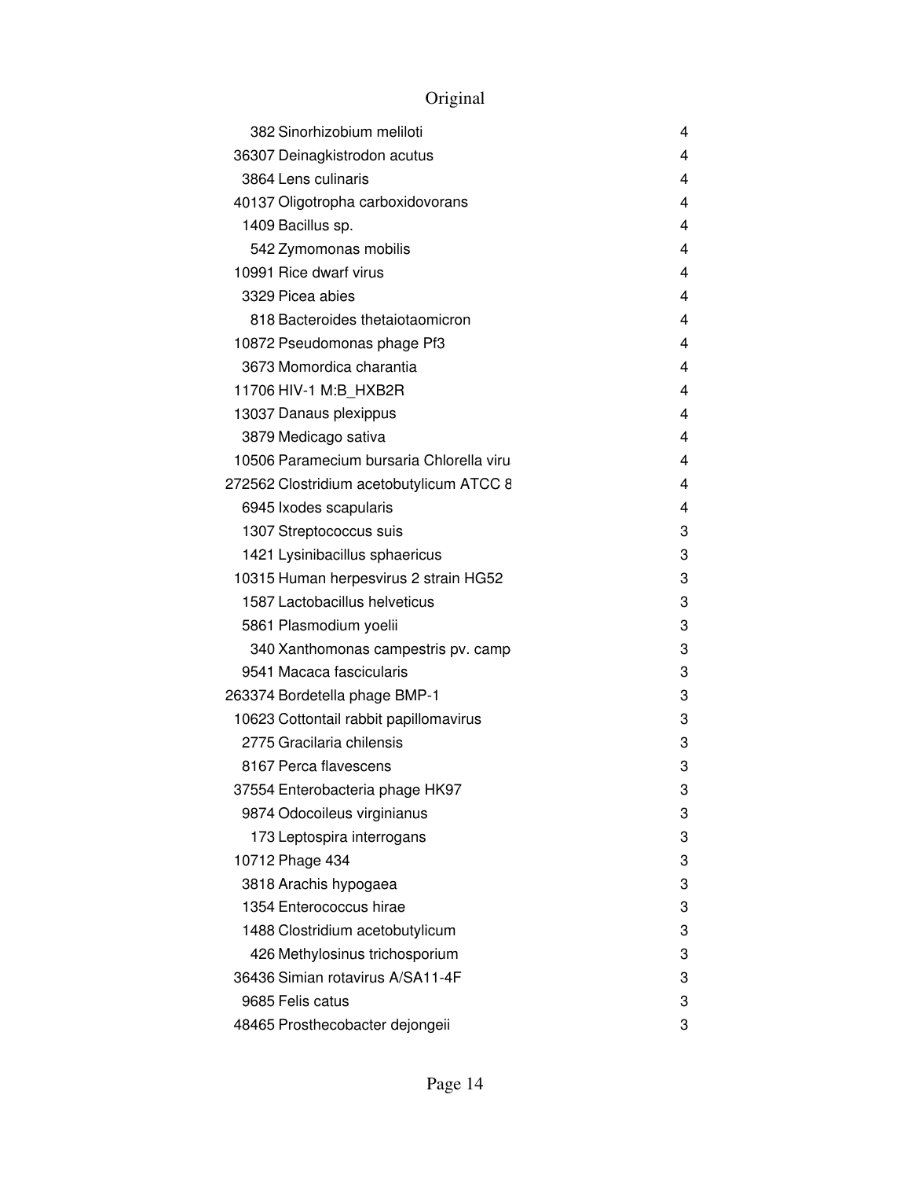Original

| | | |
|---|---|---|
| 382 | Sinorhizobium meliloti | 4 |
| 36307 | Deinagkistrodon acutus | 4 |
| 3864 | Lens culinaris | 4 |
| 40137 | Oligotropha carboxidovorans | 4 |
| 1409 | Bacillus sp. | 4 |
| 542 | Zymomonas mobilis | 4 |
| 10991 | Rice dwarf virus | 4 |
| 3329 | Picea abies | 4 |
| 818 | Bacteroides thetaiotaomicron | 4 |
| 10872 | Pseudomonas phage Pf3 | 4 |
| 3673 | Momordica charantia | 4 |
| 11706 | HIV-1 M:B_HXB2R | 4 |
| 13037 | Danaus plexippus | 4 |
| 3879 | Medicago sativa | 4 |
| 10506 | Paramecium bursaria Chlorella viru | 4 |
| 272562 | Clostridium acetobutylicum ATCC 8 | 4 |
| 6945 | Ixodes scapularis | 4 |
| 1307 | Streptococcus suis | 3 |
| 1421 | Lysinibacillus sphaericus | 3 |
| 10315 | Human herpesvirus 2 strain HG52 | 3 |
| 1587 | Lactobacillus helveticus | 3 |
| 5861 | Plasmodium yoelii | 3 |
| 340 | Xanthomonas campestris pv. camp | 3 |
| 9541 | Macaca fascicularis | 3 |
| 263374 | Bordetella phage BMP-1 | 3 |
| 10623 | Cottontail rabbit papillomavirus | 3 |
| 2775 | Gracilaria chilensis | 3 |
| 8167 | Perca flavescens | 3 |
| 37554 | Enterobacteria phage HK97 | 3 |
| 9874 | Odocoileus virginianus | 3 |
| 173 | Leptospira interrogans | 3 |
| 10712 | Phage 434 | 3 |
| 3818 | Arachis hypogaea | 3 |
| 1354 | Enterococcus hirae | 3 |
| 1488 | Clostridium acetobutylicum | 3 |
| 426 | Methylosinus trichosporium | 3 |
| 36436 | Simian rotavirus A/SA11-4F | 3 |
| 9685 | Felis catus | 3 |
| 48465 | Prosthecobacter dejongeii | 3 |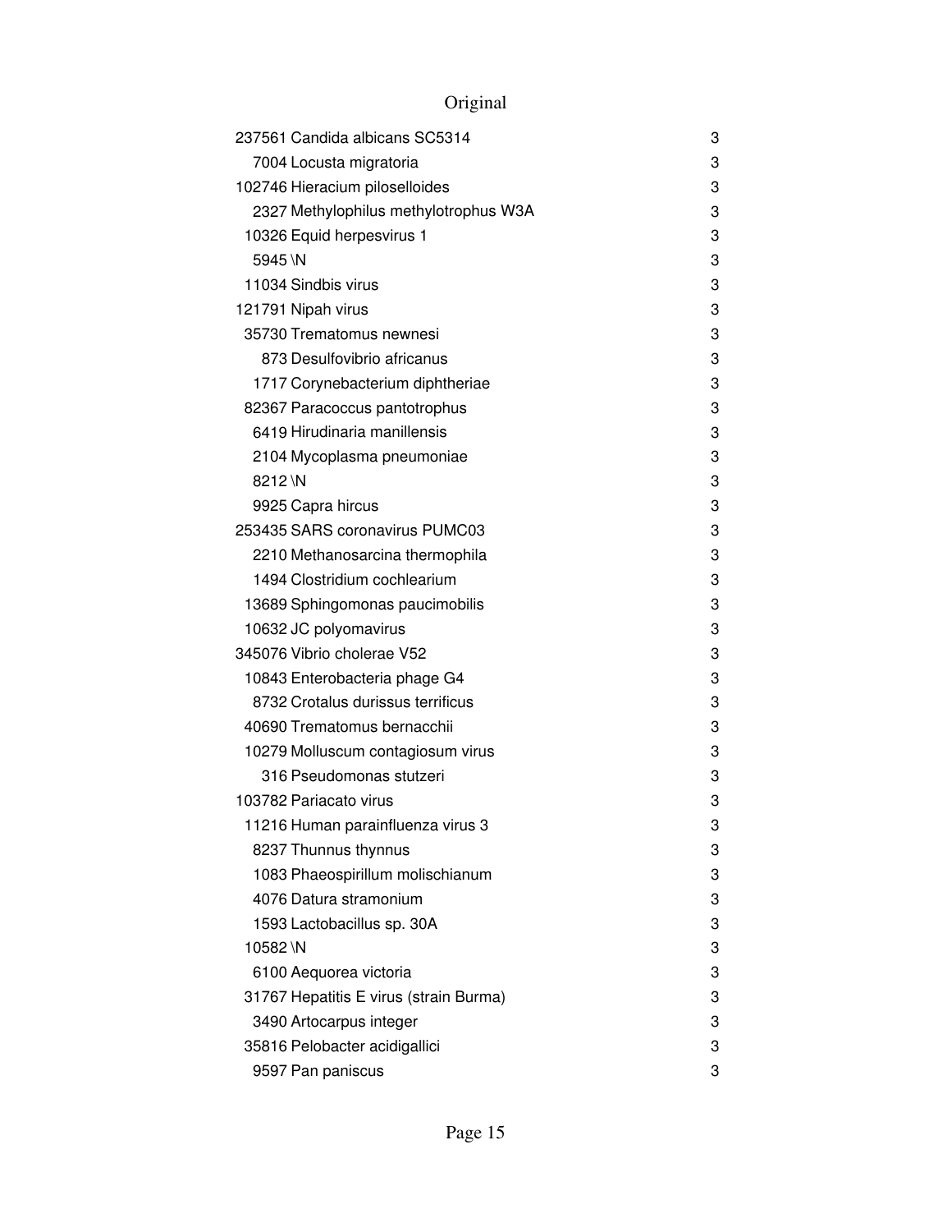# Original

| | | |
|---|---|---|
| 237561 | Candida albicans SC5314 | 3 |
| 7004 | Locusta migratoria | 3 |
| 102746 | Hieracium piloselloides | 3 |
| 2327 | Methylophilus methylotrophus W3A | 3 |
| 10326 | Equid herpesvirus 1 | 3 |
| 5945 | \N | 3 |
| 11034 | Sindbis virus | 3 |
| 121791 | Nipah virus | 3 |
| 35730 | Trematomus newnesi | 3 |
| 873 | Desulfovibrio africanus | 3 |
| 1717 | Corynebacterium diphtheriae | 3 |
| 82367 | Paracoccus pantotrophus | 3 |
| 6419 | Hirudinaria manillensis | 3 |
| 2104 | Mycoplasma pneumoniae | 3 |
| 8212 | \N | 3 |
| 9925 | Capra hircus | 3 |
| 253435 | SARS coronavirus PUMC03 | 3 |
| 2210 | Methanosarcina thermophila | 3 |
| 1494 | Clostridium cochlearium | 3 |
| 13689 | Sphingomonas paucimobilis | 3 |
| 10632 | JC polyomavirus | 3 |
| 345076 | Vibrio cholerae V52 | 3 |
| 10843 | Enterobacteria phage G4 | 3 |
| 8732 | Crotalus durissus terrificus | 3 |
| 40690 | Trematomus bernacchii | 3 |
| 10279 | Molluscum contagiosum virus | 3 |
| 316 | Pseudomonas stutzeri | 3 |
| 103782 | Pariacato virus | 3 |
| 11216 | Human parainfluenza virus 3 | 3 |
| 8237 | Thunnus thynnus | 3 |
| 1083 | Phaeospirillum molischianum | 3 |
| 4076 | Datura stramonium | 3 |
| 1593 | Lactobacillus sp. 30A | 3 |
| 10582 | \N | 3 |
| 6100 | Aequorea victoria | 3 |
| 31767 | Hepatitis E virus (strain Burma) | 3 |
| 3490 | Artocarpus integer | 3 |
| 35816 | Pelobacter acidigallici | 3 |
| 9597 | Pan paniscus | 3 |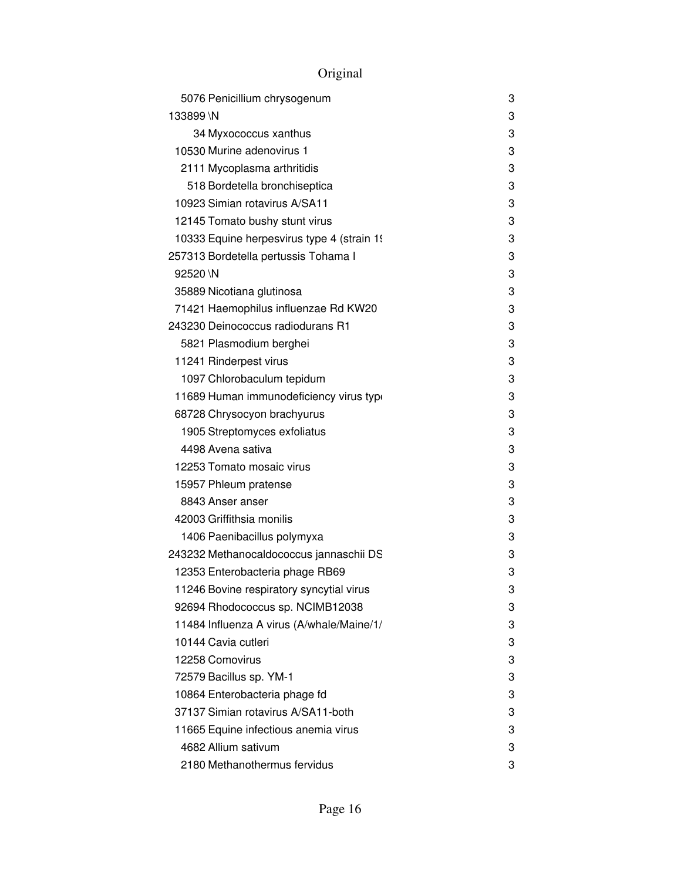# Original

| | | |
|---|---|---|
| 5076 | Penicillium chrysogenum | 3 |
| 133899 | \N | 3 |
| 34 | Myxococcus xanthus | 3 |
| 10530 | Murine adenovirus 1 | 3 |
| 2111 | Mycoplasma arthritidis | 3 |
| 518 | Bordetella bronchiseptica | 3 |
| 10923 | Simian rotavirus A/SA11 | 3 |
| 12145 | Tomato bushy stunt virus | 3 |
| 10333 | Equine herpesvirus type 4 (strain 1! | 3 |
| 257313 | Bordetella pertussis Tohama I | 3 |
| 92520 | \N | 3 |
| 35889 | Nicotiana glutinosa | 3 |
| 71421 | Haemophilus influenzae Rd KW20 | 3 |
| 243230 | Deinococcus radiodurans R1 | 3 |
| 5821 | Plasmodium berghei | 3 |
| 11241 | Rinderpest virus | 3 |
| 1097 | Chlorobaculum tepidum | 3 |
| 11689 | Human immunodeficiency virus typ | 3 |
| 68728 | Chrysocyon brachyurus | 3 |
| 1905 | Streptomyces exfoliatus | 3 |
| 4498 | Avena sativa | 3 |
| 12253 | Tomato mosaic virus | 3 |
| 15957 | Phleum pratense | 3 |
| 8843 | Anser anser | 3 |
| 42003 | Griffithsia monilis | 3 |
| 1406 | Paenibacillus polymyxa | 3 |
| 243232 | Methanocaldococcus jannaschii DS | 3 |
| 12353 | Enterobacteria phage RB69 | 3 |
| 11246 | Bovine respiratory syncytial virus | 3 |
| 92694 | Rhodococcus sp. NCIMB12038 | 3 |
| 11484 | Influenza A virus (A/whale/Maine/1/ | 3 |
| 10144 | Cavia cutleri | 3 |
| 12258 | Comovirus | 3 |
| 72579 | Bacillus sp. YM-1 | 3 |
| 10864 | Enterobacteria phage fd | 3 |
| 37137 | Simian rotavirus A/SA11-both | 3 |
| 11665 | Equine infectious anemia virus | 3 |
| 4682 | Allium sativum | 3 |
| 2180 | Methanothermus fervidus | 3 |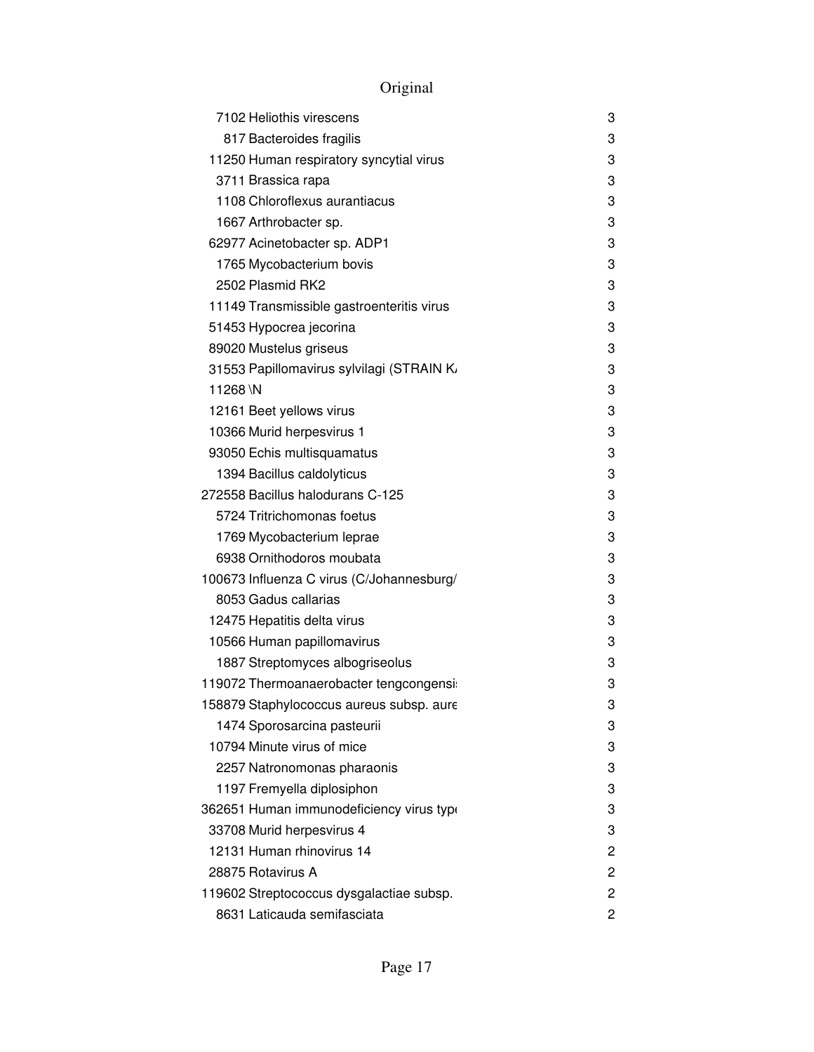# Original

| | | |
|---|---|---|
| 7102 | Heliothis virescens | 3 |
| 817 | Bacteroides fragilis | 3 |
| 11250 | Human respiratory syncytial virus | 3 |
| 3711 | Brassica rapa | 3 |
| 1108 | Chloroflexus aurantiacus | 3 |
| 1667 | Arthrobacter sp. | 3 |
| 62977 | Acinetobacter sp. ADP1 | 3 |
| 1765 | Mycobacterium bovis | 3 |
| 2502 | Plasmid RK2 | 3 |
| 11149 | Transmissible gastroenteritis virus | 3 |
| 51453 | Hypocrea jecorina | 3 |
| 89020 | Mustelus griseus | 3 |
| 31553 | Papillomavirus sylvilagi (STRAIN K/ | 3 |
| 11268 | \N | 3 |
| 12161 | Beet yellows virus | 3 |
| 10366 | Murid herpesvirus 1 | 3 |
| 93050 | Echis multisquamatus | 3 |
| 1394 | Bacillus caldolyticus | 3 |
| 272558 | Bacillus halodurans C-125 | 3 |
| 5724 | Tritrichomonas foetus | 3 |
| 1769 | Mycobacterium leprae | 3 |
| 6938 | Ornithodoros moubata | 3 |
| 100673 | Influenza C virus (C/Johannesburg/ | 3 |
| 8053 | Gadus callarias | 3 |
| 12475 | Hepatitis delta virus | 3 |
| 10566 | Human papillomavirus | 3 |
| 1887 | Streptomyces albogriseolus | 3 |
| 119072 | Thermoanaerobacter tengcongensis | 3 |
| 158879 | Staphylococcus aureus subsp. aure | 3 |
| 1474 | Sporosarcina pasteurii | 3 |
| 10794 | Minute virus of mice | 3 |
| 2257 | Natronomonas pharaonis | 3 |
| 1197 | Fremyella diplosiphon | 3 |
| 362651 | Human immunodeficiency virus type | 3 |
| 33708 | Murid herpesvirus 4 | 3 |
| 12131 | Human rhinovirus 14 | 2 |
| 28875 | Rotavirus A | 2 |
| 119602 | Streptococcus dysgalactiae subsp. | 2 |
| 8631 | Laticauda semifasciata | 2 |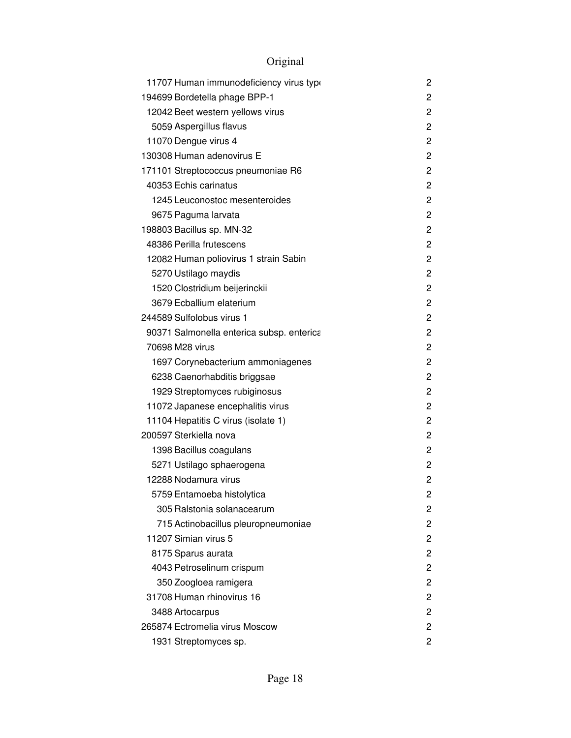Original

| | | |
|---|---|---|
| 11707 | Human immunodeficiency virus typ | 2 |
| 194699 | Bordetella phage BPP-1 | 2 |
| 12042 | Beet western yellows virus | 2 |
| 5059 | Aspergillus flavus | 2 |
| 11070 | Dengue virus 4 | 2 |
| 130308 | Human adenovirus E | 2 |
| 171101 | Streptococcus pneumoniae R6 | 2 |
| 40353 | Echis carinatus | 2 |
| 1245 | Leuconostoc mesenteroides | 2 |
| 9675 | Paguma larvata | 2 |
| 198803 | Bacillus sp. MN-32 | 2 |
| 48386 | Perilla frutescens | 2 |
| 12082 | Human poliovirus 1 strain Sabin | 2 |
| 5270 | Ustilago maydis | 2 |
| 1520 | Clostridium beijerinckii | 2 |
| 3679 | Ecballium elaterium | 2 |
| 244589 | Sulfolobus virus 1 | 2 |
| 90371 | Salmonella enterica subsp. enterica | 2 |
| 70698 | M28 virus | 2 |
| 1697 | Corynebacterium ammoniagenes | 2 |
| 6238 | Caenorhabditis briggsae | 2 |
| 1929 | Streptomyces rubiginosus | 2 |
| 11072 | Japanese encephalitis virus | 2 |
| 11104 | Hepatitis C virus (isolate 1) | 2 |
| 200597 | Sterkiella nova | 2 |
| 1398 | Bacillus coagulans | 2 |
| 5271 | Ustilago sphaerogena | 2 |
| 12288 | Nodamura virus | 2 |
| 5759 | Entamoeba histolytica | 2 |
| 305 | Ralstonia solanacearum | 2 |
| 715 | Actinobacillus pleuropneumoniae | 2 |
| 11207 | Simian virus 5 | 2 |
| 8175 | Sparus aurata | 2 |
| 4043 | Petroselinum crispum | 2 |
| 350 | Zoogloea ramigera | 2 |
| 31708 | Human rhinovirus 16 | 2 |
| 3488 | Artocarpus | 2 |
| 265874 | Ectromelia virus Moscow | 2 |
| 1931 | Streptomyces sp. | 2 |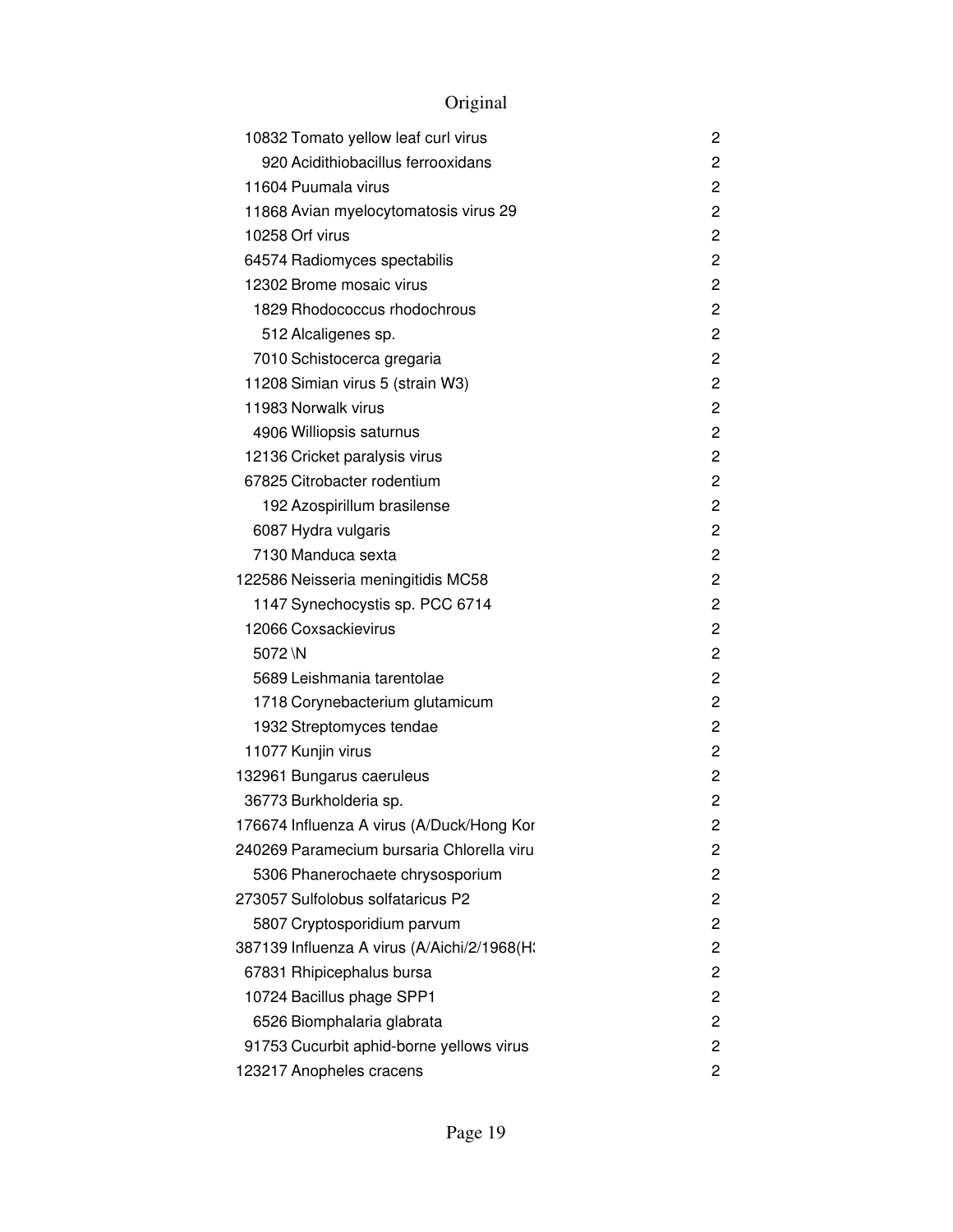# Original

| | | |
|---|---|---|
| 10832 | Tomato yellow leaf curl virus | 2 |
| 920 | Acidithiobacillus ferrooxidans | 2 |
| 11604 | Puumala virus | 2 |
| 11868 | Avian myelocytomatosis virus 29 | 2 |
| 10258 | Orf virus | 2 |
| 64574 | Radiomyces spectabilis | 2 |
| 12302 | Brome mosaic virus | 2 |
| 1829 | Rhodococcus rhodochrous | 2 |
| 512 | Alcaligenes sp. | 2 |
| 7010 | Schistocerca gregaria | 2 |
| 11208 | Simian virus 5 (strain W3) | 2 |
| 11983 | Norwalk virus | 2 |
| 4906 | Williopsis saturnus | 2 |
| 12136 | Cricket paralysis virus | 2 |
| 67825 | Citrobacter rodentium | 2 |
| 192 | Azospirillum brasilense | 2 |
| 6087 | Hydra vulgaris | 2 |
| 7130 | Manduca sexta | 2 |
| 122586 | Neisseria meningitidis MC58 | 2 |
| 1147 | Synechocystis sp. PCC 6714 | 2 |
| 12066 | Coxsackievirus | 2 |
| 5072 | \N | 2 |
| 5689 | Leishmania tarentolae | 2 |
| 1718 | Corynebacterium glutamicum | 2 |
| 1932 | Streptomyces tendae | 2 |
| 11077 | Kunjin virus | 2 |
| 132961 | Bungarus caeruleus | 2 |
| 36773 | Burkholderia sp. | 2 |
| 176674 | Influenza A virus (A/Duck/Hong Kor | 2 |
| 240269 | Paramecium bursaria Chlorella viru | 2 |
| 5306 | Phanerochaete chrysosporium | 2 |
| 273057 | Sulfolobus solfataricus P2 | 2 |
| 5807 | Cryptosporidium parvum | 2 |
| 387139 | Influenza A virus (A/Aichi/2/1968(H: | 2 |
| 67831 | Rhipicephalus bursa | 2 |
| 10724 | Bacillus phage SPP1 | 2 |
| 6526 | Biomphalaria glabrata | 2 |
| 91753 | Cucurbit aphid-borne yellows virus | 2 |
| 123217 | Anopheles cracens | 2 |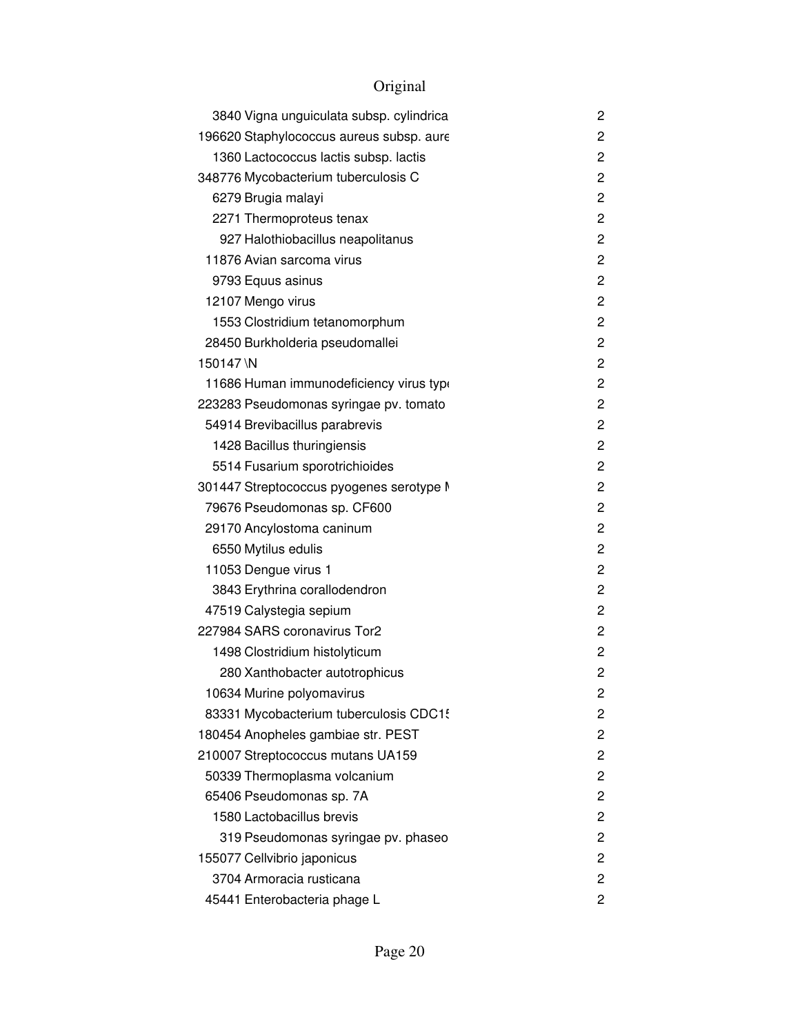| | | |
|---|---|---|
| 3840 | Vigna unguiculata subsp. cylindrica | 2 |
| 196620 | Staphylococcus aureus subsp. aure | 2 |
| 1360 | Lactococcus lactis subsp. lactis | 2 |
| 348776 | Mycobacterium tuberculosis C | 2 |
| 6279 | Brugia malayi | 2 |
| 2271 | Thermoproteus tenax | 2 |
| 927 | Halothiobacillus neapolitanus | 2 |
| 11876 | Avian sarcoma virus | 2 |
| 9793 | Equus asinus | 2 |
| 12107 | Mengo virus | 2 |
| 1553 | Clostridium tetanomorphum | 2 |
| 28450 | Burkholderia pseudomallei | 2 |
| 150147 | \N | 2 |
| 11686 | Human immunodeficiency virus type | 2 |
| 223283 | Pseudomonas syringae pv. tomato | 2 |
| 54914 | Brevibacillus parabrevis | 2 |
| 1428 | Bacillus thuringiensis | 2 |
| 5514 | Fusarium sporotrichioides | 2 |
| 301447 | Streptococcus pyogenes serotype M | 2 |
| 79676 | Pseudomonas sp. CF600 | 2 |
| 29170 | Ancylostoma caninum | 2 |
| 6550 | Mytilus edulis | 2 |
| 11053 | Dengue virus 1 | 2 |
| 3843 | Erythrina corallodendron | 2 |
| 47519 | Calystegia sepium | 2 |
| 227984 | SARS coronavirus Tor2 | 2 |
| 1498 | Clostridium histolyticum | 2 |
| 280 | Xanthobacter autotrophicus | 2 |
| 10634 | Murine polyomavirus | 2 |
| 83331 | Mycobacterium tuberculosis CDC15 | 2 |
| 180454 | Anopheles gambiae str. PEST | 2 |
| 210007 | Streptococcus mutans UA159 | 2 |
| 50339 | Thermoplasma volcanium | 2 |
| 65406 | Pseudomonas sp. 7A | 2 |
| 1580 | Lactobacillus brevis | 2 |
| 319 | Pseudomonas syringae pv. phaseo | 2 |
| 155077 | Cellvibrio japonicus | 2 |
| 3704 | Armoracia rusticana | 2 |
| 45441 | Enterobacteria phage L | 2 |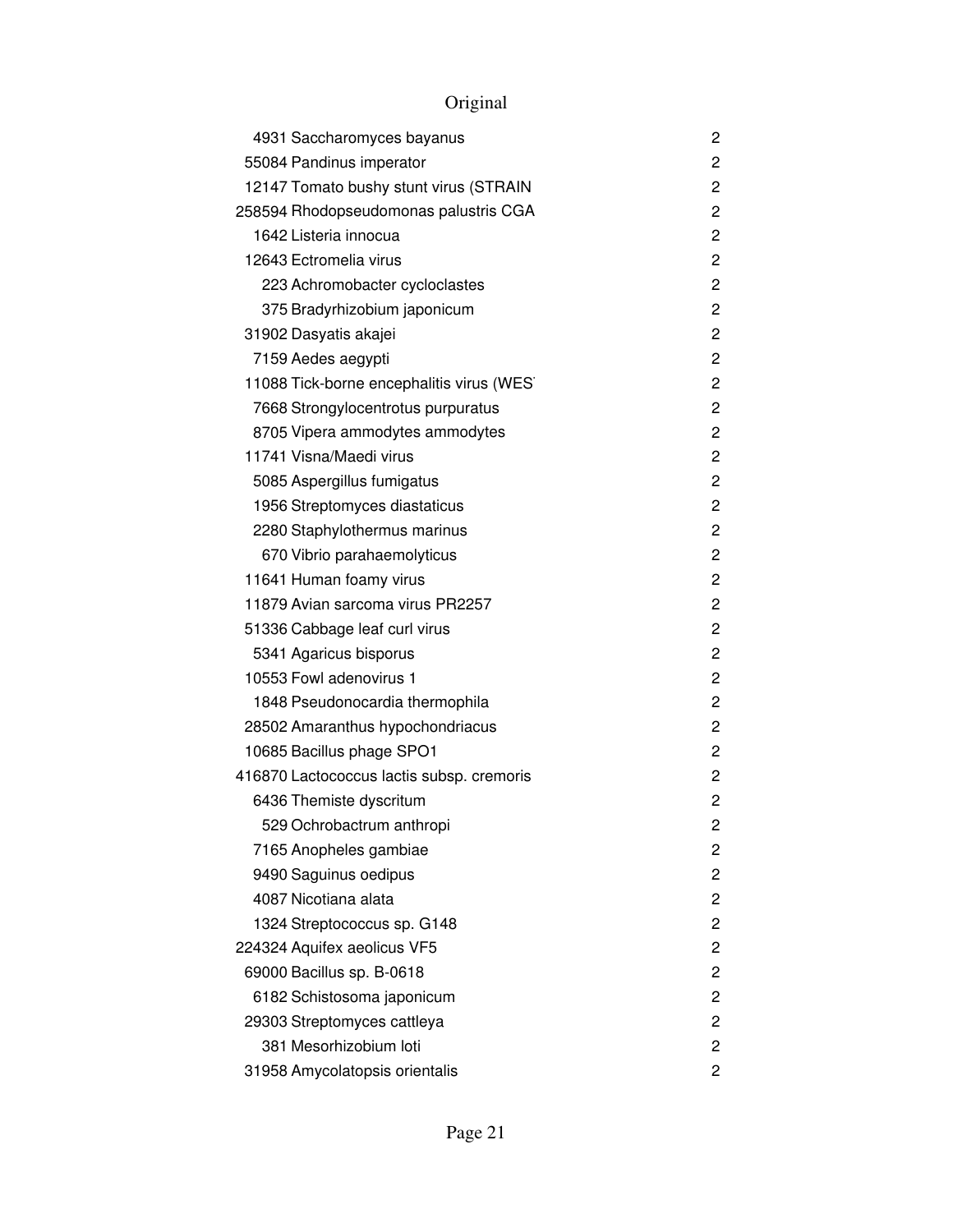| | | |
|---|---|---|
| 4931 | Saccharomyces bayanus | 2 |
| 55084 | Pandinus imperator | 2 |
| 12147 | Tomato bushy stunt virus (STRAIN | 2 |
| 258594 | Rhodopseudomonas palustris CGA | 2 |
| 1642 | Listeria innocua | 2 |
| 12643 | Ectromelia virus | 2 |
| 223 | Achromobacter cycloclastes | 2 |
| 375 | Bradyrhizobium japonicum | 2 |
| 31902 | Dasyatis akajei | 2 |
| 7159 | Aedes aegypti | 2 |
| 11088 | Tick-borne encephalitis virus (WES | 2 |
| 7668 | Strongylocentrotus purpuratus | 2 |
| 8705 | Vipera ammodytes ammodytes | 2 |
| 11741 | Visna/Maedi virus | 2 |
| 5085 | Aspergillus fumigatus | 2 |
| 1956 | Streptomyces diastaticus | 2 |
| 2280 | Staphylothermus marinus | 2 |
| 670 | Vibrio parahaemolyticus | 2 |
| 11641 | Human foamy virus | 2 |
| 11879 | Avian sarcoma virus PR2257 | 2 |
| 51336 | Cabbage leaf curl virus | 2 |
| 5341 | Agaricus bisporus | 2 |
| 10553 | Fowl adenovirus 1 | 2 |
| 1848 | Pseudonocardia thermophila | 2 |
| 28502 | Amaranthus hypochondriacus | 2 |
| 10685 | Bacillus phage SPO1 | 2 |
| 416870 | Lactococcus lactis subsp. cremoris | 2 |
| 6436 | Themiste dyscritum | 2 |
| 529 | Ochrobactrum anthropi | 2 |
| 7165 | Anopheles gambiae | 2 |
| 9490 | Saguinus oedipus | 2 |
| 4087 | Nicotiana alata | 2 |
| 1324 | Streptococcus sp. G148 | 2 |
| 224324 | Aquifex aeolicus VF5 | 2 |
| 69000 | Bacillus sp. B-0618 | 2 |
| 6182 | Schistosoma japonicum | 2 |
| 29303 | Streptomyces cattleya | 2 |
| 381 | Mesorhizobium loti | 2 |
| 31958 | Amycolatopsis orientalis | 2 |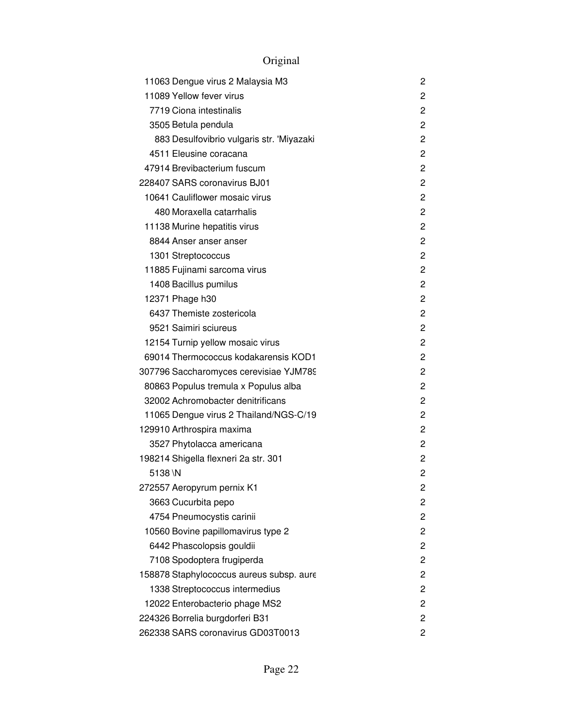Original

| | | |
|---|---|---|
| 11063 | Dengue virus 2 Malaysia M3 | 2 |
| 11089 | Yellow fever virus | 2 |
| 7719 | Ciona intestinalis | 2 |
| 3505 | Betula pendula | 2 |
| 883 | Desulfovibrio vulgaris str. 'Miyazaki | 2 |
| 4511 | Eleusine coracana | 2 |
| 47914 | Brevibacterium fuscum | 2 |
| 228407 | SARS coronavirus BJ01 | 2 |
| 10641 | Cauliflower mosaic virus | 2 |
| 480 | Moraxella catarrhalis | 2 |
| 11138 | Murine hepatitis virus | 2 |
| 8844 | Anser anser anser | 2 |
| 1301 | Streptococcus | 2 |
| 11885 | Fujinami sarcoma virus | 2 |
| 1408 | Bacillus pumilus | 2 |
| 12371 | Phage h30 | 2 |
| 6437 | Themiste zostericola | 2 |
| 9521 | Saimiri sciureus | 2 |
| 12154 | Turnip yellow mosaic virus | 2 |
| 69014 | Thermococcus kodakarensis KOD1 | 2 |
| 307796 | Saccharomyces cerevisiae YJM789 | 2 |
| 80863 | Populus tremula x Populus alba | 2 |
| 32002 | Achromobacter denitrificans | 2 |
| 11065 | Dengue virus 2 Thailand/NGS-C/19 | 2 |
| 129910 | Arthrospira maxima | 2 |
| 3527 | Phytolacca americana | 2 |
| 198214 | Shigella flexneri 2a str. 301 | 2 |
| 5138 | \N | 2 |
| 272557 | Aeropyrum pernix K1 | 2 |
| 3663 | Cucurbita pepo | 2 |
| 4754 | Pneumocystis carinii | 2 |
| 10560 | Bovine papillomavirus type 2 | 2 |
| 6442 | Phascolopsis gouldii | 2 |
| 7108 | Spodoptera frugiperda | 2 |
| 158878 | Staphylococcus aureus subsp. aure | 2 |
| 1338 | Streptococcus intermedius | 2 |
| 12022 | Enterobacterio phage MS2 | 2 |
| 224326 | Borrelia burgdorferi B31 | 2 |
| 262338 | SARS coronavirus GD03T0013 | 2 |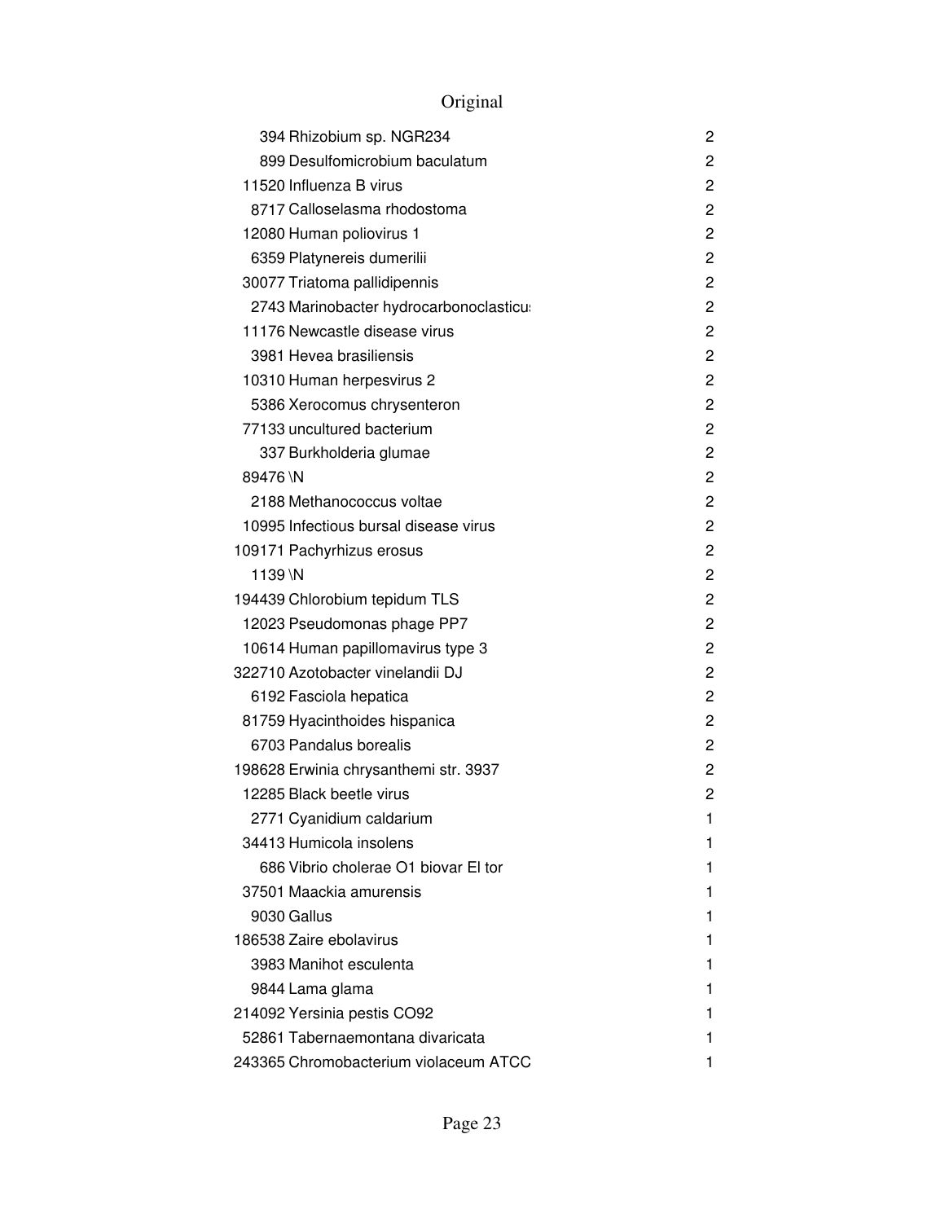| | | |
|---|---|---|
| 394 | Rhizobium sp. NGR234 | 2 |
| 899 | Desulfomicrobium baculatum | 2 |
| 11520 | Influenza B virus | 2 |
| 8717 | Calloselasma rhodostoma | 2 |
| 12080 | Human poliovirus 1 | 2 |
| 6359 | Platynereis dumerilii | 2 |
| 30077 | Triatoma pallidipennis | 2 |
| 2743 | Marinobacter hydrocarbonoclasticus | 2 |
| 11176 | Newcastle disease virus | 2 |
| 3981 | Hevea brasiliensis | 2 |
| 10310 | Human herpesvirus 2 | 2 |
| 5386 | Xerocomus chrysenteron | 2 |
| 77133 | uncultured bacterium | 2 |
| 337 | Burkholderia glumae | 2 |
| 89476 | \N | 2 |
| 2188 | Methanococcus voltae | 2 |
| 10995 | Infectious bursal disease virus | 2 |
| 109171 | Pachyrhizus erosus | 2 |
| 1139 | \N | 2 |
| 194439 | Chlorobium tepidum TLS | 2 |
| 12023 | Pseudomonas phage PP7 | 2 |
| 10614 | Human papillomavirus type 3 | 2 |
| 322710 | Azotobacter vinelandii DJ | 2 |
| 6192 | Fasciola hepatica | 2 |
| 81759 | Hyacinthoides hispanica | 2 |
| 6703 | Pandalus borealis | 2 |
| 198628 | Erwinia chrysanthemi str. 3937 | 2 |
| 12285 | Black beetle virus | 2 |
| 2771 | Cyanidium caldarium | 1 |
| 34413 | Humicola insolens | 1 |
| 686 | Vibrio cholerae O1 biovar El tor | 1 |
| 37501 | Maackia amurensis | 1 |
| 9030 | Gallus | 1 |
| 186538 | Zaire ebolavirus | 1 |
| 3983 | Manihot esculenta | 1 |
| 9844 | Lama glama | 1 |
| 214092 | Yersinia pestis CO92 | 1 |
| 52861 | Tabernaemontana divaricata | 1 |
| 243365 | Chromobacterium violaceum ATCC | 1 |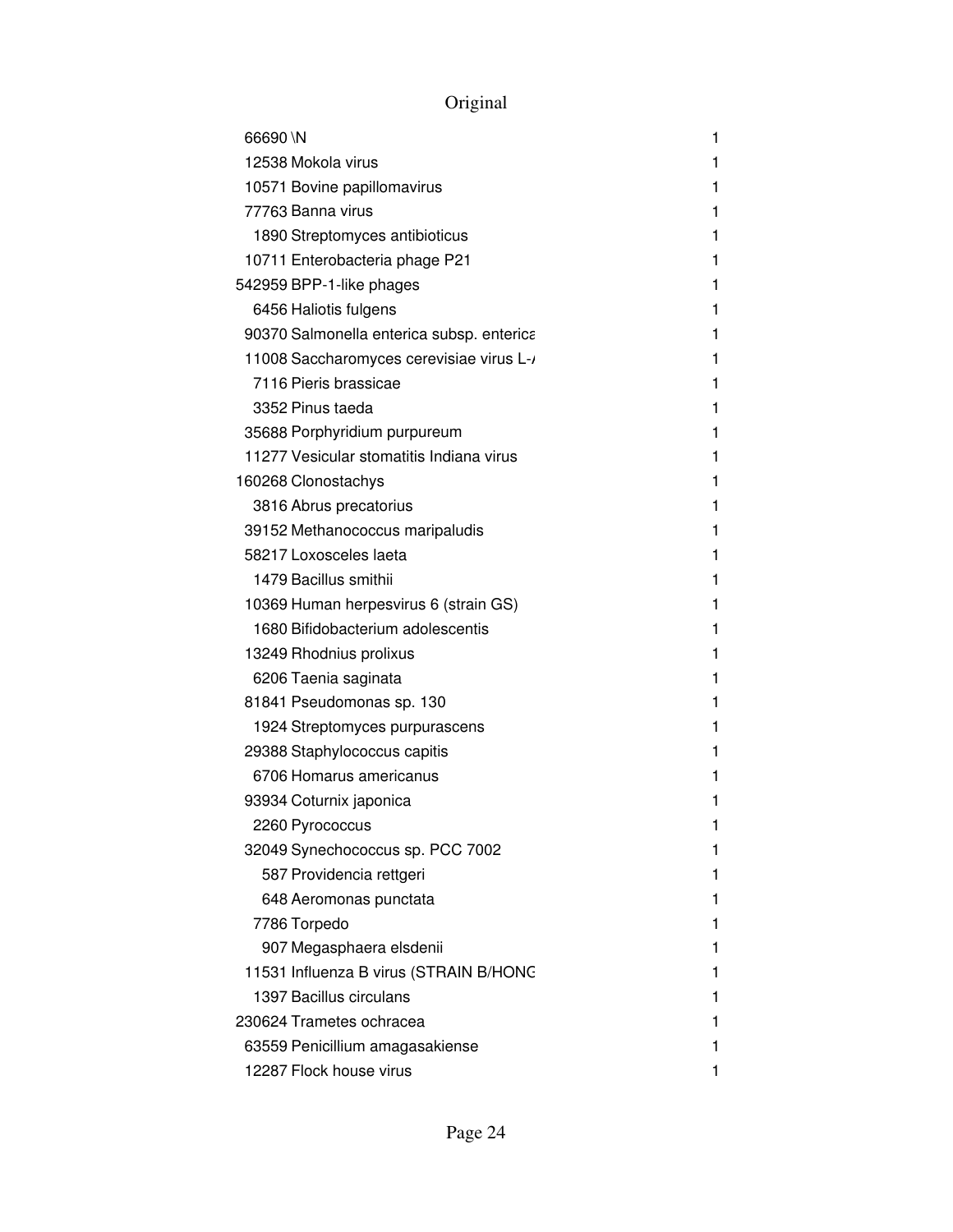Original

| | | |
|---|---|---|
| 66690 | \N | 1 |
| 12538 | Mokola virus | 1 |
| 10571 | Bovine papillomavirus | 1 |
| 77763 | Banna virus | 1 |
| 1890 | Streptomyces antibioticus | 1 |
| 10711 | Enterobacteria phage P21 | 1 |
| 542959 | BPP-1-like phages | 1 |
| 6456 | Haliotis fulgens | 1 |
| 90370 | Salmonella enterica subsp. enterica | 1 |
| 11008 | Saccharomyces cerevisiae virus L-/ | 1 |
| 7116 | Pieris brassicae | 1 |
| 3352 | Pinus taeda | 1 |
| 35688 | Porphyridium purpureum | 1 |
| 11277 | Vesicular stomatitis Indiana virus | 1 |
| 160268 | Clonostachys | 1 |
| 3816 | Abrus precatorius | 1 |
| 39152 | Methanococcus maripaludis | 1 |
| 58217 | Loxosceles laeta | 1 |
| 1479 | Bacillus smithii | 1 |
| 10369 | Human herpesvirus 6 (strain GS) | 1 |
| 1680 | Bifidobacterium adolescentis | 1 |
| 13249 | Rhodnius prolixus | 1 |
| 6206 | Taenia saginata | 1 |
| 81841 | Pseudomonas sp. 130 | 1 |
| 1924 | Streptomyces purpurascens | 1 |
| 29388 | Staphylococcus capitis | 1 |
| 6706 | Homarus americanus | 1 |
| 93934 | Coturnix japonica | 1 |
| 2260 | Pyrococcus | 1 |
| 32049 | Synechococcus sp. PCC 7002 | 1 |
| 587 | Providencia rettgeri | 1 |
| 648 | Aeromonas punctata | 1 |
| 7786 | Torpedo | 1 |
| 907 | Megasphaera elsdenii | 1 |
| 11531 | Influenza B virus (STRAIN B/HONG | 1 |
| 1397 | Bacillus circulans | 1 |
| 230624 | Trametes ochracea | 1 |
| 63559 | Penicillium amagasakiense | 1 |
| 12287 | Flock house virus | 1 |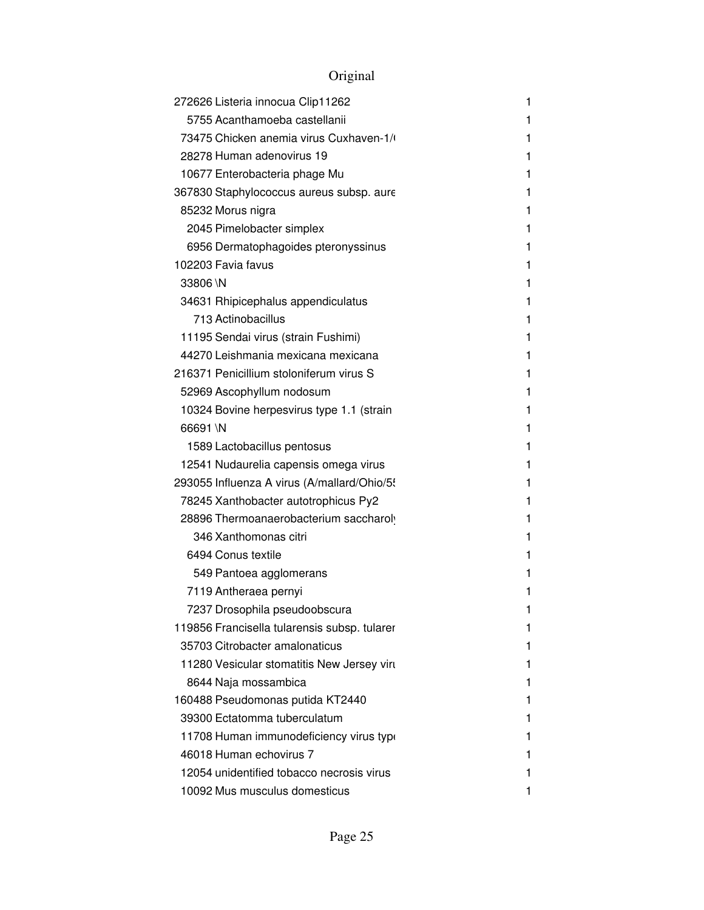# Original

| | | |
|---|---|---|
| 272626 | Listeria innocua Clip11262 | 1 |
| 5755 | Acanthamoeba castellanii | 1 |
| 73475 | Chicken anemia virus Cuxhaven-1/( | 1 |
| 28278 | Human adenovirus 19 | 1 |
| 10677 | Enterobacteria phage Mu | 1 |
| 367830 | Staphylococcus aureus subsp. aure | 1 |
| 85232 | Morus nigra | 1 |
| 2045 | Pimelobacter simplex | 1 |
| 6956 | Dermatophagoides pteronyssinus | 1 |
| 102203 | Favia favus | 1 |
| 33806 | \N | 1 |
| 34631 | Rhipicephalus appendiculatus | 1 |
| 713 | Actinobacillus | 1 |
| 11195 | Sendai virus (strain Fushimi) | 1 |
| 44270 | Leishmania mexicana mexicana | 1 |
| 216371 | Penicillium stoloniferum virus S | 1 |
| 52969 | Ascophyllum nodosum | 1 |
| 10324 | Bovine herpesvirus type 1.1 (strain | 1 |
| 66691 | \N | 1 |
| 1589 | Lactobacillus pentosus | 1 |
| 12541 | Nudaurelia capensis omega virus | 1 |
| 293055 | Influenza A virus (A/mallard/Ohio/5 | 1 |
| 78245 | Xanthobacter autotrophicus Py2 | 1 |
| 28896 | Thermoanaerobacterium saccharoly | 1 |
| 346 | Xanthomonas citri | 1 |
| 6494 | Conus textile | 1 |
| 549 | Pantoea agglomerans | 1 |
| 7119 | Antheraea pernyi | 1 |
| 7237 | Drosophila pseudoobscura | 1 |
| 119856 | Francisella tularensis subsp. tularen | 1 |
| 35703 | Citrobacter amalonaticus | 1 |
| 11280 | Vesicular stomatitis New Jersey viru | 1 |
| 8644 | Naja mossambica | 1 |
| 160488 | Pseudomonas putida KT2440 | 1 |
| 39300 | Ectatomma tuberculatum | 1 |
| 11708 | Human immunodeficiency virus type | 1 |
| 46018 | Human echovirus 7 | 1 |
| 12054 | unidentified tobacco necrosis virus | 1 |
| 10092 | Mus musculus domesticus | 1 |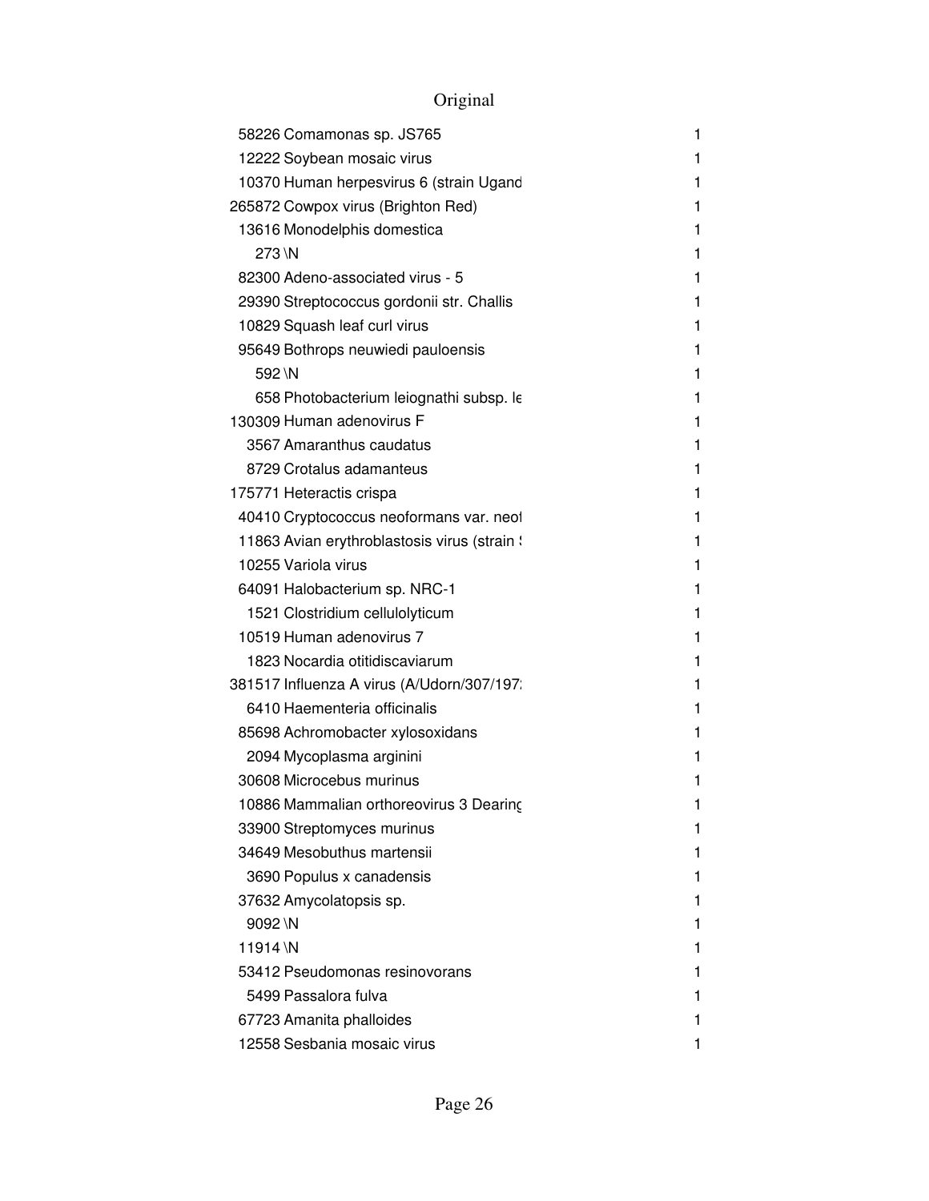| | | |
|---|---|---|
| 58226 | Comamonas sp. JS765 | 1 |
| 12222 | Soybean mosaic virus | 1 |
| 10370 | Human herpesvirus 6 (strain Ugand | 1 |
| 265872 | Cowpox virus (Brighton Red) | 1 |
| 13616 | Monodelphis domestica | 1 |
| 273 | \N | 1 |
| 82300 | Adeno-associated virus - 5 | 1 |
| 29390 | Streptococcus gordonii str. Challis | 1 |
| 10829 | Squash leaf curl virus | 1 |
| 95649 | Bothrops neuwiedi pauloensis | 1 |
| 592 | \N | 1 |
| 658 | Photobacterium leiognathi subsp. le | 1 |
| 130309 | Human adenovirus F | 1 |
| 3567 | Amaranthus caudatus | 1 |
| 8729 | Crotalus adamanteus | 1 |
| 175771 | Heteractis crispa | 1 |
| 40410 | Cryptococcus neoformans var. neof | 1 |
| 11863 | Avian erythroblastosis virus (strain ! | 1 |
| 10255 | Variola virus | 1 |
| 64091 | Halobacterium sp. NRC-1 | 1 |
| 1521 | Clostridium cellulolyticum | 1 |
| 10519 | Human adenovirus 7 | 1 |
| 1823 | Nocardia otitidiscaviarum | 1 |
| 381517 | Influenza A virus (A/Udorn/307/197: | 1 |
| 6410 | Haementeria officinalis | 1 |
| 85698 | Achromobacter xylosoxidans | 1 |
| 2094 | Mycoplasma arginini | 1 |
| 30608 | Microcebus murinus | 1 |
| 10886 | Mammalian orthoreovirus 3 Dearing | 1 |
| 33900 | Streptomyces murinus | 1 |
| 34649 | Mesobuthus martensii | 1 |
| 3690 | Populus x canadensis | 1 |
| 37632 | Amycolatopsis sp. | 1 |
| 9092 | \N | 1 |
| 11914 | \N | 1 |
| 53412 | Pseudomonas resinovorans | 1 |
| 5499 | Passalora fulva | 1 |
| 67723 | Amanita phalloides | 1 |
| 12558 | Sesbania mosaic virus | 1 |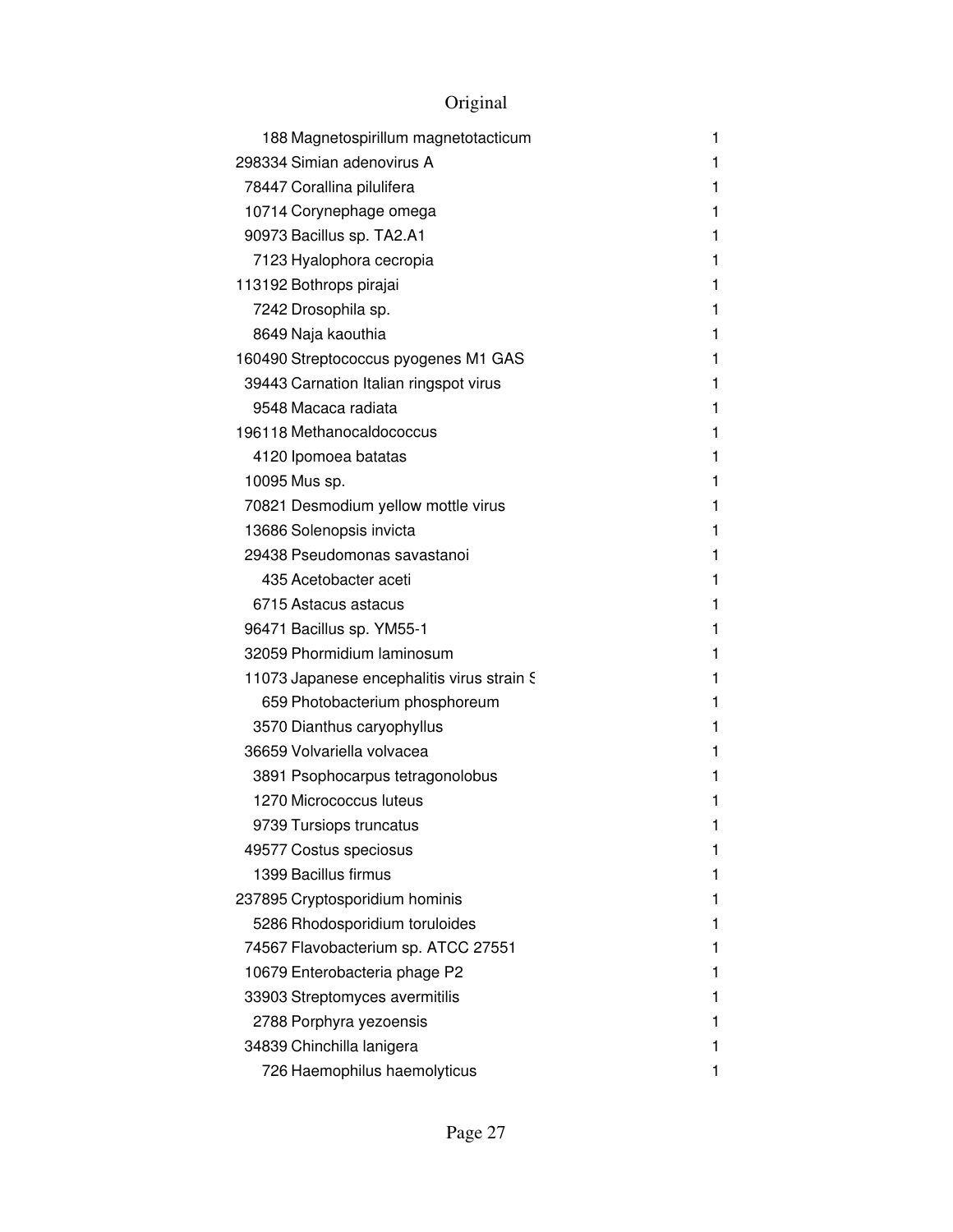| | | |
|---|---|---|
| 188 | Magnetospirillum magnetotacticum | 1 |
| 298334 | Simian adenovirus A | 1 |
| 78447 | Corallina pilulifera | 1 |
| 10714 | Corynephage omega | 1 |
| 90973 | Bacillus sp. TA2.A1 | 1 |
| 7123 | Hyalophora cecropia | 1 |
| 113192 | Bothrops pirajai | 1 |
| 7242 | Drosophila sp. | 1 |
| 8649 | Naja kaouthia | 1 |
| 160490 | Streptococcus pyogenes M1 GAS | 1 |
| 39443 | Carnation Italian ringspot virus | 1 |
| 9548 | Macaca radiata | 1 |
| 196118 | Methanocaldococcus | 1 |
| 4120 | Ipomoea batatas | 1 |
| 10095 | Mus sp. | 1 |
| 70821 | Desmodium yellow mottle virus | 1 |
| 13686 | Solenopsis invicta | 1 |
| 29438 | Pseudomonas savastanoi | 1 |
| 435 | Acetobacter aceti | 1 |
| 6715 | Astacus astacus | 1 |
| 96471 | Bacillus sp. YM55-1 | 1 |
| 32059 | Phormidium laminosum | 1 |
| 11073 | Japanese encephalitis virus strain S | 1 |
| 659 | Photobacterium phosphoreum | 1 |
| 3570 | Dianthus caryophyllus | 1 |
| 36659 | Volvariella volvacea | 1 |
| 3891 | Psophocarpus tetragonolobus | 1 |
| 1270 | Micrococcus luteus | 1 |
| 9739 | Tursiops truncatus | 1 |
| 49577 | Costus speciosus | 1 |
| 1399 | Bacillus firmus | 1 |
| 237895 | Cryptosporidium hominis | 1 |
| 5286 | Rhodosporidium toruloides | 1 |
| 74567 | Flavobacterium sp. ATCC 27551 | 1 |
| 10679 | Enterobacteria phage P2 | 1 |
| 33903 | Streptomyces avermitilis | 1 |
| 2788 | Porphyra yezoensis | 1 |
| 34839 | Chinchilla lanigera | 1 |
| 726 | Haemophilus haemolyticus | 1 |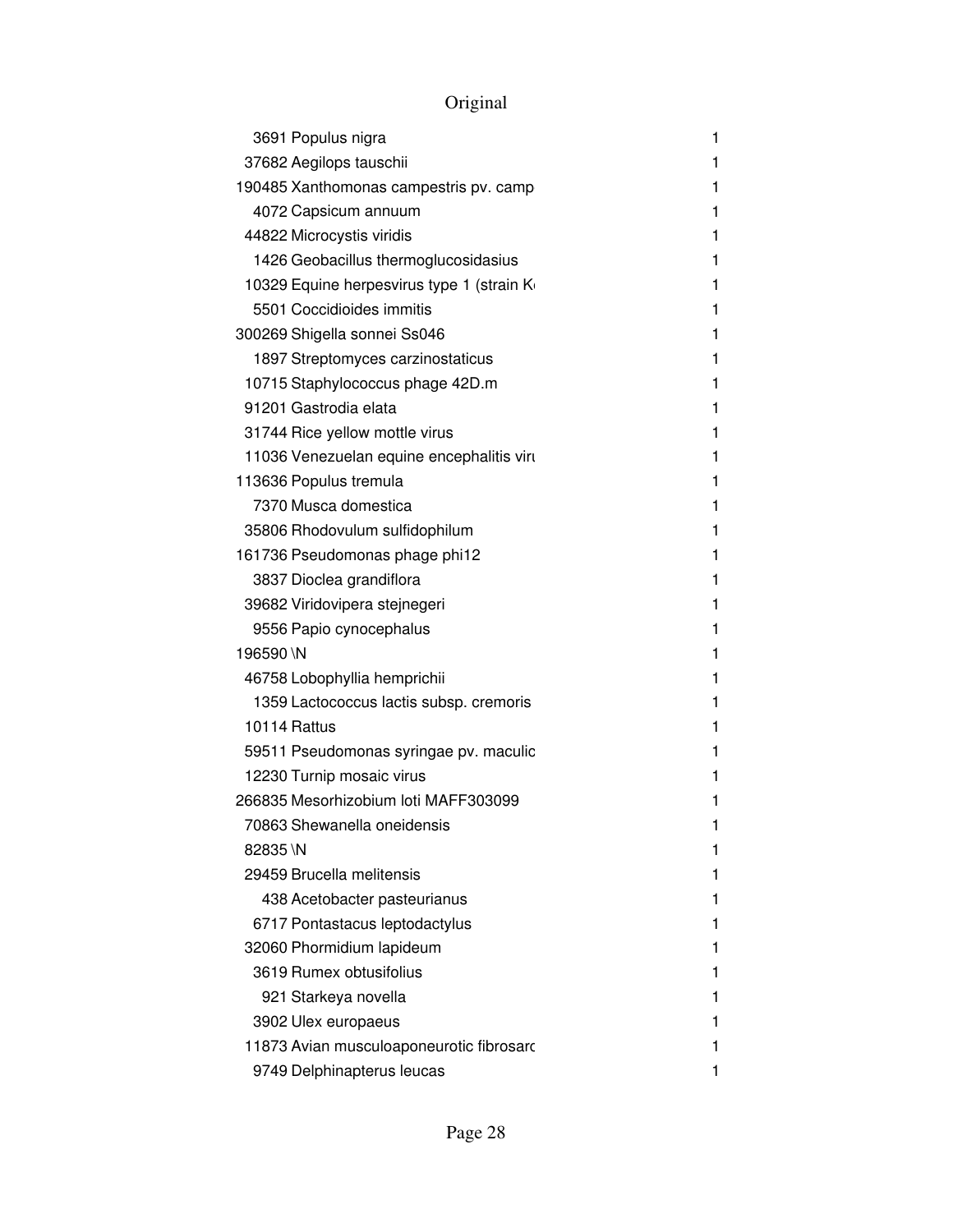Original

| | | |
|---|---|---|
| 3691 | Populus nigra | 1 |
| 37682 | Aegilops tauschii | 1 |
| 190485 | Xanthomonas campestris pv. camp | 1 |
| 4072 | Capsicum annuum | 1 |
| 44822 | Microcystis viridis | 1 |
| 1426 | Geobacillus thermoglucosidasius | 1 |
| 10329 | Equine herpesvirus type 1 (strain K | 1 |
| 5501 | Coccidioides immitis | 1 |
| 300269 | Shigella sonnei Ss046 | 1 |
| 1897 | Streptomyces carzinostaticus | 1 |
| 10715 | Staphylococcus phage 42D.m | 1 |
| 91201 | Gastrodia elata | 1 |
| 31744 | Rice yellow mottle virus | 1 |
| 11036 | Venezuelan equine encephalitis viru | 1 |
| 113636 | Populus tremula | 1 |
| 7370 | Musca domestica | 1 |
| 35806 | Rhodovulum sulfidophilum | 1 |
| 161736 | Pseudomonas phage phi12 | 1 |
| 3837 | Dioclea grandiflora | 1 |
| 39682 | Viridovipera stejnegeri | 1 |
| 9556 | Papio cynocephalus | 1 |
| 196590 | \N | 1 |
| 46758 | Lobophyllia hemprichii | 1 |
| 1359 | Lactococcus lactis subsp. cremoris | 1 |
| 10114 | Rattus | 1 |
| 59511 | Pseudomonas syringae pv. maculic | 1 |
| 12230 | Turnip mosaic virus | 1 |
| 266835 | Mesorhizobium loti MAFF303099 | 1 |
| 70863 | Shewanella oneidensis | 1 |
| 82835 | \N | 1 |
| 29459 | Brucella melitensis | 1 |
| 438 | Acetobacter pasteurianus | 1 |
| 6717 | Pontastacus leptodactylus | 1 |
| 32060 | Phormidium lapideum | 1 |
| 3619 | Rumex obtusifolius | 1 |
| 921 | Starkeya novella | 1 |
| 3902 | Ulex europaeus | 1 |
| 11873 | Avian musculoaponeurotic fibrosarc | 1 |
| 9749 | Delphinapterus leucas | 1 |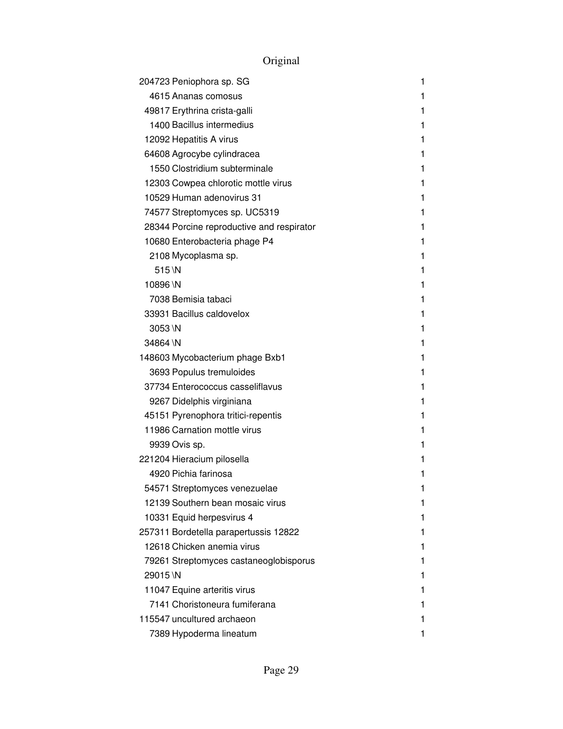| | | |
|---|---|---|
| 204723 | Peniophora sp. SG | 1 |
| 4615 | Ananas comosus | 1 |
| 49817 | Erythrina crista-galli | 1 |
| 1400 | Bacillus intermedius | 1 |
| 12092 | Hepatitis A virus | 1 |
| 64608 | Agrocybe cylindracea | 1 |
| 1550 | Clostridium subterminale | 1 |
| 12303 | Cowpea chlorotic mottle virus | 1 |
| 10529 | Human adenovirus 31 | 1 |
| 74577 | Streptomyces sp. UC5319 | 1 |
| 28344 | Porcine reproductive and respirator | 1 |
| 10680 | Enterobacteria phage P4 | 1 |
| 2108 | Mycoplasma sp. | 1 |
| 515 | \N | 1 |
| 10896 | \N | 1 |
| 7038 | Bemisia tabaci | 1 |
| 33931 | Bacillus caldovelox | 1 |
| 3053 | \N | 1 |
| 34864 | \N | 1 |
| 148603 | Mycobacterium phage Bxb1 | 1 |
| 3693 | Populus tremuloides | 1 |
| 37734 | Enterococcus casseliflavus | 1 |
| 9267 | Didelphis virginiana | 1 |
| 45151 | Pyrenophora tritici-repentis | 1 |
| 11986 | Carnation mottle virus | 1 |
| 9939 | Ovis sp. | 1 |
| 221204 | Hieracium pilosella | 1 |
| 4920 | Pichia farinosa | 1 |
| 54571 | Streptomyces venezuelae | 1 |
| 12139 | Southern bean mosaic virus | 1 |
| 10331 | Equid herpesvirus 4 | 1 |
| 257311 | Bordetella parapertussis 12822 | 1 |
| 12618 | Chicken anemia virus | 1 |
| 79261 | Streptomyces castaneoglobisporus | 1 |
| 29015 | \N | 1 |
| 11047 | Equine arteritis virus | 1 |
| 7141 | Choristoneura fumiferana | 1 |
| 115547 | uncultured archaeon | 1 |
| 7389 | Hypoderma lineatum | 1 |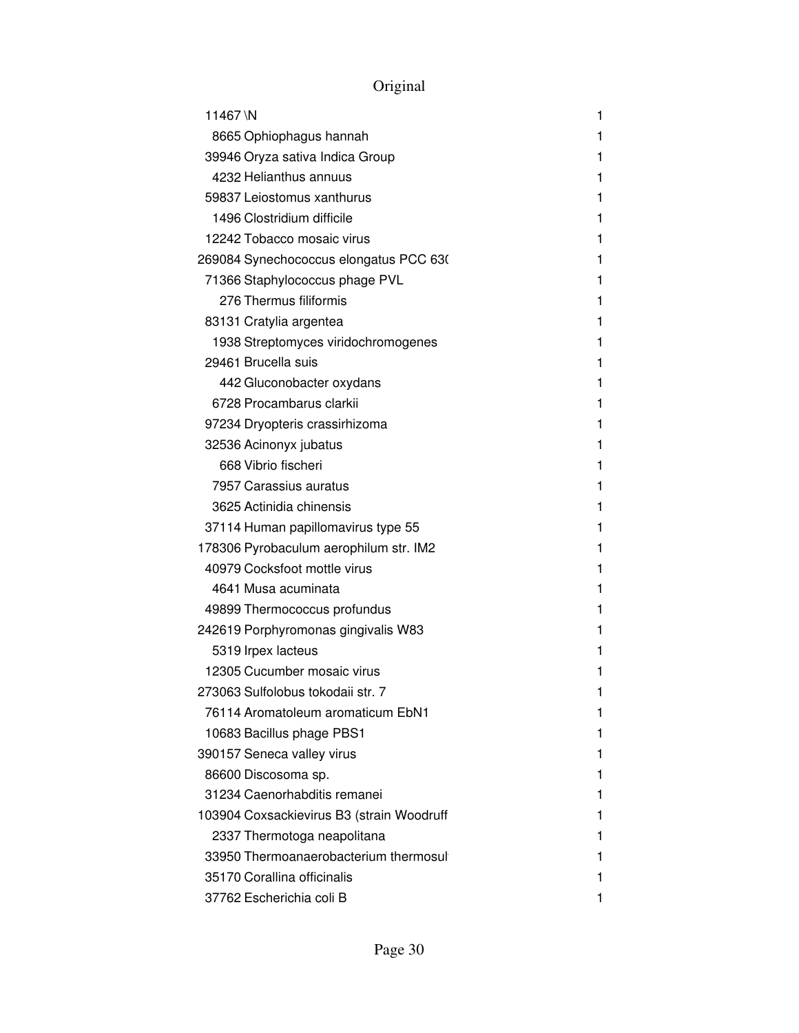# Original

| | | |
|---|---|---|
| 11467 | \N | 1 |
| 8665 | Ophiophagus hannah | 1 |
| 39946 | Oryza sativa Indica Group | 1 |
| 4232 | Helianthus annuus | 1 |
| 59837 | Leiostomus xanthurus | 1 |
| 1496 | Clostridium difficile | 1 |
| 12242 | Tobacco mosaic virus | 1 |
| 269084 | Synechococcus elongatus PCC 63( | 1 |
| 71366 | Staphylococcus phage PVL | 1 |
| 276 | Thermus filiformis | 1 |
| 83131 | Cratylia argentea | 1 |
| 1938 | Streptomyces viridochromogenes | 1 |
| 29461 | Brucella suis | 1 |
| 442 | Gluconobacter oxydans | 1 |
| 6728 | Procambarus clarkii | 1 |
| 97234 | Dryopteris crassirhizoma | 1 |
| 32536 | Acinonyx jubatus | 1 |
| 668 | Vibrio fischeri | 1 |
| 7957 | Carassius auratus | 1 |
| 3625 | Actinidia chinensis | 1 |
| 37114 | Human papillomavirus type 55 | 1 |
| 178306 | Pyrobaculum aerophilum str. IM2 | 1 |
| 40979 | Cocksfoot mottle virus | 1 |
| 4641 | Musa acuminata | 1 |
| 49899 | Thermococcus profundus | 1 |
| 242619 | Porphyromonas gingivalis W83 | 1 |
| 5319 | Irpex lacteus | 1 |
| 12305 | Cucumber mosaic virus | 1 |
| 273063 | Sulfolobus tokodaii str. 7 | 1 |
| 76114 | Aromatoleum aromaticum EbN1 | 1 |
| 10683 | Bacillus phage PBS1 | 1 |
| 390157 | Seneca valley virus | 1 |
| 86600 | Discosoma sp. | 1 |
| 31234 | Caenorhabditis remanei | 1 |
| 103904 | Coxsackievirus B3 (strain Woodruff | 1 |
| 2337 | Thermotoga neapolitana | 1 |
| 33950 | Thermoanaerobacterium thermosul | 1 |
| 35170 | Corallina officinalis | 1 |
| 37762 | Escherichia coli B | 1 |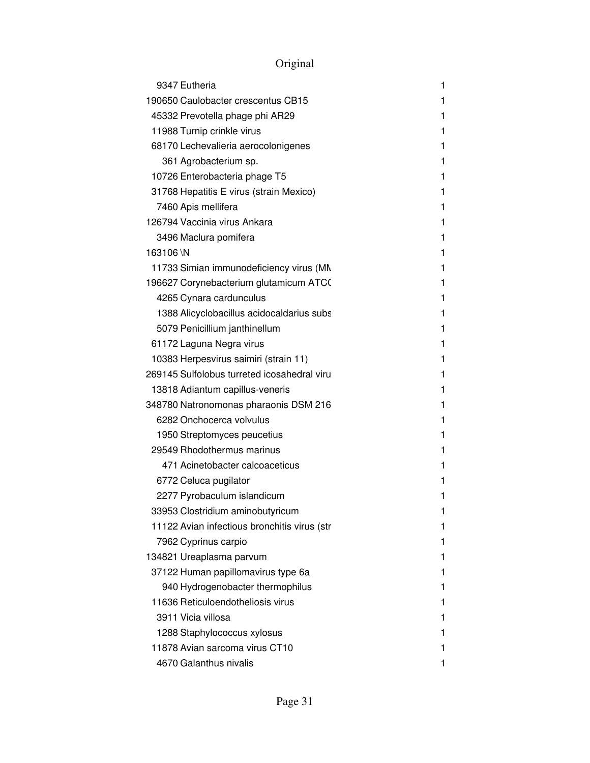# Original

| | | |
|---|---|---|
| 9347 | Eutheria | 1 |
| 190650 | Caulobacter crescentus CB15 | 1 |
| 45332 | Prevotella phage phi AR29 | 1 |
| 11988 | Turnip crinkle virus | 1 |
| 68170 | Lechevalieria aerocolonigenes | 1 |
| 361 | Agrobacterium sp. | 1 |
| 10726 | Enterobacteria phage T5 | 1 |
| 31768 | Hepatitis E virus (strain Mexico) | 1 |
| 7460 | Apis mellifera | 1 |
| 126794 | Vaccinia virus Ankara | 1 |
| 3496 | Maclura pomifera | 1 |
| 163106 | \N | 1 |
| 11733 | Simian immunodeficiency virus (MM | 1 |
| 196627 | Corynebacterium glutamicum ATCC | 1 |
| 4265 | Cynara cardunculus | 1 |
| 1388 | Alicyclobacillus acidocaldarius subs | 1 |
| 5079 | Penicillium janthinellum | 1 |
| 61172 | Laguna Negra virus | 1 |
| 10383 | Herpesvirus saimiri (strain 11) | 1 |
| 269145 | Sulfolobus turreted icosahedral viru | 1 |
| 13818 | Adiantum capillus-veneris | 1 |
| 348780 | Natronomonas pharaonis DSM 216 | 1 |
| 6282 | Onchocerca volvulus | 1 |
| 1950 | Streptomyces peucetius | 1 |
| 29549 | Rhodothermus marinus | 1 |
| 471 | Acinetobacter calcoaceticus | 1 |
| 6772 | Celuca pugilator | 1 |
| 2277 | Pyrobaculum islandicum | 1 |
| 33953 | Clostridium aminobutyricum | 1 |
| 11122 | Avian infectious bronchitis virus (str | 1 |
| 7962 | Cyprinus carpio | 1 |
| 134821 | Ureaplasma parvum | 1 |
| 37122 | Human papillomavirus type 6a | 1 |
| 940 | Hydrogenobacter thermophilus | 1 |
| 11636 | Reticuloendotheliosis virus | 1 |
| 3911 | Vicia villosa | 1 |
| 1288 | Staphylococcus xylosus | 1 |
| 11878 | Avian sarcoma virus CT10 | 1 |
| 4670 | Galanthus nivalis | 1 |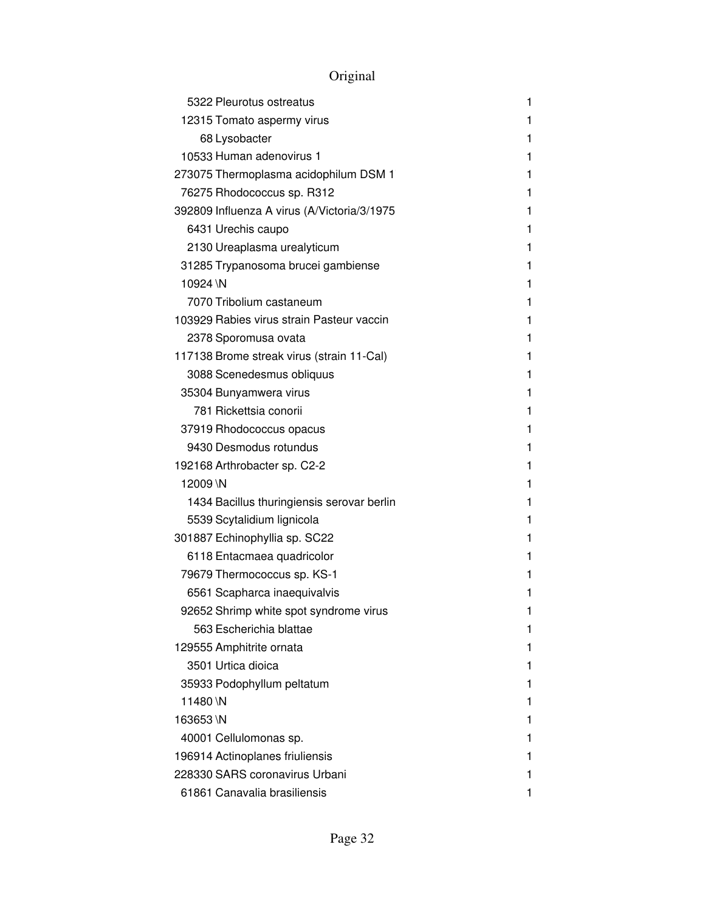# Original

| | | |
|---|---|---|
| 5322 | Pleurotus ostreatus | 1 |
| 12315 | Tomato aspermy virus | 1 |
| 68 | Lysobacter | 1 |
| 10533 | Human adenovirus 1 | 1 |
| 273075 | Thermoplasma acidophilum DSM 1 | 1 |
| 76275 | Rhodococcus sp. R312 | 1 |
| 392809 | Influenza A virus (A/Victoria/3/1975 | 1 |
| 6431 | Urechis caupo | 1 |
| 2130 | Ureaplasma urealyticum | 1 |
| 31285 | Trypanosoma brucei gambiense | 1 |
| 10924 | \N | 1 |
| 7070 | Tribolium castaneum | 1 |
| 103929 | Rabies virus strain Pasteur vaccin | 1 |
| 2378 | Sporomusa ovata | 1 |
| 117138 | Brome streak virus (strain 11-Cal) | 1 |
| 3088 | Scenedesmus obliquus | 1 |
| 35304 | Bunyamwera virus | 1 |
| 781 | Rickettsia conorii | 1 |
| 37919 | Rhodococcus opacus | 1 |
| 9430 | Desmodus rotundus | 1 |
| 192168 | Arthrobacter sp. C2-2 | 1 |
| 12009 | \N | 1 |
| 1434 | Bacillus thuringiensis serovar berlin | 1 |
| 5539 | Scytalidium lignicola | 1 |
| 301887 | Echinophyllia sp. SC22 | 1 |
| 6118 | Entacmaea quadricolor | 1 |
| 79679 | Thermococcus sp. KS-1 | 1 |
| 6561 | Scapharca inaequivalvis | 1 |
| 92652 | Shrimp white spot syndrome virus | 1 |
| 563 | Escherichia blattae | 1 |
| 129555 | Amphitrite ornata | 1 |
| 3501 | Urtica dioica | 1 |
| 35933 | Podophyllum peltatum | 1 |
| 11480 | \N | 1 |
| 163653 | \N | 1 |
| 40001 | Cellulomonas sp. | 1 |
| 196914 | Actinoplanes friuliensis | 1 |
| 228330 | SARS coronavirus Urbani | 1 |
| 61861 | Canavalia brasiliensis | 1 |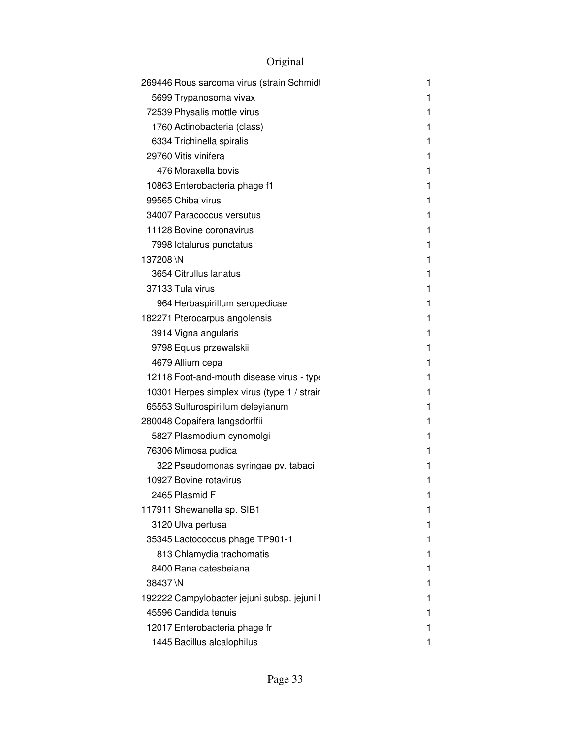Original

| | | |
|---|---|---|
| 269446 | Rous sarcoma virus (strain Schmidt | 1 |
| 5699 | Trypanosoma vivax | 1 |
| 72539 | Physalis mottle virus | 1 |
| 1760 | Actinobacteria (class) | 1 |
| 6334 | Trichinella spiralis | 1 |
| 29760 | Vitis vinifera | 1 |
| 476 | Moraxella bovis | 1 |
| 10863 | Enterobacteria phage f1 | 1 |
| 99565 | Chiba virus | 1 |
| 34007 | Paracoccus versutus | 1 |
| 11128 | Bovine coronavirus | 1 |
| 7998 | Ictalurus punctatus | 1 |
| 137208 | \N | 1 |
| 3654 | Citrullus lanatus | 1 |
| 37133 | Tula virus | 1 |
| 964 | Herbaspirillum seropedicae | 1 |
| 182271 | Pterocarpus angolensis | 1 |
| 3914 | Vigna angularis | 1 |
| 9798 | Equus przewalskii | 1 |
| 4679 | Allium cepa | 1 |
| 12118 | Foot-and-mouth disease virus - type | 1 |
| 10301 | Herpes simplex virus (type 1 / strain | 1 |
| 65553 | Sulfurospirillum deleyianum | 1 |
| 280048 | Copaifera langsdorffii | 1 |
| 5827 | Plasmodium cynomolgi | 1 |
| 76306 | Mimosa pudica | 1 |
| 322 | Pseudomonas syringae pv. tabaci | 1 |
| 10927 | Bovine rotavirus | 1 |
| 2465 | Plasmid F | 1 |
| 117911 | Shewanella sp. SIB1 | 1 |
| 3120 | Ulva pertusa | 1 |
| 35345 | Lactococcus phage TP901-1 | 1 |
| 813 | Chlamydia trachomatis | 1 |
| 8400 | Rana catesbeiana | 1 |
| 38437 | \N | 1 |
| 192222 | Campylobacter jejuni subsp. jejuni N | 1 |
| 45596 | Candida tenuis | 1 |
| 12017 | Enterobacteria phage fr | 1 |
| 1445 | Bacillus alcalophilus | 1 |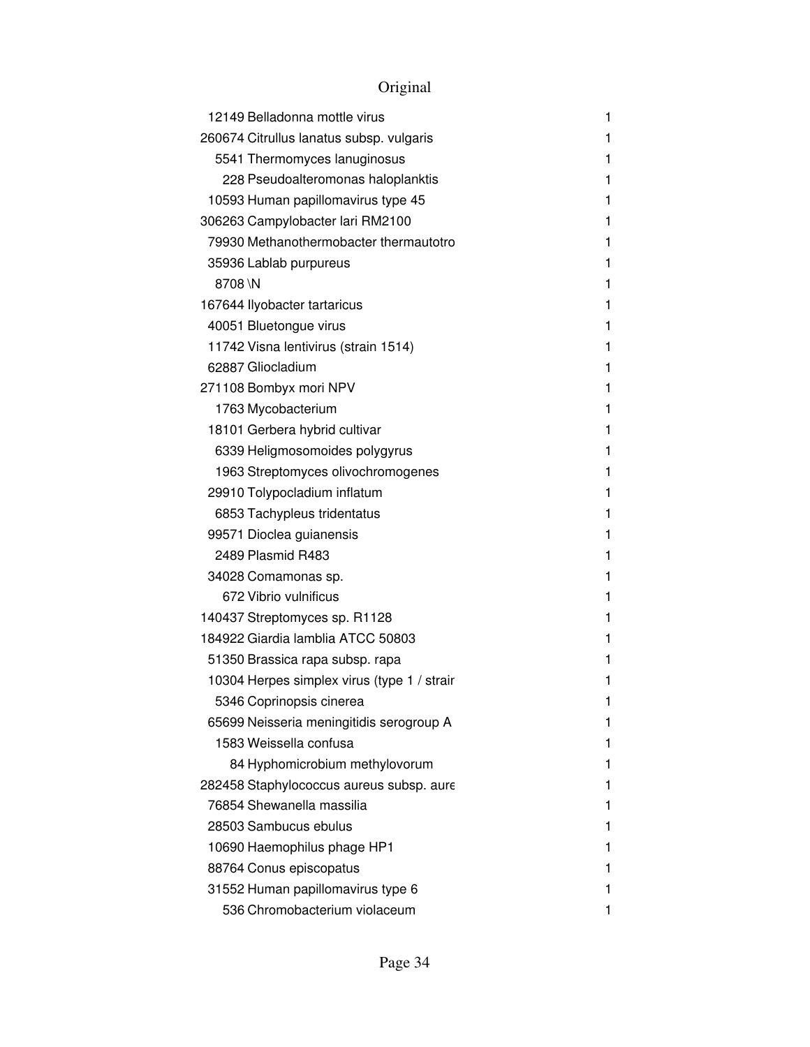# Original

| | | |
|---|---|---|
| 12149 | Belladonna mottle virus | 1 |
| 260674 | Citrullus lanatus subsp. vulgaris | 1 |
| 5541 | Thermomyces lanuginosus | 1 |
| 228 | Pseudoalteromonas haloplanktis | 1 |
| 10593 | Human papillomavirus type 45 | 1 |
| 306263 | Campylobacter lari RM2100 | 1 |
| 79930 | Methanothermobacter thermautotro | 1 |
| 35936 | Lablab purpureus | 1 |
| 8708 | \N | 1 |
| 167644 | Ilyobacter tartaricus | 1 |
| 40051 | Bluetongue virus | 1 |
| 11742 | Visna lentivirus (strain 1514) | 1 |
| 62887 | Gliocladium | 1 |
| 271108 | Bombyx mori NPV | 1 |
| 1763 | Mycobacterium | 1 |
| 18101 | Gerbera hybrid cultivar | 1 |
| 6339 | Heligmosomoides polygyrus | 1 |
| 1963 | Streptomyces olivochromogenes | 1 |
| 29910 | Tolypocladium inflatum | 1 |
| 6853 | Tachypleus tridentatus | 1 |
| 99571 | Dioclea guianensis | 1 |
| 2489 | Plasmid R483 | 1 |
| 34028 | Comamonas sp. | 1 |
| 672 | Vibrio vulnificus | 1 |
| 140437 | Streptomyces sp. R1128 | 1 |
| 184922 | Giardia lamblia ATCC 50803 | 1 |
| 51350 | Brassica rapa subsp. rapa | 1 |
| 10304 | Herpes simplex virus (type 1 / strair | 1 |
| 5346 | Coprinopsis cinerea | 1 |
| 65699 | Neisseria meningitidis serogroup A | 1 |
| 1583 | Weissella confusa | 1 |
| 84 | Hyphomicrobium methylovorum | 1 |
| 282458 | Staphylococcus aureus subsp. aure | 1 |
| 76854 | Shewanella massilia | 1 |
| 28503 | Sambucus ebulus | 1 |
| 10690 | Haemophilus phage HP1 | 1 |
| 88764 | Conus episcopatus | 1 |
| 31552 | Human papillomavirus type 6 | 1 |
| 536 | Chromobacterium violaceum | 1 |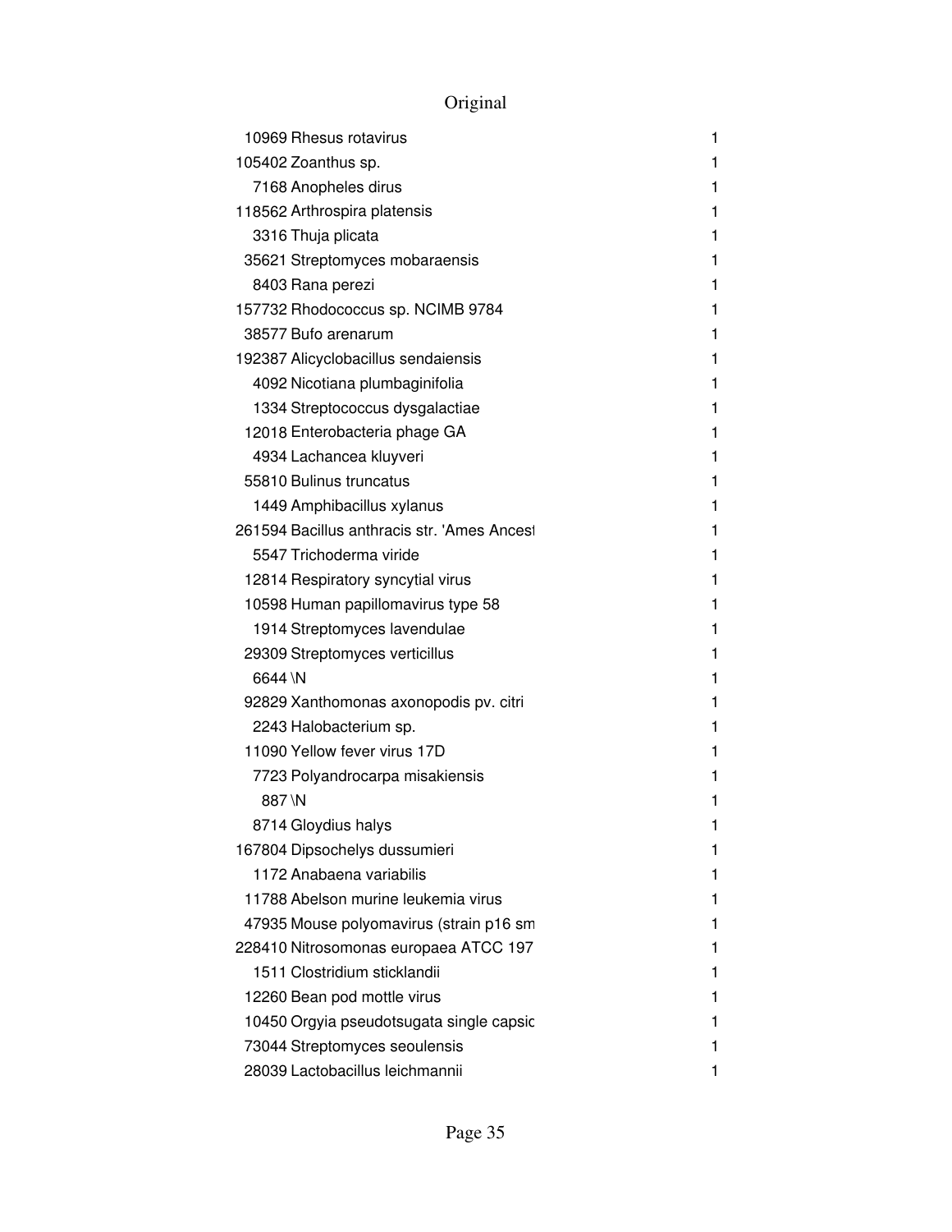# Original

| | | |
|---|---|---|
| 10969 | Rhesus rotavirus | 1 |
| 105402 | Zoanthus sp. | 1 |
| 7168 | Anopheles dirus | 1 |
| 118562 | Arthrospira platensis | 1 |
| 3316 | Thuja plicata | 1 |
| 35621 | Streptomyces mobaraensis | 1 |
| 8403 | Rana perezi | 1 |
| 157732 | Rhodococcus sp. NCIMB 9784 | 1 |
| 38577 | Bufo arenarum | 1 |
| 192387 | Alicyclobacillus sendaiensis | 1 |
| 4092 | Nicotiana plumbaginifolia | 1 |
| 1334 | Streptococcus dysgalactiae | 1 |
| 12018 | Enterobacteria phage GA | 1 |
| 4934 | Lachancea kluyveri | 1 |
| 55810 | Bulinus truncatus | 1 |
| 1449 | Amphibacillus xylanus | 1 |
| 261594 | Bacillus anthracis str. 'Ames Ancest | 1 |
| 5547 | Trichoderma viride | 1 |
| 12814 | Respiratory syncytial virus | 1 |
| 10598 | Human papillomavirus type 58 | 1 |
| 1914 | Streptomyces lavendulae | 1 |
| 29309 | Streptomyces verticillus | 1 |
| 6644 | \N | 1 |
| 92829 | Xanthomonas axonopodis pv. citri | 1 |
| 2243 | Halobacterium sp. | 1 |
| 11090 | Yellow fever virus 17D | 1 |
| 7723 | Polyandrocarpa misakiensis | 1 |
| 887 | \N | 1 |
| 8714 | Gloydius halys | 1 |
| 167804 | Dipsochelys dussumieri | 1 |
| 1172 | Anabaena variabilis | 1 |
| 11788 | Abelson murine leukemia virus | 1 |
| 47935 | Mouse polyomavirus (strain p16 sm | 1 |
| 228410 | Nitrosomonas europaea ATCC 197 | 1 |
| 1511 | Clostridium sticklandii | 1 |
| 12260 | Bean pod mottle virus | 1 |
| 10450 | Orgyia pseudotsugata single capsic | 1 |
| 73044 | Streptomyces seoulensis | 1 |
| 28039 | Lactobacillus leichmannii | 1 |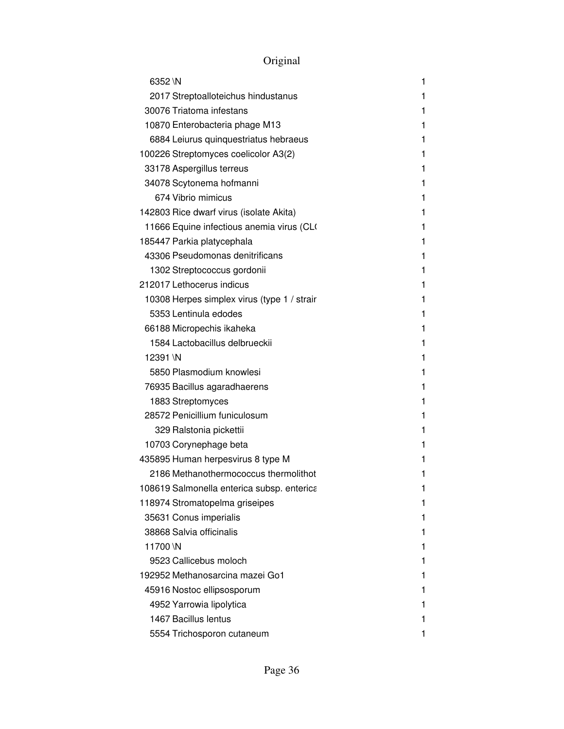# Original

| | | |
|---|---|---|
| 6352 | \N | 1 |
| 2017 | Streptoalloteichus hindustanus | 1 |
| 30076 | Triatoma infestans | 1 |
| 10870 | Enterobacteria phage M13 | 1 |
| 6884 | Leiurus quinquestriatus hebraeus | 1 |
| 100226 | Streptomyces coelicolor A3(2) | 1 |
| 33178 | Aspergillus terreus | 1 |
| 34078 | Scytonema hofmanni | 1 |
| 674 | Vibrio mimicus | 1 |
| 142803 | Rice dwarf virus (isolate Akita) | 1 |
| 11666 | Equine infectious anemia virus (CL( | 1 |
| 185447 | Parkia platycephala | 1 |
| 43306 | Pseudomonas denitrificans | 1 |
| 1302 | Streptococcus gordonii | 1 |
| 212017 | Lethocerus indicus | 1 |
| 10308 | Herpes simplex virus (type 1 / strair | 1 |
| 5353 | Lentinula edodes | 1 |
| 66188 | Micropechis ikaheka | 1 |
| 1584 | Lactobacillus delbrueckii | 1 |
| 12391 | \N | 1 |
| 5850 | Plasmodium knowlesi | 1 |
| 76935 | Bacillus agaradhaerens | 1 |
| 1883 | Streptomyces | 1 |
| 28572 | Penicillium funiculosum | 1 |
| 329 | Ralstonia pickettii | 1 |
| 10703 | Corynephage beta | 1 |
| 435895 | Human herpesvirus 8 type M | 1 |
| 2186 | Methanothermococcus thermolithot | 1 |
| 108619 | Salmonella enterica subsp. enterica | 1 |
| 118974 | Stromatopelma griseipes | 1 |
| 35631 | Conus imperialis | 1 |
| 38868 | Salvia officinalis | 1 |
| 11700 | \N | 1 |
| 9523 | Callicebus moloch | 1 |
| 192952 | Methanosarcina mazei Go1 | 1 |
| 45916 | Nostoc ellipsosporum | 1 |
| 4952 | Yarrowia lipolytica | 1 |
| 1467 | Bacillus lentus | 1 |
| 5554 | Trichosporon cutaneum | 1 |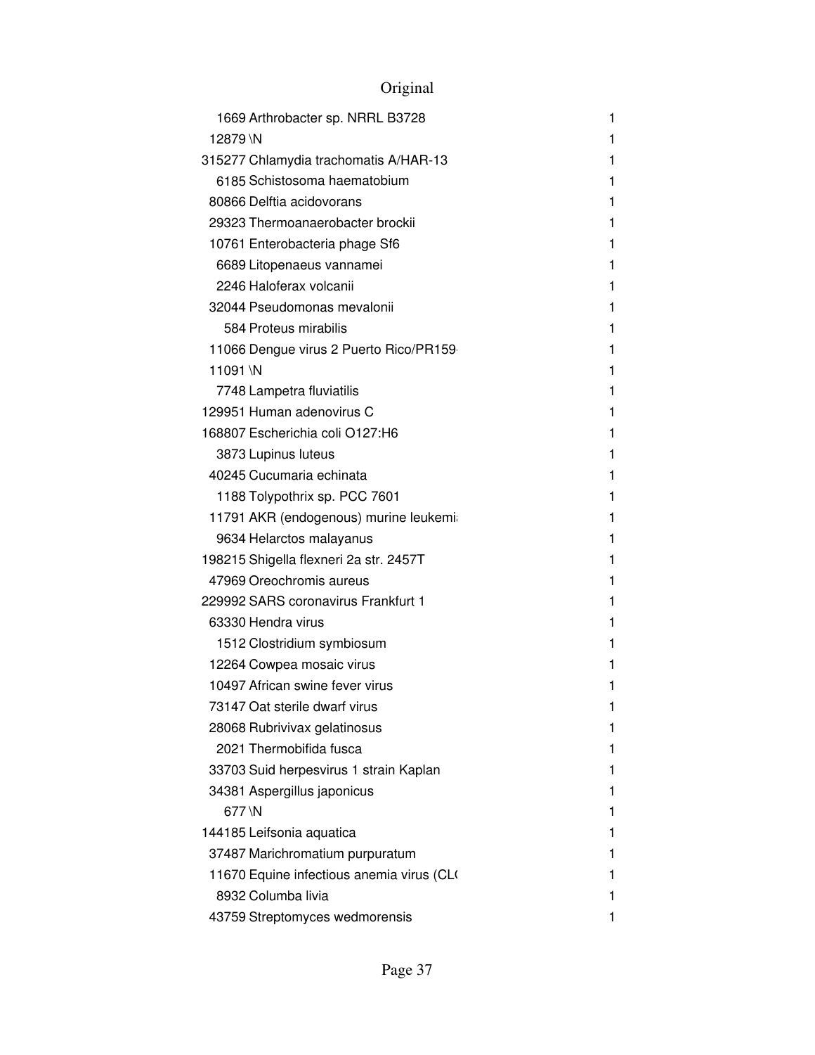# Original

| | | |
|---|---|---|
| 1669 | Arthrobacter sp. NRRL B3728 | 1 |
| 12879 | \N | 1 |
| 315277 | Chlamydia trachomatis A/HAR-13 | 1 |
| 6185 | Schistosoma haematobium | 1 |
| 80866 | Delftia acidovorans | 1 |
| 29323 | Thermoanaerobacter brockii | 1 |
| 10761 | Enterobacteria phage Sf6 | 1 |
| 6689 | Litopenaeus vannamei | 1 |
| 2246 | Haloferax volcanii | 1 |
| 32044 | Pseudomonas mevalonii | 1 |
| 584 | Proteus mirabilis | 1 |
| 11066 | Dengue virus 2 Puerto Rico/PR159 | 1 |
| 11091 | \N | 1 |
| 7748 | Lampetra fluviatilis | 1 |
| 129951 | Human adenovirus C | 1 |
| 168807 | Escherichia coli O127:H6 | 1 |
| 3873 | Lupinus luteus | 1 |
| 40245 | Cucumaria echinata | 1 |
| 1188 | Tolypothrix sp. PCC 7601 | 1 |
| 11791 | AKR (endogenous) murine leukemi | 1 |
| 9634 | Helarctos malayanus | 1 |
| 198215 | Shigella flexneri 2a str. 2457T | 1 |
| 47969 | Oreochromis aureus | 1 |
| 229992 | SARS coronavirus Frankfurt 1 | 1 |
| 63330 | Hendra virus | 1 |
| 1512 | Clostridium symbiosum | 1 |
| 12264 | Cowpea mosaic virus | 1 |
| 10497 | African swine fever virus | 1 |
| 73147 | Oat sterile dwarf virus | 1 |
| 28068 | Rubrivivax gelatinosus | 1 |
| 2021 | Thermobifida fusca | 1 |
| 33703 | Suid herpesvirus 1 strain Kaplan | 1 |
| 34381 | Aspergillus japonicus | 1 |
| 677 | \N | 1 |
| 144185 | Leifsonia aquatica | 1 |
| 37487 | Marichromatium purpuratum | 1 |
| 11670 | Equine infectious anemia virus (CL | 1 |
| 8932 | Columba livia | 1 |
| 43759 | Streptomyces wedmorensis | 1 |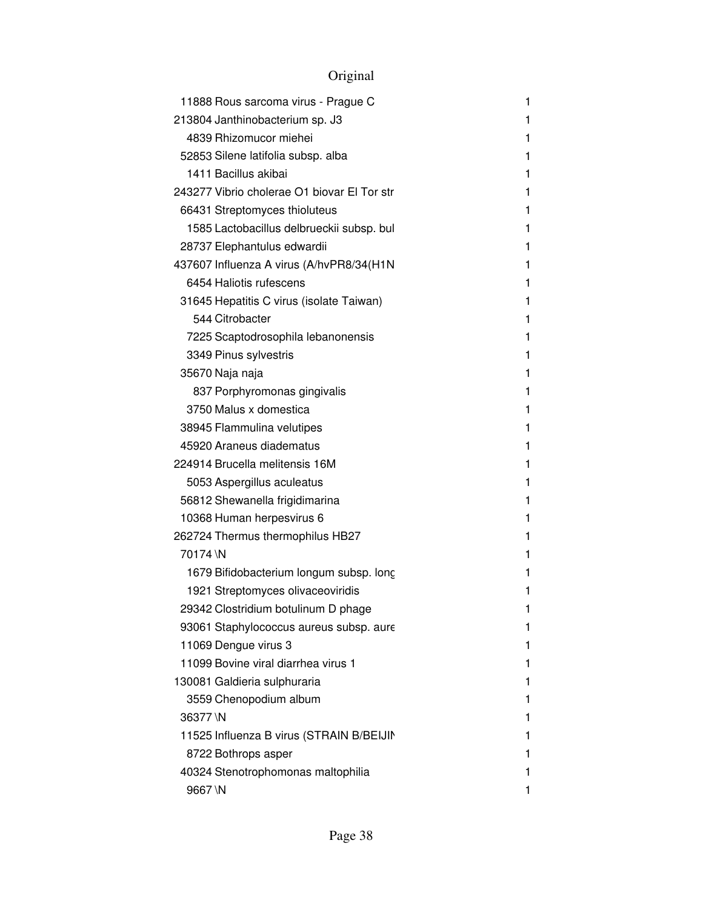# Original

| | | |
|---|---|---|
| 11888 | Rous sarcoma virus - Prague C | 1 |
| 213804 | Janthinobacterium sp. J3 | 1 |
| 4839 | Rhizomucor miehei | 1 |
| 52853 | Silene latifolia subsp. alba | 1 |
| 1411 | Bacillus akibai | 1 |
| 243277 | Vibrio cholerae O1 biovar El Tor str | 1 |
| 66431 | Streptomyces thioluteus | 1 |
| 1585 | Lactobacillus delbrueckii subsp. bul | 1 |
| 28737 | Elephantulus edwardii | 1 |
| 437607 | Influenza A virus (A/hvPR8/34(H1N | 1 |
| 6454 | Haliotis rufescens | 1 |
| 31645 | Hepatitis C virus (isolate Taiwan) | 1 |
| 544 | Citrobacter | 1 |
| 7225 | Scaptodrosophila lebanonensis | 1 |
| 3349 | Pinus sylvestris | 1 |
| 35670 | Naja naja | 1 |
| 837 | Porphyromonas gingivalis | 1 |
| 3750 | Malus x domestica | 1 |
| 38945 | Flammulina velutipes | 1 |
| 45920 | Araneus diadematus | 1 |
| 224914 | Brucella melitensis 16M | 1 |
| 5053 | Aspergillus aculeatus | 1 |
| 56812 | Shewanella frigidimarina | 1 |
| 10368 | Human herpesvirus 6 | 1 |
| 262724 | Thermus thermophilus HB27 | 1 |
| 70174 | \N | 1 |
| 1679 | Bifidobacterium longum subsp. long | 1 |
| 1921 | Streptomyces olivaceoviridis | 1 |
| 29342 | Clostridium botulinum D phage | 1 |
| 93061 | Staphylococcus aureus subsp. aure | 1 |
| 11069 | Dengue virus 3 | 1 |
| 11099 | Bovine viral diarrhea virus 1 | 1 |
| 130081 | Galdieria sulphuraria | 1 |
| 3559 | Chenopodium album | 1 |
| 36377 | \N | 1 |
| 11525 | Influenza B virus (STRAIN B/BEIJIN | 1 |
| 8722 | Bothrops asper | 1 |
| 40324 | Stenotrophomonas maltophilia | 1 |
| 9667 | \N | 1 |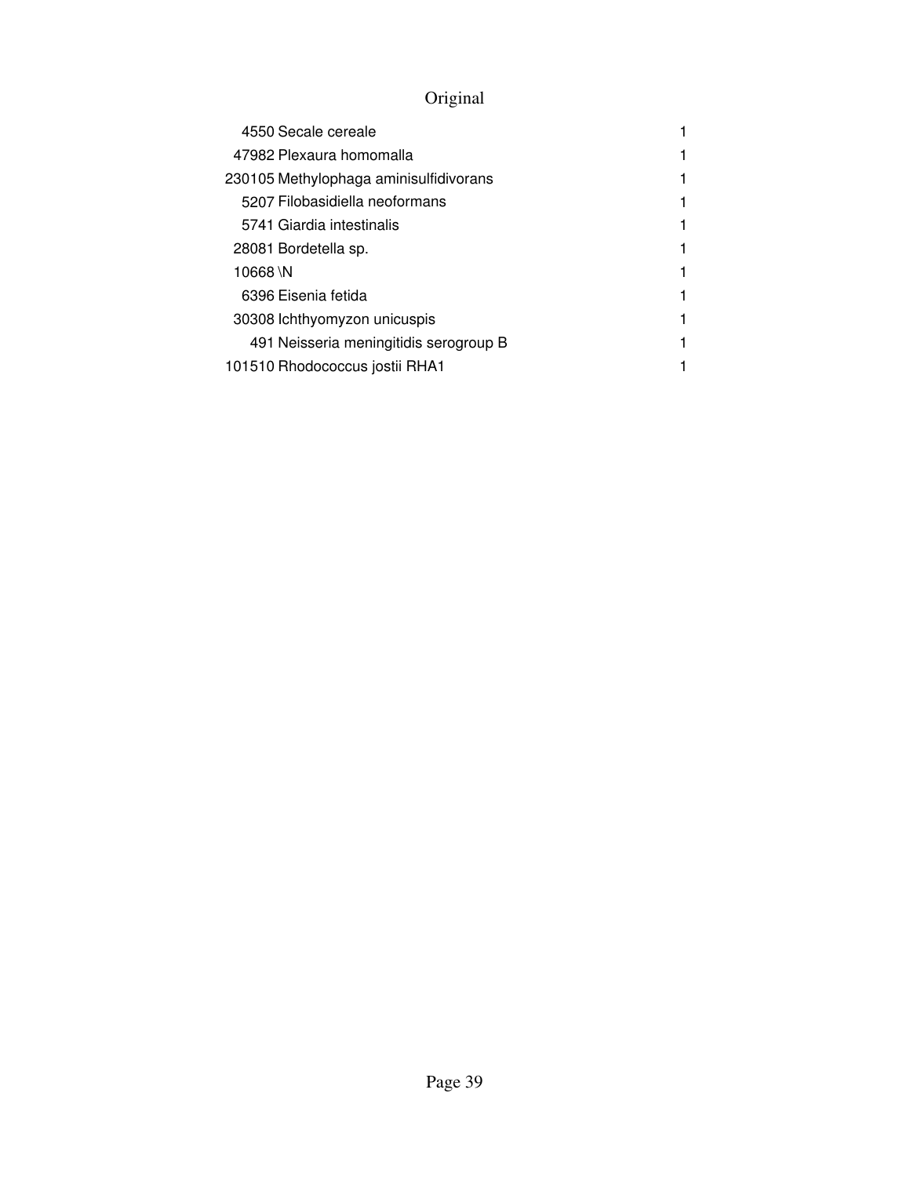Original

| | | |
|---|---|---|
| 4550 | Secale cereale | 1 |
| 47982 | Plexaura homomalla | 1 |
| 230105 | Methylophaga aminisulfidivorans | 1 |
| 5207 | Filobasidiella neoformans | 1 |
| 5741 | Giardia intestinalis | 1 |
| 28081 | Bordetella sp. | 1 |
| 10668 | \N | 1 |
| 6396 | Eisenia fetida | 1 |
| 30308 | Ichthyomyzon unicuspis | 1 |
| 491 | Neisseria meningitidis serogroup B | 1 |
| 101510 | Rhodococcus jostii RHA1 | 1 |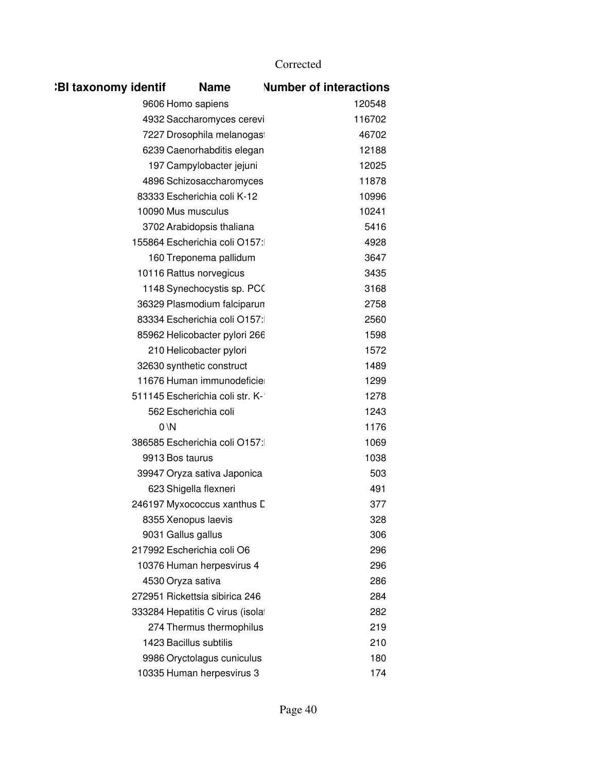Corrected

| NCBI taxonomy identif | Name | Number of interactions |
|---|---|---|
| 9606 | Homo sapiens | 120548 |
| 4932 | Saccharomyces cerevi | 116702 |
| 7227 | Drosophila melanogast | 46702 |
| 6239 | Caenorhabditis elegan | 12188 |
| 197 | Campylobacter jejuni | 12025 |
| 4896 | Schizosaccharomyces | 11878 |
| 83333 | Escherichia coli K-12 | 10996 |
| 10090 | Mus musculus | 10241 |
| 3702 | Arabidopsis thaliana | 5416 |
| 155864 | Escherichia coli O157:I | 4928 |
| 160 | Treponema pallidum | 3647 |
| 10116 | Rattus norvegicus | 3435 |
| 1148 | Synechocystis sp. PCC | 3168 |
| 36329 | Plasmodium falciparum | 2758 |
| 83334 | Escherichia coli O157:I | 2560 |
| 85962 | Helicobacter pylori 266 | 1598 |
| 210 | Helicobacter pylori | 1572 |
| 32630 | synthetic construct | 1489 |
| 11676 | Human immunodeficie | 1299 |
| 511145 | Escherichia coli str. K-1 | 1278 |
| 562 | Escherichia coli | 1243 |
| 0 | \N | 1176 |
| 386585 | Escherichia coli O157:I | 1069 |
| 9913 | Bos taurus | 1038 |
| 39947 | Oryza sativa Japonica | 503 |
| 623 | Shigella flexneri | 491 |
| 246197 | Myxococcus xanthus D | 377 |
| 8355 | Xenopus laevis | 328 |
| 9031 | Gallus gallus | 306 |
| 217992 | Escherichia coli O6 | 296 |
| 10376 | Human herpesvirus 4 | 296 |
| 4530 | Oryza sativa | 286 |
| 272951 | Rickettsia sibirica 246 | 284 |
| 333284 | Hepatitis C virus (isolat | 282 |
| 274 | Thermus thermophilus | 219 |
| 1423 | Bacillus subtilis | 210 |
| 9986 | Oryctolagus cuniculus | 180 |
| 10335 | Human herpesvirus 3 | 174 |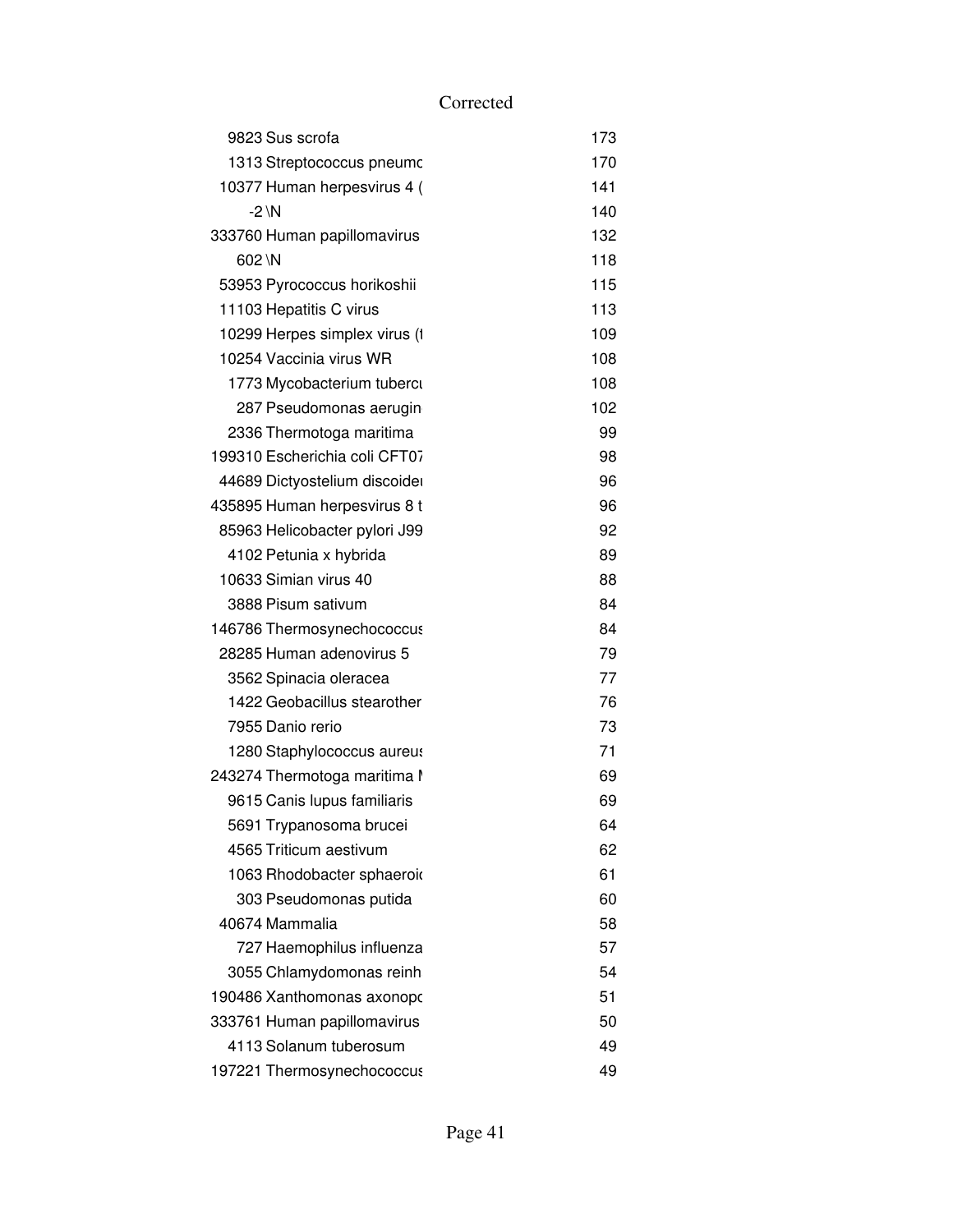Corrected

| | | |
|---|---|---|
| 9823 | Sus scrofa | 173 |
| 1313 | Streptococcus pneumc | 170 |
| 10377 | Human herpesvirus 4 ( | 141 |
| -2 | \N | 140 |
| 333760 | Human papillomavirus | 132 |
| 602 | \N | 118 |
| 53953 | Pyrococcus horikoshii | 115 |
| 11103 | Hepatitis C virus | 113 |
| 10299 | Herpes simplex virus (t | 109 |
| 10254 | Vaccinia virus WR | 108 |
| 1773 | Mycobacterium tubercu | 108 |
| 287 | Pseudomonas aerugin | 102 |
| 2336 | Thermotoga maritima | 99 |
| 199310 | Escherichia coli CFT07 | 98 |
| 44689 | Dictyostelium discoide | 96 |
| 435895 | Human herpesvirus 8 t | 96 |
| 85963 | Helicobacter pylori J99 | 92 |
| 4102 | Petunia x hybrida | 89 |
| 10633 | Simian virus 40 | 88 |
| 3888 | Pisum sativum | 84 |
| 146786 | Thermosynechococcus | 84 |
| 28285 | Human adenovirus 5 | 79 |
| 3562 | Spinacia oleracea | 77 |
| 1422 | Geobacillus stearother | 76 |
| 7955 | Danio rerio | 73 |
| 1280 | Staphylococcus aureus | 71 |
| 243274 | Thermotoga maritima M | 69 |
| 9615 | Canis lupus familiaris | 69 |
| 5691 | Trypanosoma brucei | 64 |
| 4565 | Triticum aestivum | 62 |
| 1063 | Rhodobacter sphaeroid | 61 |
| 303 | Pseudomonas putida | 60 |
| 40674 | Mammalia | 58 |
| 727 | Haemophilus influenza | 57 |
| 3055 | Chlamydomonas reinh | 54 |
| 190486 | Xanthomonas axonopo | 51 |
| 333761 | Human papillomavirus | 50 |
| 4113 | Solanum tuberosum | 49 |
| 197221 | Thermosynechococcus | 49 |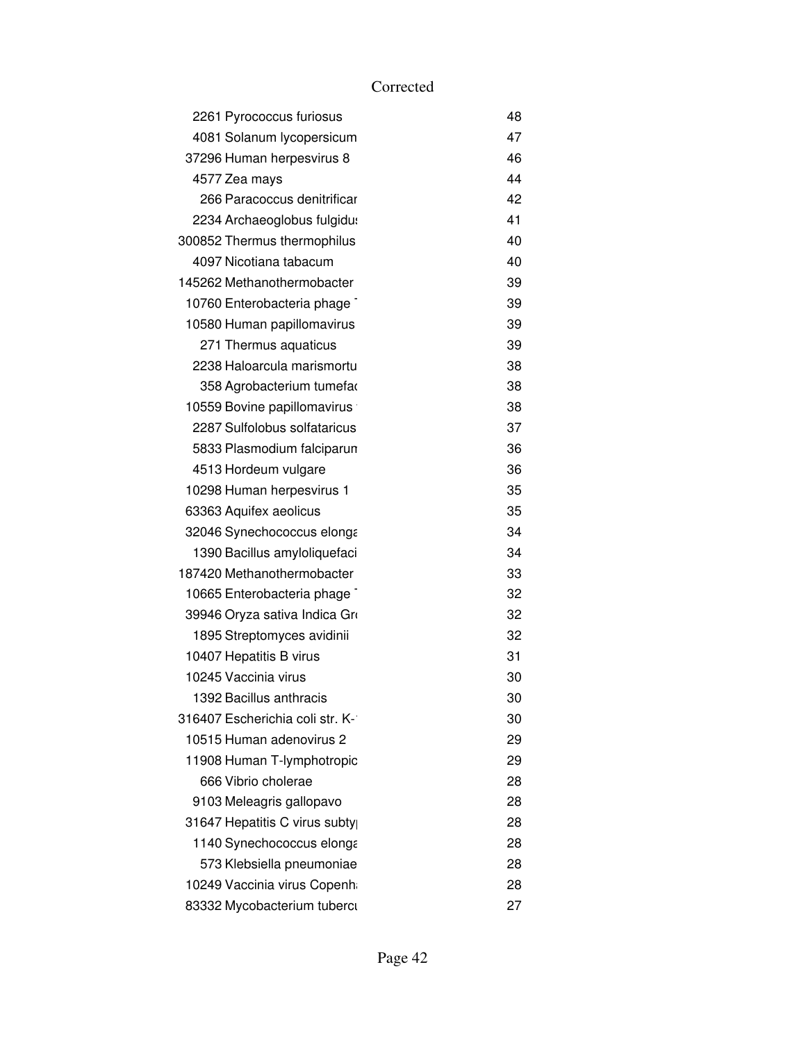Corrected

| | | |
|---|---|---|
| 2261 | Pyrococcus furiosus | 48 |
| 4081 | Solanum lycopersicum | 47 |
| 37296 | Human herpesvirus 8 | 46 |
| 4577 | Zea mays | 44 |
| 266 | Paracoccus denitrificar | 42 |
| 2234 | Archaeoglobus fulgidus | 41 |
| 300852 | Thermus thermophilus | 40 |
| 4097 | Nicotiana tabacum | 40 |
| 145262 | Methanothermobacter | 39 |
| 10760 | Enterobacteria phage | 39 |
| 10580 | Human papillomavirus | 39 |
| 271 | Thermus aquaticus | 39 |
| 2238 | Haloarcula marismortu | 38 |
| 358 | Agrobacterium tumefac | 38 |
| 10559 | Bovine papillomavirus | 38 |
| 2287 | Sulfolobus solfataricus | 37 |
| 5833 | Plasmodium falciparum | 36 |
| 4513 | Hordeum vulgare | 36 |
| 10298 | Human herpesvirus 1 | 35 |
| 63363 | Aquifex aeolicus | 35 |
| 32046 | Synechococcus elonga | 34 |
| 1390 | Bacillus amyloliquefaci | 34 |
| 187420 | Methanothermobacter | 33 |
| 10665 | Enterobacteria phage | 32 |
| 39946 | Oryza sativa Indica Gr | 32 |
| 1895 | Streptomyces avidinii | 32 |
| 10407 | Hepatitis B virus | 31 |
| 10245 | Vaccinia virus | 30 |
| 1392 | Bacillus anthracis | 30 |
| 316407 | Escherichia coli str. K- | 30 |
| 10515 | Human adenovirus 2 | 29 |
| 11908 | Human T-lymphotropic | 29 |
| 666 | Vibrio cholerae | 28 |
| 9103 | Meleagris gallopavo | 28 |
| 31647 | Hepatitis C virus subty | 28 |
| 1140 | Synechococcus elonga | 28 |
| 573 | Klebsiella pneumoniae | 28 |
| 10249 | Vaccinia virus Copenh | 28 |
| 83332 | Mycobacterium tubercu | 27 |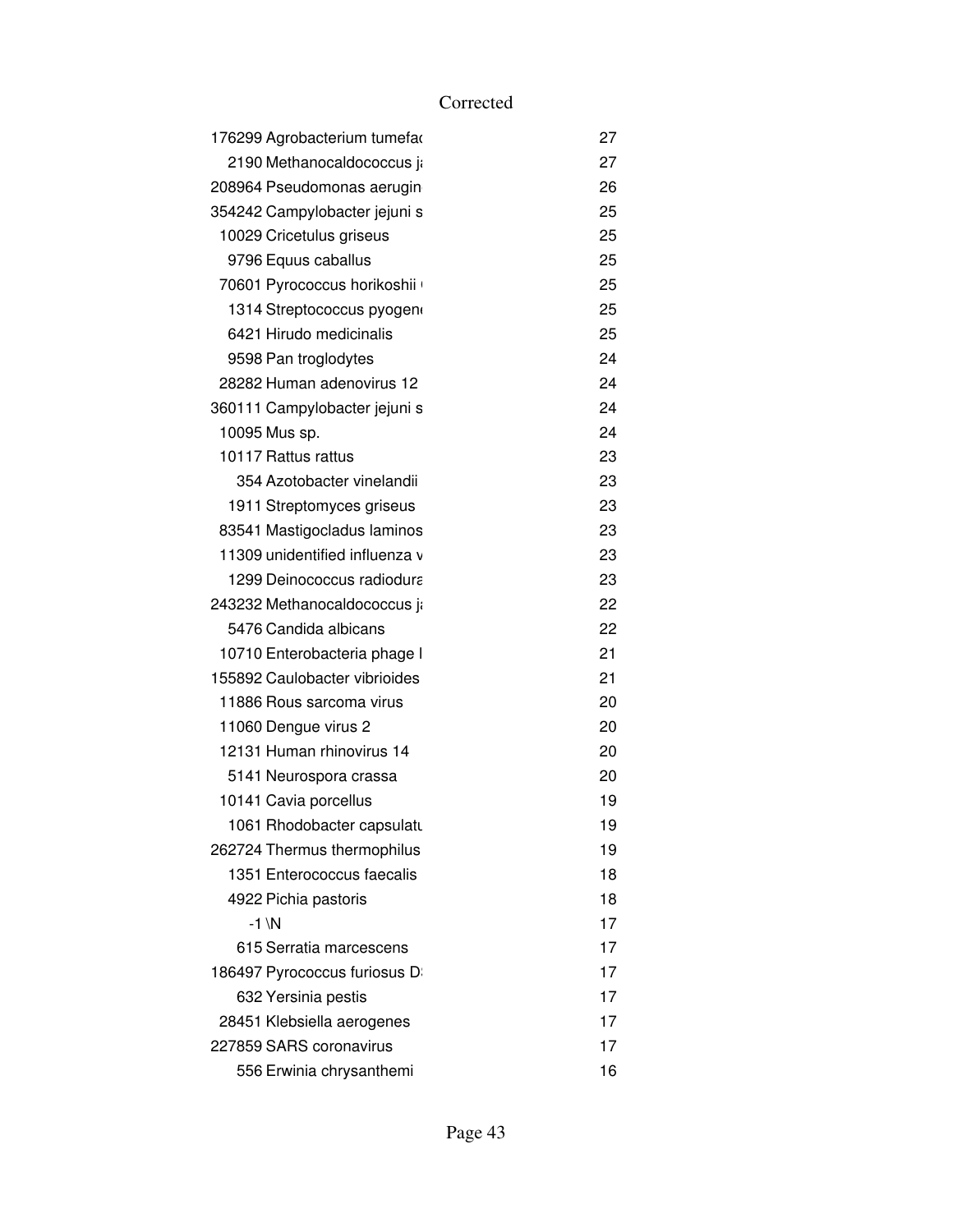Corrected

| | | |
|---|---|---|
| 176299 | Agrobacterium tumefac | 27 |
| 2190 | Methanocaldococcus ja | 27 |
| 208964 | Pseudomonas aerugin | 26 |
| 354242 | Campylobacter jejuni s | 25 |
| 10029 | Cricetulus griseus | 25 |
| 9796 | Equus caballus | 25 |
| 70601 | Pyrococcus horikoshii ( | 25 |
| 1314 | Streptococcus pyogen | 25 |
| 6421 | Hirudo medicinalis | 25 |
| 9598 | Pan troglodytes | 24 |
| 28282 | Human adenovirus 12 | 24 |
| 360111 | Campylobacter jejuni s | 24 |
| 10095 | Mus sp. | 24 |
| 10117 | Rattus rattus | 23 |
| 354 | Azotobacter vinelandii | 23 |
| 1911 | Streptomyces griseus | 23 |
| 83541 | Mastigocladus laminos | 23 |
| 11309 | unidentified influenza v | 23 |
| 1299 | Deinococcus radiodura | 23 |
| 243232 | Methanocaldococcus ja | 22 |
| 5476 | Candida albicans | 22 |
| 10710 | Enterobacteria phage l | 21 |
| 155892 | Caulobacter vibrioides | 21 |
| 11886 | Rous sarcoma virus | 20 |
| 11060 | Dengue virus 2 | 20 |
| 12131 | Human rhinovirus 14 | 20 |
| 5141 | Neurospora crassa | 20 |
| 10141 | Cavia porcellus | 19 |
| 1061 | Rhodobacter capsulatu | 19 |
| 262724 | Thermus thermophilus | 19 |
| 1351 | Enterococcus faecalis | 18 |
| 4922 | Pichia pastoris | 18 |
| -1 | \N | 17 |
| 615 | Serratia marcescens | 17 |
| 186497 | Pyrococcus furiosus D: | 17 |
| 632 | Yersinia pestis | 17 |
| 28451 | Klebsiella aerogenes | 17 |
| 227859 | SARS coronavirus | 17 |
| 556 | Erwinia chrysanthemi | 16 |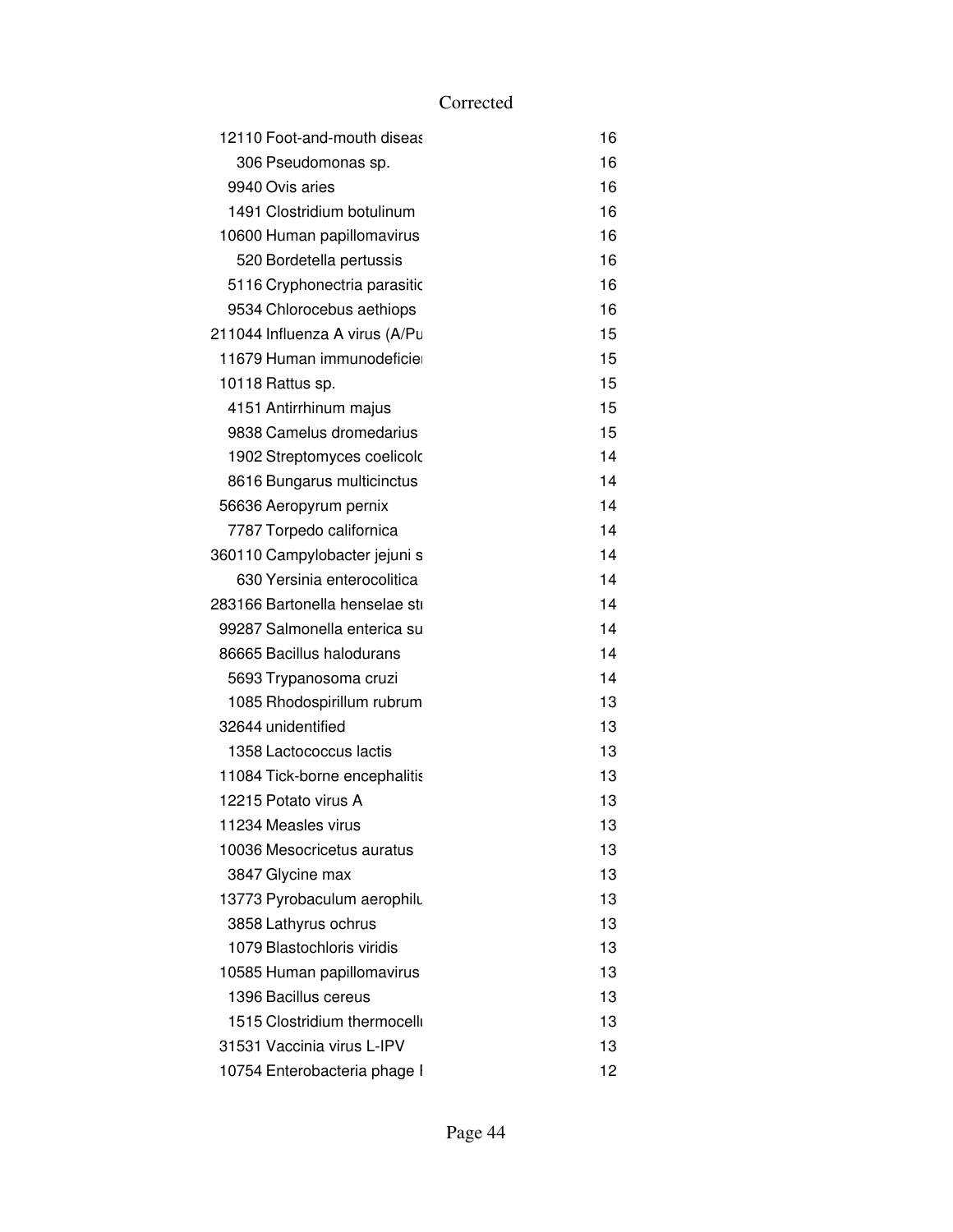Corrected

| | | |
|---|---|---|
| 12110 | Foot-and-mouth diseas | 16 |
| 306 | Pseudomonas sp. | 16 |
| 9940 | Ovis aries | 16 |
| 1491 | Clostridium botulinum | 16 |
| 10600 | Human papillomavirus | 16 |
| 520 | Bordetella pertussis | 16 |
| 5116 | Cryphonectria parasitic | 16 |
| 9534 | Chlorocebus aethiops | 16 |
| 211044 | Influenza A virus (A/Pu | 15 |
| 11679 | Human immunodeficie | 15 |
| 10118 | Rattus sp. | 15 |
| 4151 | Antirrhinum majus | 15 |
| 9838 | Camelus dromedarius | 15 |
| 1902 | Streptomyces coelicolo | 14 |
| 8616 | Bungarus multicinctus | 14 |
| 56636 | Aeropyrum pernix | 14 |
| 7787 | Torpedo californica | 14 |
| 360110 | Campylobacter jejuni s | 14 |
| 630 | Yersinia enterocolitica | 14 |
| 283166 | Bartonella henselae str | 14 |
| 99287 | Salmonella enterica su | 14 |
| 86665 | Bacillus halodurans | 14 |
| 5693 | Trypanosoma cruzi | 14 |
| 1085 | Rhodospirillum rubrum | 13 |
| 32644 | unidentified | 13 |
| 1358 | Lactococcus lactis | 13 |
| 11084 | Tick-borne encephalitis | 13 |
| 12215 | Potato virus A | 13 |
| 11234 | Measles virus | 13 |
| 10036 | Mesocricetus auratus | 13 |
| 3847 | Glycine max | 13 |
| 13773 | Pyrobaculum aerophilu | 13 |
| 3858 | Lathyrus ochrus | 13 |
| 1079 | Blastochloris viridis | 13 |
| 10585 | Human papillomavirus | 13 |
| 1396 | Bacillus cereus | 13 |
| 1515 | Clostridium thermocellu | 13 |
| 31531 | Vaccinia virus L-IPV | 13 |
| 10754 | Enterobacteria phage I | 12 |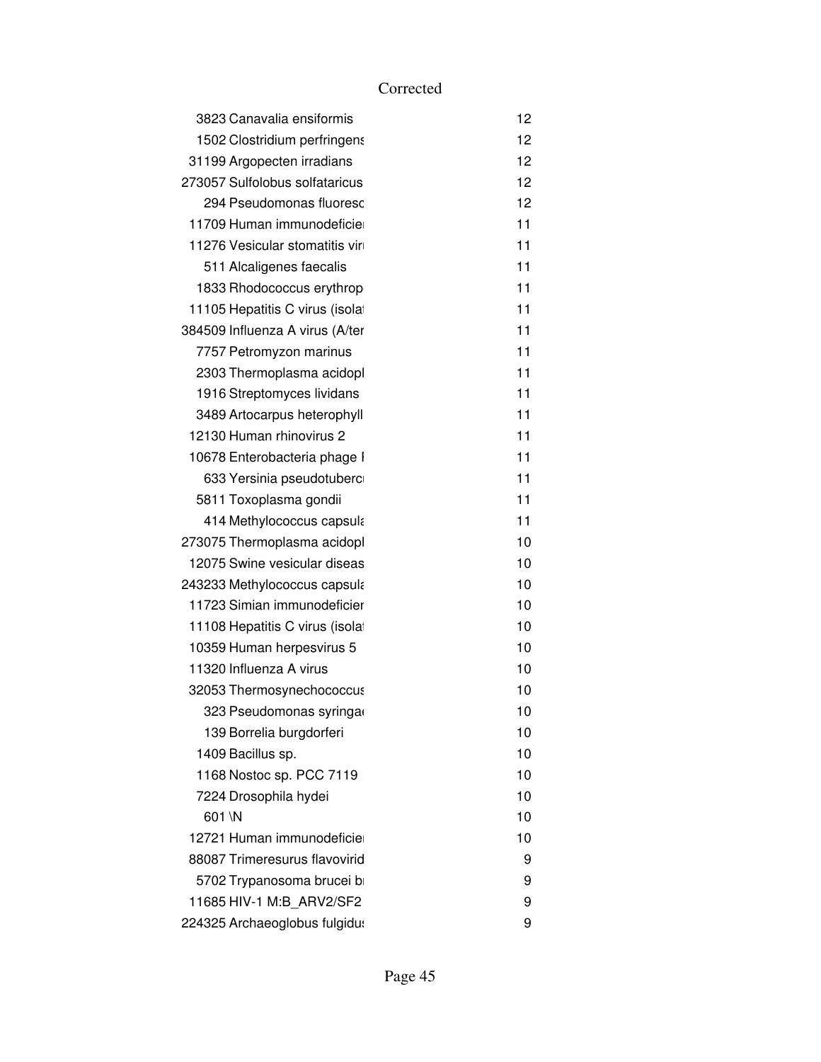Corrected

| | | |
|---|---|---|
| 3823 | Canavalia ensiformis | 12 |
| 1502 | Clostridium perfringens | 12 |
| 31199 | Argopecten irradians | 12 |
| 273057 | Sulfolobus solfataricus | 12 |
| 294 | Pseudomonas fluoresc | 12 |
| 11709 | Human immunodeficie | 11 |
| 11276 | Vesicular stomatitis vir | 11 |
| 511 | Alcaligenes faecalis | 11 |
| 1833 | Rhodococcus erythrop | 11 |
| 11105 | Hepatitis C virus (isola | 11 |
| 384509 | Influenza A virus (A/te | 11 |
| 7757 | Petromyzon marinus | 11 |
| 2303 | Thermoplasma acidopl | 11 |
| 1916 | Streptomyces lividans | 11 |
| 3489 | Artocarpus heterophyll | 11 |
| 12130 | Human rhinovirus 2 | 11 |
| 10678 | Enterobacteria phage I | 11 |
| 633 | Yersinia pseudotuberc | 11 |
| 5811 | Toxoplasma gondii | 11 |
| 414 | Methylococcus capsula | 11 |
| 273075 | Thermoplasma acidopl | 10 |
| 12075 | Swine vesicular diseas | 10 |
| 243233 | Methylococcus capsula | 10 |
| 11723 | Simian immunodeficier | 10 |
| 11108 | Hepatitis C virus (isola | 10 |
| 10359 | Human herpesvirus 5 | 10 |
| 11320 | Influenza A virus | 10 |
| 32053 | Thermosynechococcus | 10 |
| 323 | Pseudomonas syringa | 10 |
| 139 | Borrelia burgdorferi | 10 |
| 1409 | Bacillus sp. | 10 |
| 1168 | Nostoc sp. PCC 7119 | 10 |
| 7224 | Drosophila hydei | 10 |
| 601 | \N | 10 |
| 12721 | Human immunodeficie | 10 |
| 88087 | Trimeresurus flavovirid | 9 |
| 5702 | Trypanosoma brucei b | 9 |
| 11685 | HIV-1 M:B_ARV2/SF2 | 9 |
| 224325 | Archaeoglobus fulgidu | 9 |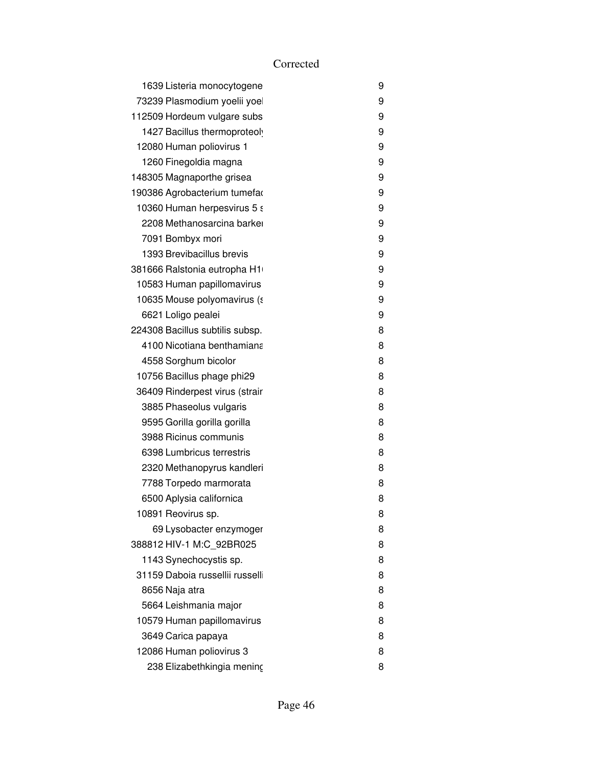Corrected

| | | |
|---|---|---|
| 1639 | Listeria monocytogene | 9 |
| 73239 | Plasmodium yoelii yoel | 9 |
| 112509 | Hordeum vulgare subs | 9 |
| 1427 | Bacillus thermoproteoly | 9 |
| 12080 | Human poliovirus 1 | 9 |
| 1260 | Finegoldia magna | 9 |
| 148305 | Magnaporthe grisea | 9 |
| 190386 | Agrobacterium tumefac | 9 |
| 10360 | Human herpesvirus 5 s | 9 |
| 2208 | Methanosarcina barker | 9 |
| 7091 | Bombyx mori | 9 |
| 1393 | Brevibacillus brevis | 9 |
| 381666 | Ralstonia eutropha H1 | 9 |
| 10583 | Human papillomavirus | 9 |
| 10635 | Mouse polyomavirus (s | 9 |
| 6621 | Loligo pealei | 9 |
| 224308 | Bacillus subtilis subsp. | 8 |
| 4100 | Nicotiana benthamiana | 8 |
| 4558 | Sorghum bicolor | 8 |
| 10756 | Bacillus phage phi29 | 8 |
| 36409 | Rinderpest virus (strain | 8 |
| 3885 | Phaseolus vulgaris | 8 |
| 9595 | Gorilla gorilla gorilla | 8 |
| 3988 | Ricinus communis | 8 |
| 6398 | Lumbricus terrestris | 8 |
| 2320 | Methanopyrus kandleri | 8 |
| 7788 | Torpedo marmorata | 8 |
| 6500 | Aplysia californica | 8 |
| 10891 | Reovirus sp. | 8 |
| 69 | Lysobacter enzymoger | 8 |
| 388812 | HIV-1 M:C_92BR025 | 8 |
| 1143 | Synechocystis sp. | 8 |
| 31159 | Daboia russellii russelli | 8 |
| 8656 | Naja atra | 8 |
| 5664 | Leishmania major | 8 |
| 10579 | Human papillomavirus | 8 |
| 3649 | Carica papaya | 8 |
| 12086 | Human poliovirus 3 | 8 |
| 238 | Elizabethkingia mening | 8 |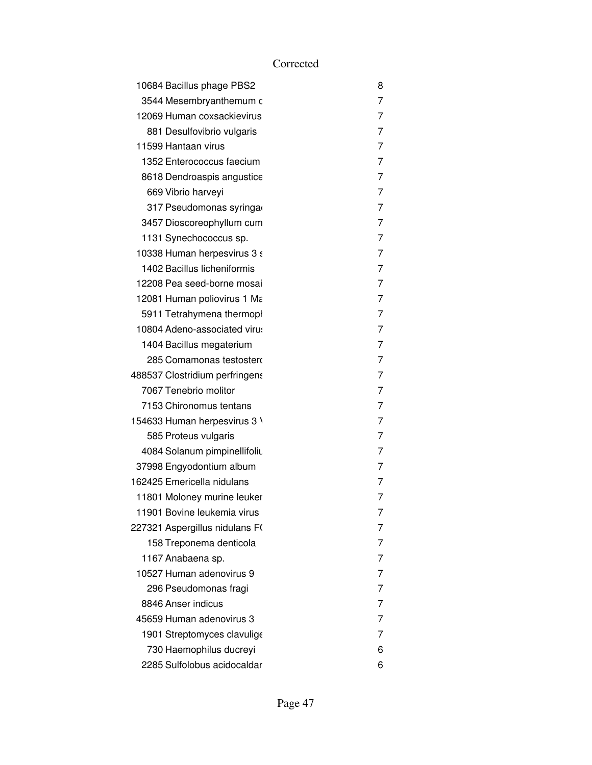Corrected

| | | |
|---|---|---|
| 10684 | Bacillus phage PBS2 | 8 |
| 3544 | Mesembryanthemum c | 7 |
| 12069 | Human coxsackievirus | 7 |
| 881 | Desulfovibrio vulgaris | 7 |
| 11599 | Hantaan virus | 7 |
| 1352 | Enterococcus faecium | 7 |
| 8618 | Dendroaspis angustice | 7 |
| 669 | Vibrio harveyi | 7 |
| 317 | Pseudomonas syringa | 7 |
| 3457 | Dioscoreophyllum cum | 7 |
| 1131 | Synechococcus sp. | 7 |
| 10338 | Human herpesvirus 3 s | 7 |
| 1402 | Bacillus licheniformis | 7 |
| 12208 | Pea seed-borne mosai | 7 |
| 12081 | Human poliovirus 1 Ma | 7 |
| 5911 | Tetrahymena thermopl | 7 |
| 10804 | Adeno-associated viru | 7 |
| 1404 | Bacillus megaterium | 7 |
| 285 | Comamonas testostero | 7 |
| 488537 | Clostridium perfringens | 7 |
| 7067 | Tenebrio molitor | 7 |
| 7153 | Chironomus tentans | 7 |
| 154633 | Human herpesvirus 3 V | 7 |
| 585 | Proteus vulgaris | 7 |
| 4084 | Solanum pimpinellifoliu | 7 |
| 37998 | Engyodontium album | 7 |
| 162425 | Emericella nidulans | 7 |
| 11801 | Moloney murine leuker | 7 |
| 11901 | Bovine leukemia virus | 7 |
| 227321 | Aspergillus nidulans F( | 7 |
| 158 | Treponema denticola | 7 |
| 1167 | Anabaena sp. | 7 |
| 10527 | Human adenovirus 9 | 7 |
| 296 | Pseudomonas fragi | 7 |
| 8846 | Anser indicus | 7 |
| 45659 | Human adenovirus 3 | 7 |
| 1901 | Streptomyces clavulige | 7 |
| 730 | Haemophilus ducreyi | 6 |
| 2285 | Sulfolobus acidocaldar | 6 |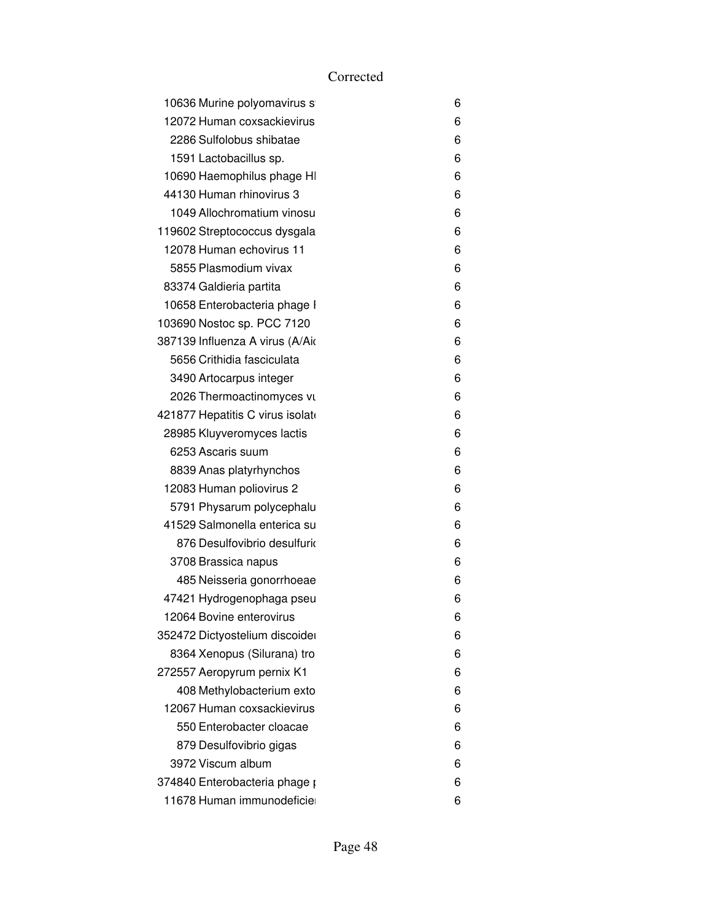Corrected

| | | |
|---|---|---|
| 10636 | Murine polyomavirus s | 6 |
| 12072 | Human coxsackievirus | 6 |
| 2286 | Sulfolobus shibatae | 6 |
| 1591 | Lactobacillus sp. | 6 |
| 10690 | Haemophilus phage HI | 6 |
| 44130 | Human rhinovirus 3 | 6 |
| 1049 | Allochromatium vinosu | 6 |
| 119602 | Streptococcus dysgala | 6 |
| 12078 | Human echovirus 11 | 6 |
| 5855 | Plasmodium vivax | 6 |
| 83374 | Galdieria partita | 6 |
| 10658 | Enterobacteria phage I | 6 |
| 103690 | Nostoc sp. PCC 7120 | 6 |
| 387139 | Influenza A virus (A/Aic | 6 |
| 5656 | Crithidia fasciculata | 6 |
| 3490 | Artocarpus integer | 6 |
| 2026 | Thermoactinomyces vu | 6 |
| 421877 | Hepatitis C virus isolate | 6 |
| 28985 | Kluyveromyces lactis | 6 |
| 6253 | Ascaris suum | 6 |
| 8839 | Anas platyrhynchos | 6 |
| 12083 | Human poliovirus 2 | 6 |
| 5791 | Physarum polycephalu | 6 |
| 41529 | Salmonella enterica su | 6 |
| 876 | Desulfovibrio desulfuric | 6 |
| 3708 | Brassica napus | 6 |
| 485 | Neisseria gonorrhoeae | 6 |
| 47421 | Hydrogenophaga pseu | 6 |
| 12064 | Bovine enterovirus | 6 |
| 352472 | Dictyostelium discoide | 6 |
| 8364 | Xenopus (Silurana) tro | 6 |
| 272557 | Aeropyrum pernix K1 | 6 |
| 408 | Methylobacterium exto | 6 |
| 12067 | Human coxsackievirus | 6 |
| 550 | Enterobacter cloacae | 6 |
| 879 | Desulfovibrio gigas | 6 |
| 3972 | Viscum album | 6 |
| 374840 | Enterobacteria phage p | 6 |
| 11678 | Human immunodeficie | 6 |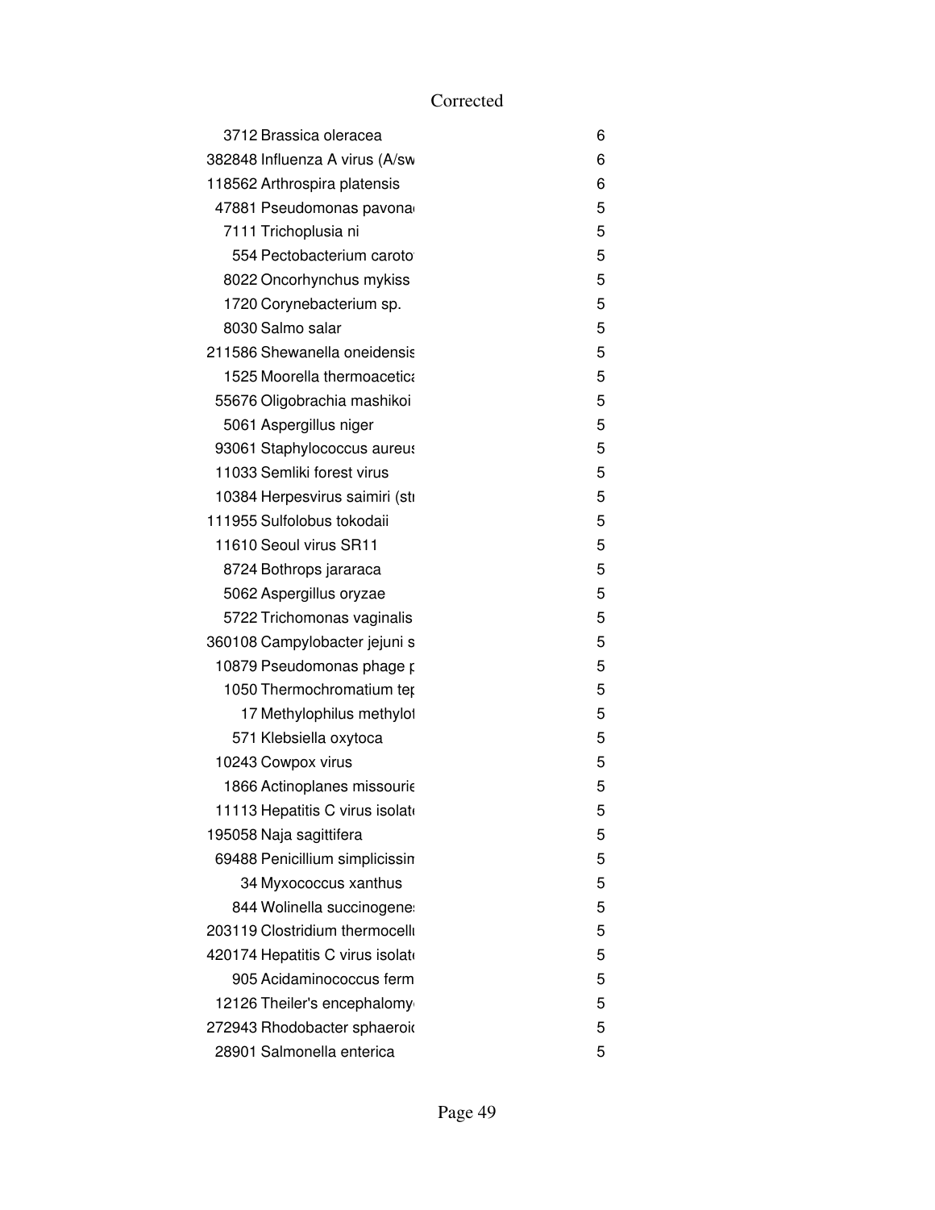| | | |
|---|---|---|
| 3712 | Brassica oleracea | 6 |
| 382848 | Influenza A virus (A/sw | 6 |
| 118562 | Arthrospira platensis | 6 |
| 47881 | Pseudomonas pavona | 5 |
| 7111 | Trichoplusia ni | 5 |
| 554 | Pectobacterium caroto | 5 |
| 8022 | Oncorhynchus mykiss | 5 |
| 1720 | Corynebacterium sp. | 5 |
| 8030 | Salmo salar | 5 |
| 211586 | Shewanella oneidensis | 5 |
| 1525 | Moorella thermoacetica | 5 |
| 55676 | Oligobrachia mashikoi | 5 |
| 5061 | Aspergillus niger | 5 |
| 93061 | Staphylococcus aureus | 5 |
| 11033 | Semliki forest virus | 5 |
| 10384 | Herpesvirus saimiri (st | 5 |
| 111955 | Sulfolobus tokodaii | 5 |
| 11610 | Seoul virus SR11 | 5 |
| 8724 | Bothrops jararaca | 5 |
| 5062 | Aspergillus oryzae | 5 |
| 5722 | Trichomonas vaginalis | 5 |
| 360108 | Campylobacter jejuni s | 5 |
| 10879 | Pseudomonas phage p | 5 |
| 1050 | Thermochromatium tep | 5 |
| 17 | Methylophilus methylot | 5 |
| 571 | Klebsiella oxytoca | 5 |
| 10243 | Cowpox virus | 5 |
| 1866 | Actinoplanes missourie | 5 |
| 11113 | Hepatitis C virus isolate | 5 |
| 195058 | Naja sagittifera | 5 |
| 69488 | Penicillium simplicissim | 5 |
| 34 | Myxococcus xanthus | 5 |
| 844 | Wolinella succinogenes | 5 |
| 203119 | Clostridium thermocellu | 5 |
| 420174 | Hepatitis C virus isolate | 5 |
| 905 | Acidaminococcus ferm | 5 |
| 12126 | Theiler's encephalomy | 5 |
| 272943 | Rhodobacter sphaeroid | 5 |
| 28901 | Salmonella enterica | 5 |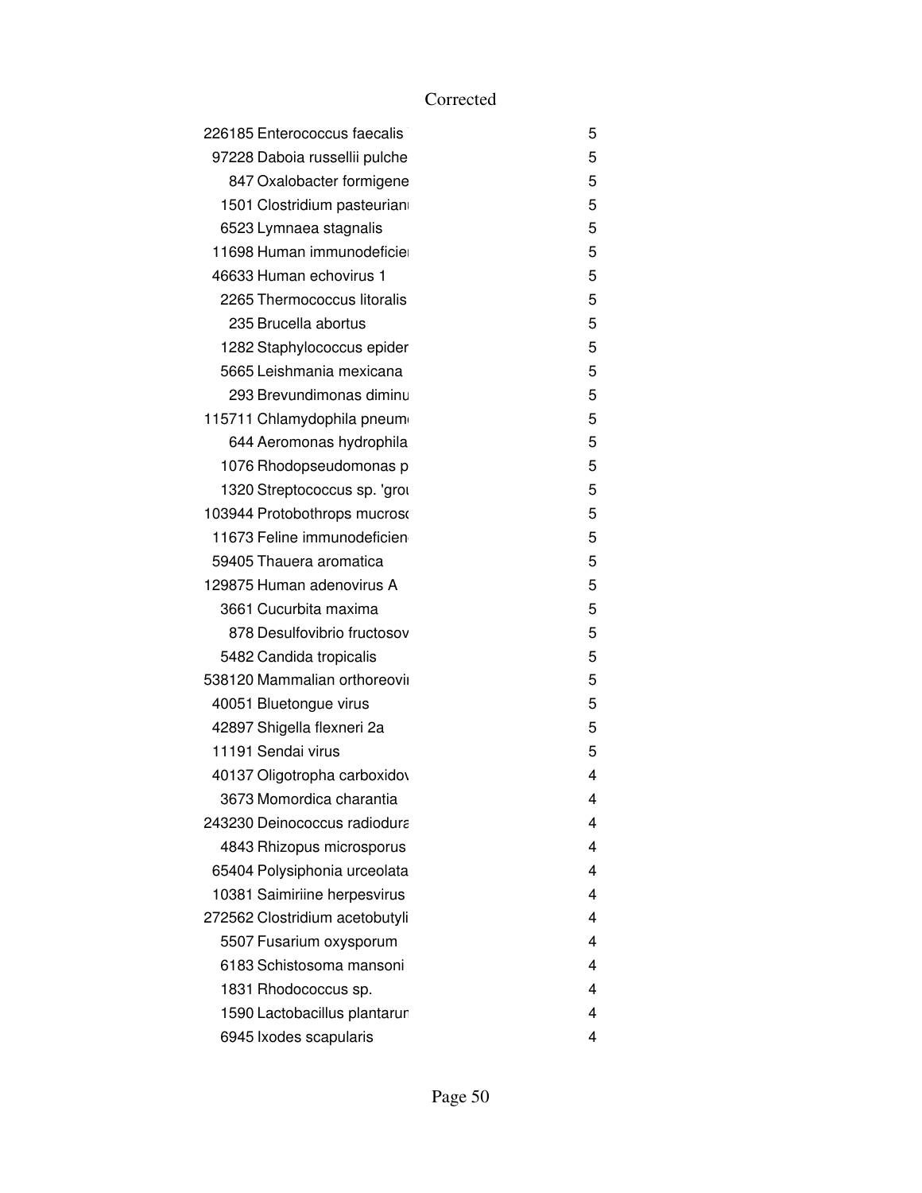| | | |
|---|---|---|
| 226185 | Enterococcus faecalis | 5 |
| 97228 | Daboia russellii pulche | 5 |
| 847 | Oxalobacter formigene | 5 |
| 1501 | Clostridium pasteurian | 5 |
| 6523 | Lymnaea stagnalis | 5 |
| 11698 | Human immunodeficie | 5 |
| 46633 | Human echovirus 1 | 5 |
| 2265 | Thermococcus litoralis | 5 |
| 235 | Brucella abortus | 5 |
| 1282 | Staphylococcus epider | 5 |
| 5665 | Leishmania mexicana | 5 |
| 293 | Brevundimonas diminu | 5 |
| 115711 | Chlamydophila pneum | 5 |
| 644 | Aeromonas hydrophila | 5 |
| 1076 | Rhodopseudomonas p | 5 |
| 1320 | Streptococcus sp. 'grou | 5 |
| 103944 | Protobothrops mucros | 5 |
| 11673 | Feline immunodeficien | 5 |
| 59405 | Thauera aromatica | 5 |
| 129875 | Human adenovirus A | 5 |
| 3661 | Cucurbita maxima | 5 |
| 878 | Desulfovibrio fructosov | 5 |
| 5482 | Candida tropicalis | 5 |
| 538120 | Mammalian orthoreovi | 5 |
| 40051 | Bluetongue virus | 5 |
| 42897 | Shigella flexneri 2a | 5 |
| 11191 | Sendai virus | 5 |
| 40137 | Oligotropha carboxidov | 4 |
| 3673 | Momordica charantia | 4 |
| 243230 | Deinococcus radiodura | 4 |
| 4843 | Rhizopus microsporus | 4 |
| 65404 | Polysiphonia urceolata | 4 |
| 10381 | Saimiriine herpesvirus | 4 |
| 272562 | Clostridium acetobutyli | 4 |
| 5507 | Fusarium oxysporum | 4 |
| 6183 | Schistosoma mansoni | 4 |
| 1831 | Rhodococcus sp. | 4 |
| 1590 | Lactobacillus plantarun | 4 |
| 6945 | Ixodes scapularis | 4 |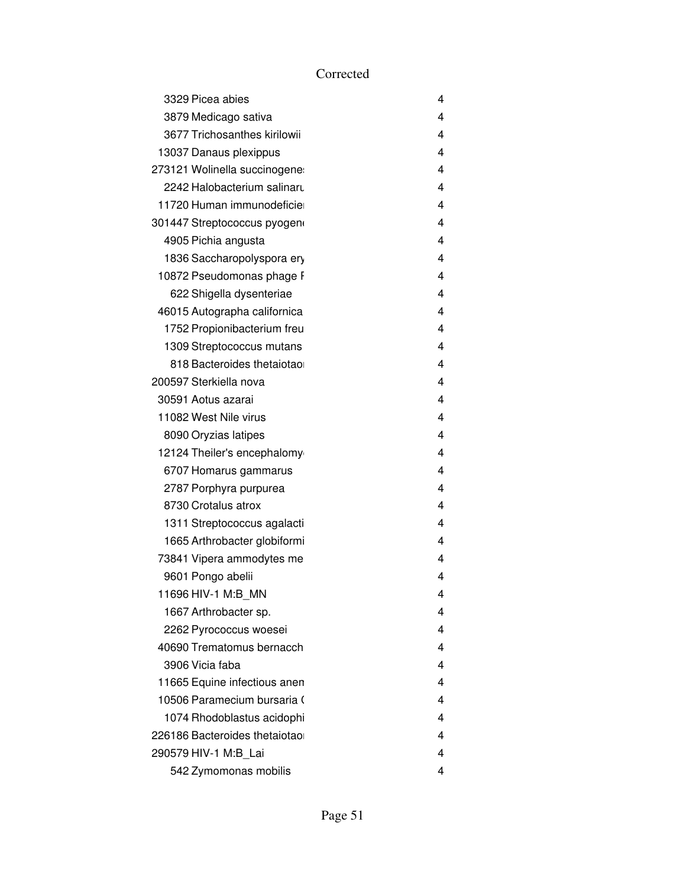Corrected

| | | |
|---|---|---|
| 3329 | Picea abies | 4 |
| 3879 | Medicago sativa | 4 |
| 3677 | Trichosanthes kirilowii | 4 |
| 13037 | Danaus plexippus | 4 |
| 273121 | Wolinella succinogene: | 4 |
| 2242 | Halobacterium salinaru | 4 |
| 11720 | Human immunodeficier | 4 |
| 301447 | Streptococcus pyogen( | 4 |
| 4905 | Pichia angusta | 4 |
| 1836 | Saccharopolyspora ery | 4 |
| 10872 | Pseudomonas phage F | 4 |
| 622 | Shigella dysenteriae | 4 |
| 46015 | Autographa californica | 4 |
| 1752 | Propionibacterium freu | 4 |
| 1309 | Streptococcus mutans | 4 |
| 818 | Bacteroides thetaiotaoı | 4 |
| 200597 | Sterkiella nova | 4 |
| 30591 | Aotus azarai | 4 |
| 11082 | West Nile virus | 4 |
| 8090 | Oryzias latipes | 4 |
| 12124 | Theiler's encephalomy | 4 |
| 6707 | Homarus gammarus | 4 |
| 2787 | Porphyra purpurea | 4 |
| 8730 | Crotalus atrox | 4 |
| 1311 | Streptococcus agalacti | 4 |
| 1665 | Arthrobacter globiformi | 4 |
| 73841 | Vipera ammodytes me | 4 |
| 9601 | Pongo abelii | 4 |
| 11696 | HIV-1 M:B_MN | 4 |
| 1667 | Arthrobacter sp. | 4 |
| 2262 | Pyrococcus woesei | 4 |
| 40690 | Trematomus bernacch | 4 |
| 3906 | Vicia faba | 4 |
| 11665 | Equine infectious anen | 4 |
| 10506 | Paramecium bursaria ( | 4 |
| 1074 | Rhodoblastus acidophi | 4 |
| 226186 | Bacteroides thetaiotaoı | 4 |
| 290579 | HIV-1 M:B_Lai | 4 |
| 542 | Zymomonas mobilis | 4 |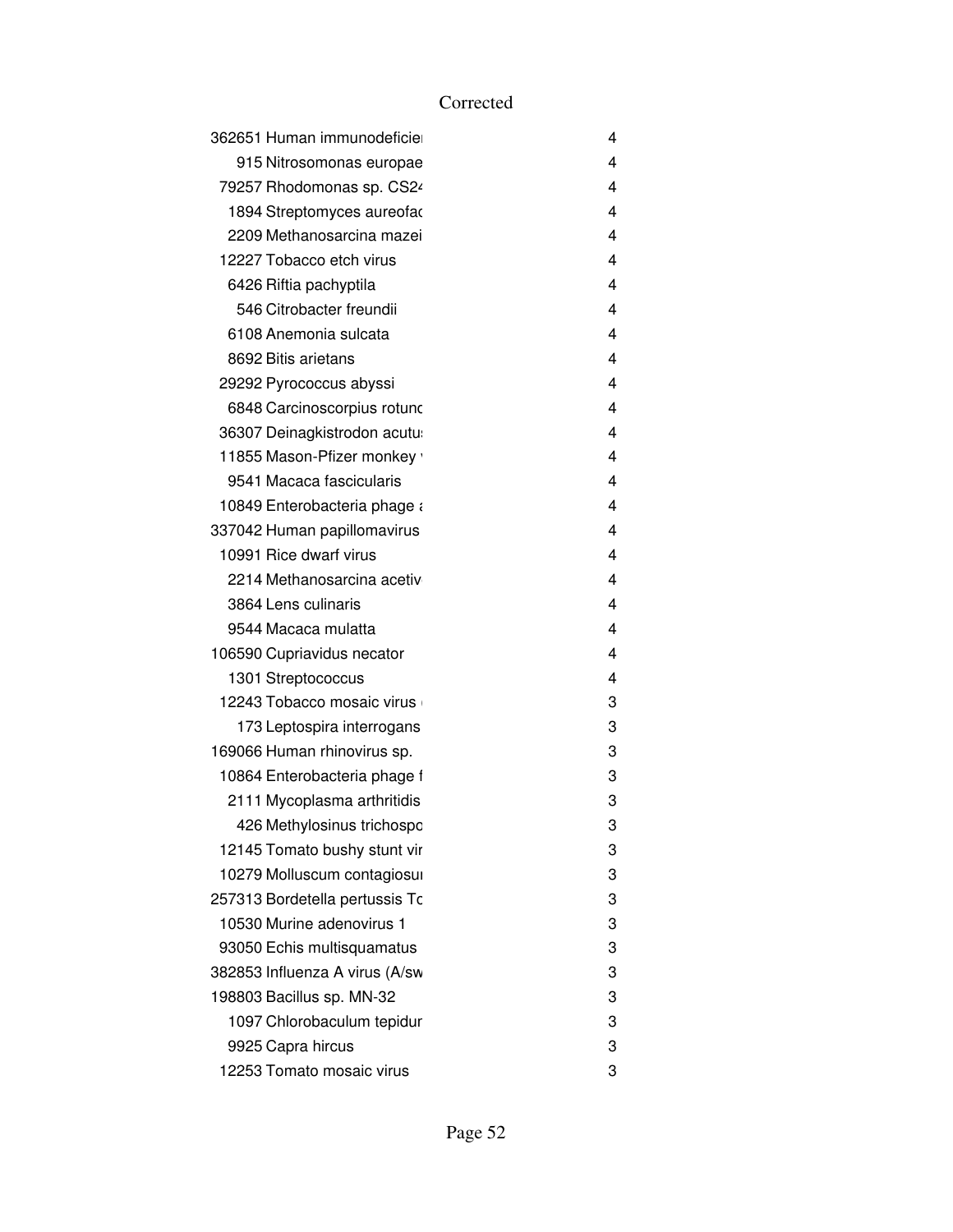Corrected

| | | |
|---|---|---|
| 362651 | Human immunodeficie | 4 |
| 915 | Nitrosomonas europae | 4 |
| 79257 | Rhodomonas sp. CS24 | 4 |
| 1894 | Streptomyces aureofac | 4 |
| 2209 | Methanosarcina mazei | 4 |
| 12227 | Tobacco etch virus | 4 |
| 6426 | Riftia pachyptila | 4 |
| 546 | Citrobacter freundii | 4 |
| 6108 | Anemonia sulcata | 4 |
| 8692 | Bitis arietans | 4 |
| 29292 | Pyrococcus abyssi | 4 |
| 6848 | Carcinoscorpius rotunc | 4 |
| 36307 | Deinagkistrodon acutu | 4 |
| 11855 | Mason-Pfizer monkey | 4 |
| 9541 | Macaca fascicularis | 4 |
| 10849 | Enterobacteria phage | 4 |
| 337042 | Human papillomavirus | 4 |
| 10991 | Rice dwarf virus | 4 |
| 2214 | Methanosarcina acetiv | 4 |
| 3864 | Lens culinaris | 4 |
| 9544 | Macaca mulatta | 4 |
| 106590 | Cupriavidus necator | 4 |
| 1301 | Streptococcus | 4 |
| 12243 | Tobacco mosaic virus | 3 |
| 173 | Leptospira interrogans | 3 |
| 169066 | Human rhinovirus sp. | 3 |
| 10864 | Enterobacteria phage f | 3 |
| 2111 | Mycoplasma arthritidis | 3 |
| 426 | Methylosinus trichospo | 3 |
| 12145 | Tomato bushy stunt vir | 3 |
| 10279 | Molluscum contagiosu | 3 |
| 257313 | Bordetella pertussis To | 3 |
| 10530 | Murine adenovirus 1 | 3 |
| 93050 | Echis multisquamatus | 3 |
| 382853 | Influenza A virus (A/sw | 3 |
| 198803 | Bacillus sp. MN-32 | 3 |
| 1097 | Chlorobaculum tepidur | 3 |
| 9925 | Capra hircus | 3 |
| 12253 | Tomato mosaic virus | 3 |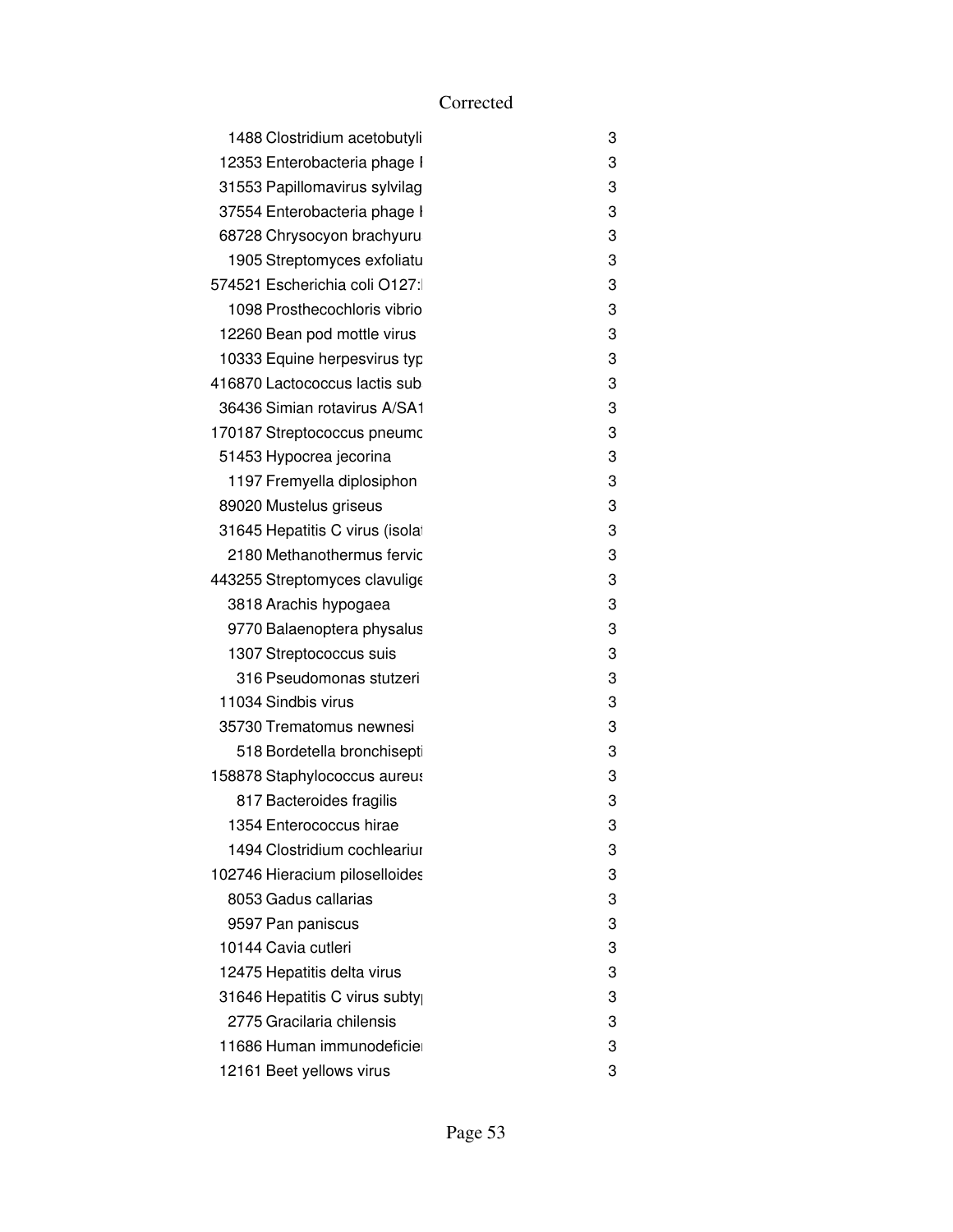Corrected

| | | |
|---|---|---|
| 1488 | Clostridium acetobutyli | 3 |
| 12353 | Enterobacteria phage I | 3 |
| 31553 | Papillomavirus sylvilag | 3 |
| 37554 | Enterobacteria phage I | 3 |
| 68728 | Chrysocyon brachyuru | 3 |
| 1905 | Streptomyces exfoliatu | 3 |
| 574521 | Escherichia coli O127:I | 3 |
| 1098 | Prosthecochloris vibrio | 3 |
| 12260 | Bean pod mottle virus | 3 |
| 10333 | Equine herpesvirus typ | 3 |
| 416870 | Lactococcus lactis sub | 3 |
| 36436 | Simian rotavirus A/SA1 | 3 |
| 170187 | Streptococcus pneumo | 3 |
| 51453 | Hypocrea jecorina | 3 |
| 1197 | Fremyella diplosiphon | 3 |
| 89020 | Mustelus griseus | 3 |
| 31645 | Hepatitis C virus (isola | 3 |
| 2180 | Methanothermus fervic | 3 |
| 443255 | Streptomyces clavulige | 3 |
| 3818 | Arachis hypogaea | 3 |
| 9770 | Balaenoptera physalus | 3 |
| 1307 | Streptococcus suis | 3 |
| 316 | Pseudomonas stutzeri | 3 |
| 11034 | Sindbis virus | 3 |
| 35730 | Trematomus newnesi | 3 |
| 518 | Bordetella bronchisepti | 3 |
| 158878 | Staphylococcus aureus | 3 |
| 817 | Bacteroides fragilis | 3 |
| 1354 | Enterococcus hirae | 3 |
| 1494 | Clostridium cochleariu | 3 |
| 102746 | Hieracium piloselloides | 3 |
| 8053 | Gadus callarias | 3 |
| 9597 | Pan paniscus | 3 |
| 10144 | Cavia cutleri | 3 |
| 12475 | Hepatitis delta virus | 3 |
| 31646 | Hepatitis C virus subty | 3 |
| 2775 | Gracilaria chilensis | 3 |
| 11686 | Human immunodeficie | 3 |
| 12161 | Beet yellows virus | 3 |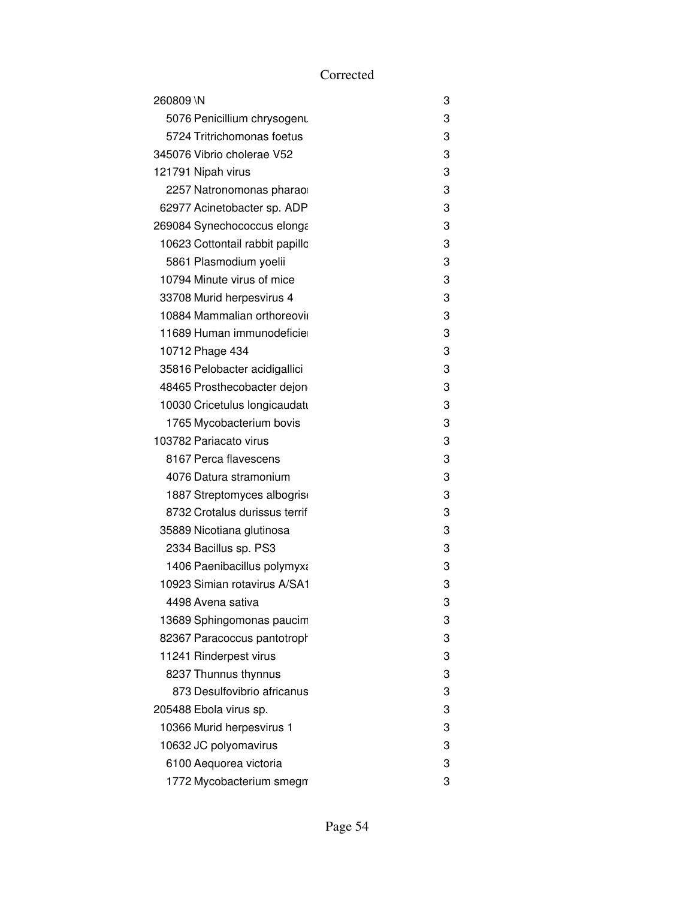Corrected

| | | |
|---|---|---|
| 260809 | \N | 3 |
| 5076 | Penicillium chrysogenu | 3 |
| 5724 | Tritrichomonas foetus | 3 |
| 345076 | Vibrio cholerae V52 | 3 |
| 121791 | Nipah virus | 3 |
| 2257 | Natronomonas pharaoı | 3 |
| 62977 | Acinetobacter sp. ADP | 3 |
| 269084 | Synechococcus elonga | 3 |
| 10623 | Cottontail rabbit papillo | 3 |
| 5861 | Plasmodium yoelii | 3 |
| 10794 | Minute virus of mice | 3 |
| 33708 | Murid herpesvirus 4 | 3 |
| 10884 | Mammalian orthoreovi | 3 |
| 11689 | Human immunodeficie | 3 |
| 10712 | Phage 434 | 3 |
| 35816 | Pelobacter acidigallici | 3 |
| 48465 | Prosthecobacter dejon | 3 |
| 10030 | Cricetulus longicaudatu | 3 |
| 1765 | Mycobacterium bovis | 3 |
| 103782 | Pariacato virus | 3 |
| 8167 | Perca flavescens | 3 |
| 4076 | Datura stramonium | 3 |
| 1887 | Streptomyces albogris | 3 |
| 8732 | Crotalus durissus terrif | 3 |
| 35889 | Nicotiana glutinosa | 3 |
| 2334 | Bacillus sp. PS3 | 3 |
| 1406 | Paenibacillus polymyx | 3 |
| 10923 | Simian rotavirus A/SA1 | 3 |
| 4498 | Avena sativa | 3 |
| 13689 | Sphingomonas paucim | 3 |
| 82367 | Paracoccus pantotroph | 3 |
| 11241 | Rinderpest virus | 3 |
| 8237 | Thunnus thynnus | 3 |
| 873 | Desulfovibrio africanus | 3 |
| 205488 | Ebola virus sp. | 3 |
| 10366 | Murid herpesvirus 1 | 3 |
| 10632 | JC polyomavirus | 3 |
| 6100 | Aequorea victoria | 3 |
| 1772 | Mycobacterium smegm | 3 |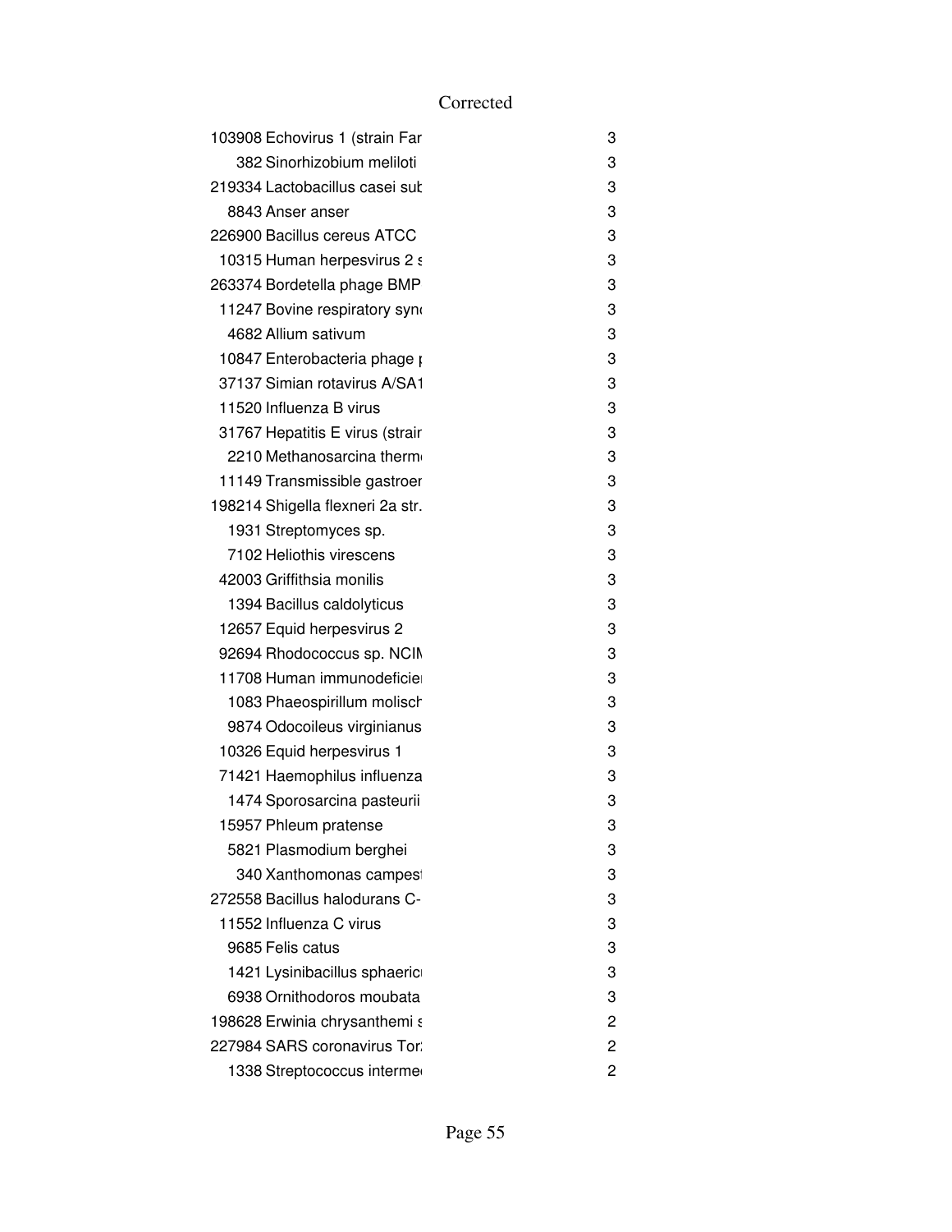Corrected

| | | |
|---|---|---|
| 103908 | Echovirus 1 (strain Far | 3 |
| 382 | Sinorhizobium meliloti | 3 |
| 219334 | Lactobacillus casei sub | 3 |
| 8843 | Anser anser | 3 |
| 226900 | Bacillus cereus ATCC | 3 |
| 10315 | Human herpesvirus 2 s | 3 |
| 263374 | Bordetella phage BMP | 3 |
| 11247 | Bovine respiratory sync | 3 |
| 4682 | Allium sativum | 3 |
| 10847 | Enterobacteria phage p | 3 |
| 37137 | Simian rotavirus A/SA1 | 3 |
| 11520 | Influenza B virus | 3 |
| 31767 | Hepatitis E virus (strain | 3 |
| 2210 | Methanosarcina therm | 3 |
| 11149 | Transmissible gastroen | 3 |
| 198214 | Shigella flexneri 2a str. | 3 |
| 1931 | Streptomyces sp. | 3 |
| 7102 | Heliothis virescens | 3 |
| 42003 | Griffithsia monilis | 3 |
| 1394 | Bacillus caldolyticus | 3 |
| 12657 | Equid herpesvirus 2 | 3 |
| 92694 | Rhodococcus sp. NCIM | 3 |
| 11708 | Human immunodeficien | 3 |
| 1083 | Phaeospirillum molisch | 3 |
| 9874 | Odocoileus virginianus | 3 |
| 10326 | Equid herpesvirus 1 | 3 |
| 71421 | Haemophilus influenza | 3 |
| 1474 | Sporosarcina pasteurii | 3 |
| 15957 | Phleum pratense | 3 |
| 5821 | Plasmodium berghei | 3 |
| 340 | Xanthomonas campest | 3 |
| 272558 | Bacillus halodurans C- | 3 |
| 11552 | Influenza C virus | 3 |
| 9685 | Felis catus | 3 |
| 1421 | Lysinibacillus sphaeric | 3 |
| 6938 | Ornithodoros moubata | 3 |
| 198628 | Erwinia chrysanthemi s | 2 |
| 227984 | SARS coronavirus Tor | 2 |
| 1338 | Streptococcus interme | 2 |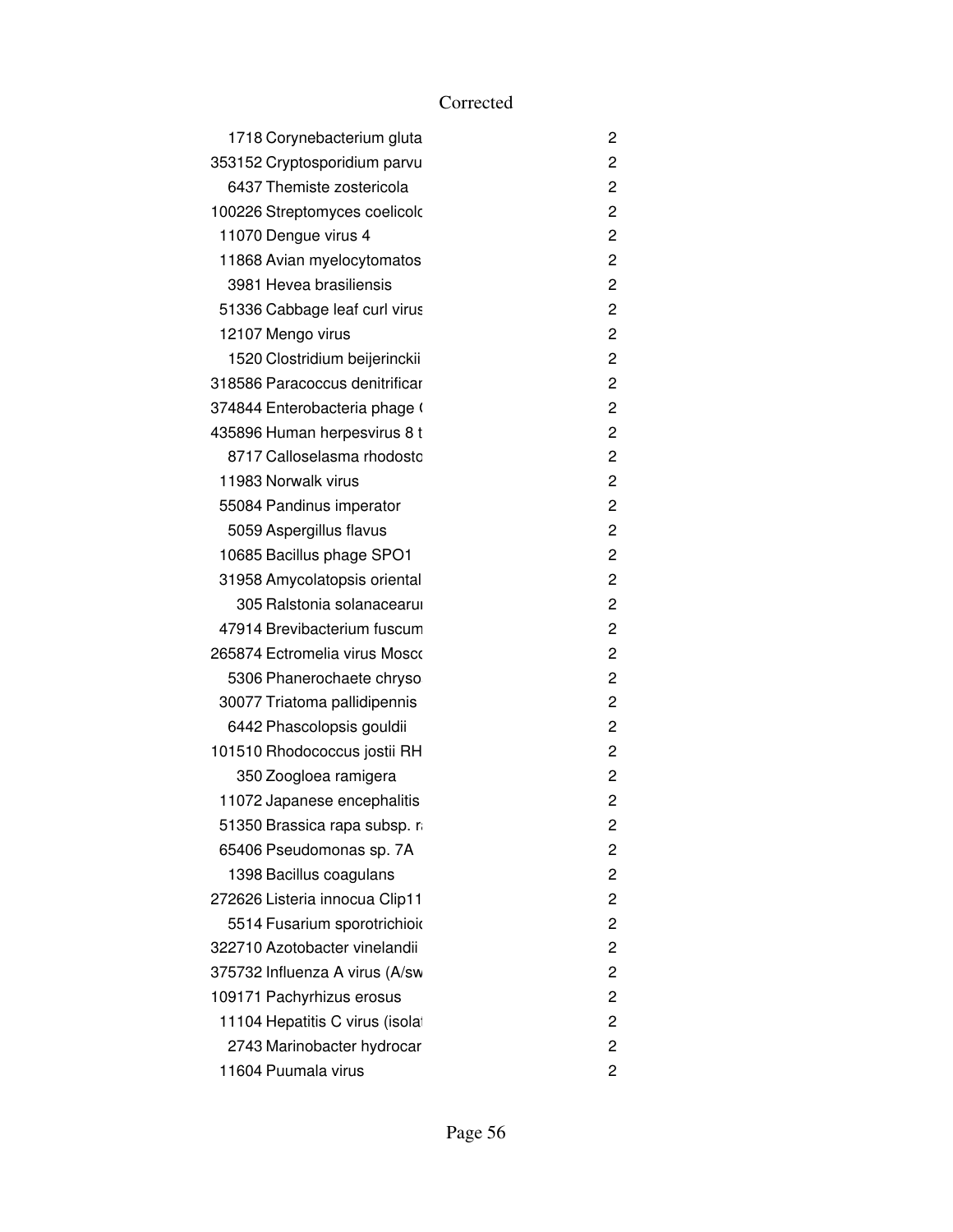Corrected

| | | |
|---|---|---|
| 1718 | Corynebacterium gluta | 2 |
| 353152 | Cryptosporidium parvu | 2 |
| 6437 | Themiste zostericola | 2 |
| 100226 | Streptomyces coelicolc | 2 |
| 11070 | Dengue virus 4 | 2 |
| 11868 | Avian myelocytomatos | 2 |
| 3981 | Hevea brasiliensis | 2 |
| 51336 | Cabbage leaf curl virus | 2 |
| 12107 | Mengo virus | 2 |
| 1520 | Clostridium beijerinckii | 2 |
| 318586 | Paracoccus denitrificar | 2 |
| 374844 | Enterobacteria phage ( | 2 |
| 435896 | Human herpesvirus 8 t | 2 |
| 8717 | Calloselasma rhodosto | 2 |
| 11983 | Norwalk virus | 2 |
| 55084 | Pandinus imperator | 2 |
| 5059 | Aspergillus flavus | 2 |
| 10685 | Bacillus phage SPO1 | 2 |
| 31958 | Amycolatopsis oriental | 2 |
| 305 | Ralstonia solanacearu | 2 |
| 47914 | Brevibacterium fuscum | 2 |
| 265874 | Ectromelia virus Mosco | 2 |
| 5306 | Phanerochaete chryso | 2 |
| 30077 | Triatoma pallidipennis | 2 |
| 6442 | Phascolopsis gouldii | 2 |
| 101510 | Rhodococcus jostii RH | 2 |
| 350 | Zoogloea ramigera | 2 |
| 11072 | Japanese encephalitis | 2 |
| 51350 | Brassica rapa subsp. ra | 2 |
| 65406 | Pseudomonas sp. 7A | 2 |
| 1398 | Bacillus coagulans | 2 |
| 272626 | Listeria innocua Clip11 | 2 |
| 5514 | Fusarium sporotrichioic | 2 |
| 322710 | Azotobacter vinelandii | 2 |
| 375732 | Influenza A virus (A/sw | 2 |
| 109171 | Pachyrhizus erosus | 2 |
| 11104 | Hepatitis C virus (isolat | 2 |
| 2743 | Marinobacter hydrocar | 2 |
| 11604 | Puumala virus | 2 |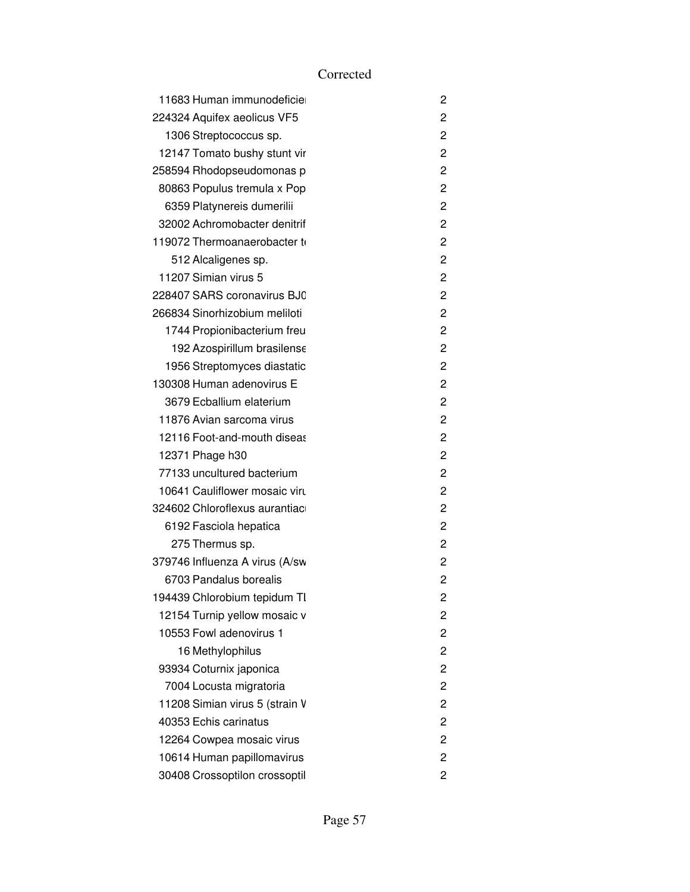Corrected

| | | |
|---|---|---|
| 11683 | Human immunodeficie | 2 |
| 224324 | Aquifex aeolicus VF5 | 2 |
| 1306 | Streptococcus sp. | 2 |
| 12147 | Tomato bushy stunt vir | 2 |
| 258594 | Rhodopseudomonas p | 2 |
| 80863 | Populus tremula x Pop | 2 |
| 6359 | Platynereis dumerilii | 2 |
| 32002 | Achromobacter denitrif | 2 |
| 119072 | Thermoanaerobacter te | 2 |
| 512 | Alcaligenes sp. | 2 |
| 11207 | Simian virus 5 | 2 |
| 228407 | SARS coronavirus BJ0 | 2 |
| 266834 | Sinorhizobium meliloti | 2 |
| 1744 | Propionibacterium freu | 2 |
| 192 | Azospirillum brasilense | 2 |
| 1956 | Streptomyces diastatic | 2 |
| 130308 | Human adenovirus E | 2 |
| 3679 | Ecballium elaterium | 2 |
| 11876 | Avian sarcoma virus | 2 |
| 12116 | Foot-and-mouth diseas | 2 |
| 12371 | Phage h30 | 2 |
| 77133 | uncultured bacterium | 2 |
| 10641 | Cauliflower mosaic viru | 2 |
| 324602 | Chloroflexus aurantiac | 2 |
| 6192 | Fasciola hepatica | 2 |
| 275 | Thermus sp. | 2 |
| 379746 | Influenza A virus (A/sw | 2 |
| 6703 | Pandalus borealis | 2 |
| 194439 | Chlorobium tepidum TL | 2 |
| 12154 | Turnip yellow mosaic v | 2 |
| 10553 | Fowl adenovirus 1 | 2 |
| 16 | Methylophilus | 2 |
| 93934 | Coturnix japonica | 2 |
| 7004 | Locusta migratoria | 2 |
| 11208 | Simian virus 5 (strain W | 2 |
| 40353 | Echis carinatus | 2 |
| 12264 | Cowpea mosaic virus | 2 |
| 10614 | Human papillomavirus | 2 |
| 30408 | Crossoptilon crossoptil | 2 |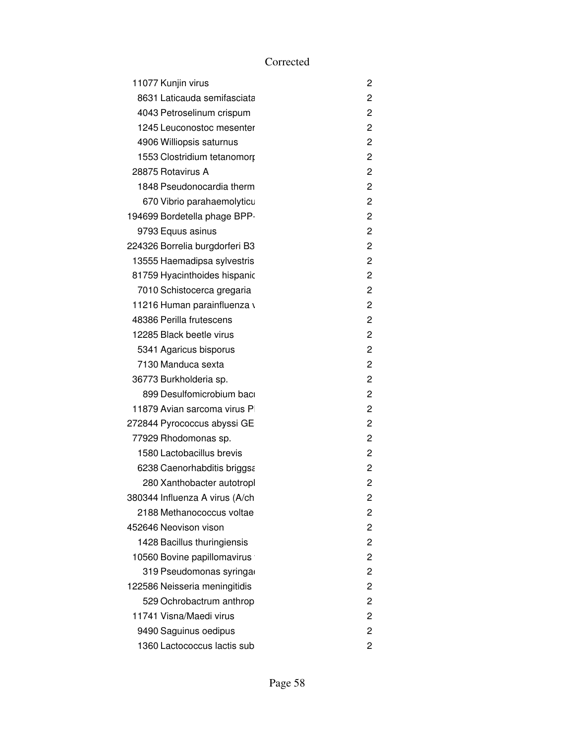Corrected

| | | |
|---|---|---|
| 11077 | Kunjin virus | 2 |
| 8631 | Laticauda semifasciata | 2 |
| 4043 | Petroselinum crispum | 2 |
| 1245 | Leuconostoc mesenter | 2 |
| 4906 | Williopsis saturnus | 2 |
| 1553 | Clostridium tetanomorp | 2 |
| 28875 | Rotavirus A | 2 |
| 1848 | Pseudonocardia therm | 2 |
| 670 | Vibrio parahaemolyticu | 2 |
| 194699 | Bordetella phage BPP- | 2 |
| 9793 | Equus asinus | 2 |
| 224326 | Borrelia burgdorferi B3 | 2 |
| 13555 | Haemadipsa sylvestris | 2 |
| 81759 | Hyacinthoides hispanic | 2 |
| 7010 | Schistocerca gregaria | 2 |
| 11216 | Human parainfluenza v | 2 |
| 48386 | Perilla frutescens | 2 |
| 12285 | Black beetle virus | 2 |
| 5341 | Agaricus bisporus | 2 |
| 7130 | Manduca sexta | 2 |
| 36773 | Burkholderia sp. | 2 |
| 899 | Desulfomicrobium bacu | 2 |
| 11879 | Avian sarcoma virus P | 2 |
| 272844 | Pyrococcus abyssi GE | 2 |
| 77929 | Rhodomonas sp. | 2 |
| 1580 | Lactobacillus brevis | 2 |
| 6238 | Caenorhabditis briggsa | 2 |
| 280 | Xanthobacter autotropl | 2 |
| 380344 | Influenza A virus (A/ch | 2 |
| 2188 | Methanococcus voltae | 2 |
| 452646 | Neovison vison | 2 |
| 1428 | Bacillus thuringiensis | 2 |
| 10560 | Bovine papillomavirus | 2 |
| 319 | Pseudomonas syringae | 2 |
| 122586 | Neisseria meningitidis | 2 |
| 529 | Ochrobactrum anthrop | 2 |
| 11741 | Visna/Maedi virus | 2 |
| 9490 | Saguinus oedipus | 2 |
| 1360 | Lactococcus lactis sub | 2 |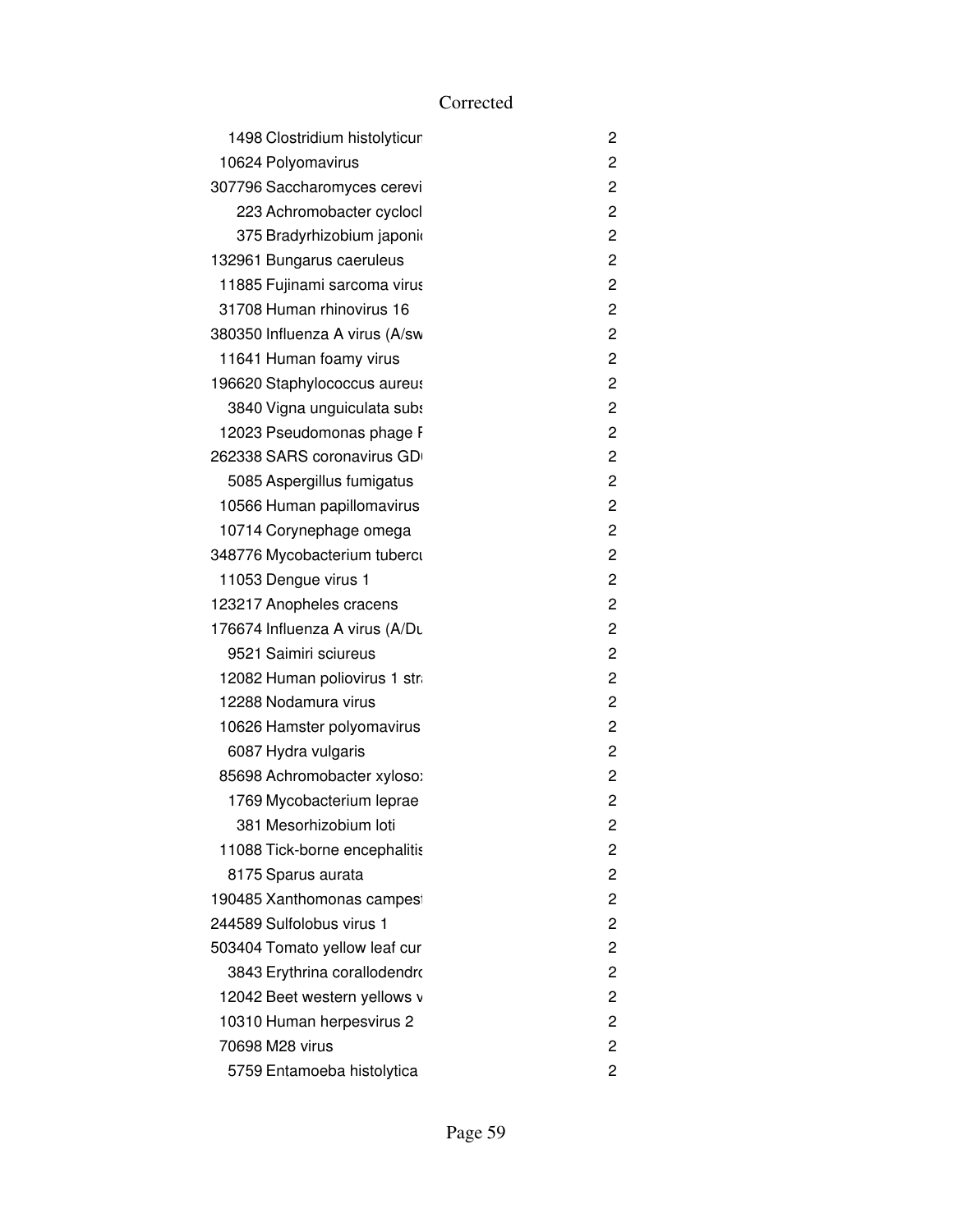| | | |
|---|---|---|
| 1498 | Clostridium histolyticum | 2 |
| 10624 | Polyomavirus | 2 |
| 307796 | Saccharomyces cerevi | 2 |
| 223 | Achromobacter cyclocl | 2 |
| 375 | Bradyrhizobium japoni | 2 |
| 132961 | Bungarus caeruleus | 2 |
| 11885 | Fujinami sarcoma virus | 2 |
| 31708 | Human rhinovirus 16 | 2 |
| 380350 | Influenza A virus (A/sw | 2 |
| 11641 | Human foamy virus | 2 |
| 196620 | Staphylococcus aureus | 2 |
| 3840 | Vigna unguiculata subs | 2 |
| 12023 | Pseudomonas phage F | 2 |
| 262338 | SARS coronavirus GD | 2 |
| 5085 | Aspergillus fumigatus | 2 |
| 10566 | Human papillomavirus | 2 |
| 10714 | Corynephage omega | 2 |
| 348776 | Mycobacterium tubercu | 2 |
| 11053 | Dengue virus 1 | 2 |
| 123217 | Anopheles cracens | 2 |
| 176674 | Influenza A virus (A/Du | 2 |
| 9521 | Saimiri sciureus | 2 |
| 12082 | Human poliovirus 1 str | 2 |
| 12288 | Nodamura virus | 2 |
| 10626 | Hamster polyomavirus | 2 |
| 6087 | Hydra vulgaris | 2 |
| 85698 | Achromobacter xyloso | 2 |
| 1769 | Mycobacterium leprae | 2 |
| 381 | Mesorhizobium loti | 2 |
| 11088 | Tick-borne encephalitis | 2 |
| 8175 | Sparus aurata | 2 |
| 190485 | Xanthomonas campest | 2 |
| 244589 | Sulfolobus virus 1 | 2 |
| 503404 | Tomato yellow leaf cur | 2 |
| 3843 | Erythrina corallodendro | 2 |
| 12042 | Beet western yellows v | 2 |
| 10310 | Human herpesvirus 2 | 2 |
| 70698 | M28 virus | 2 |
| 5759 | Entamoeba histolytica | 2 |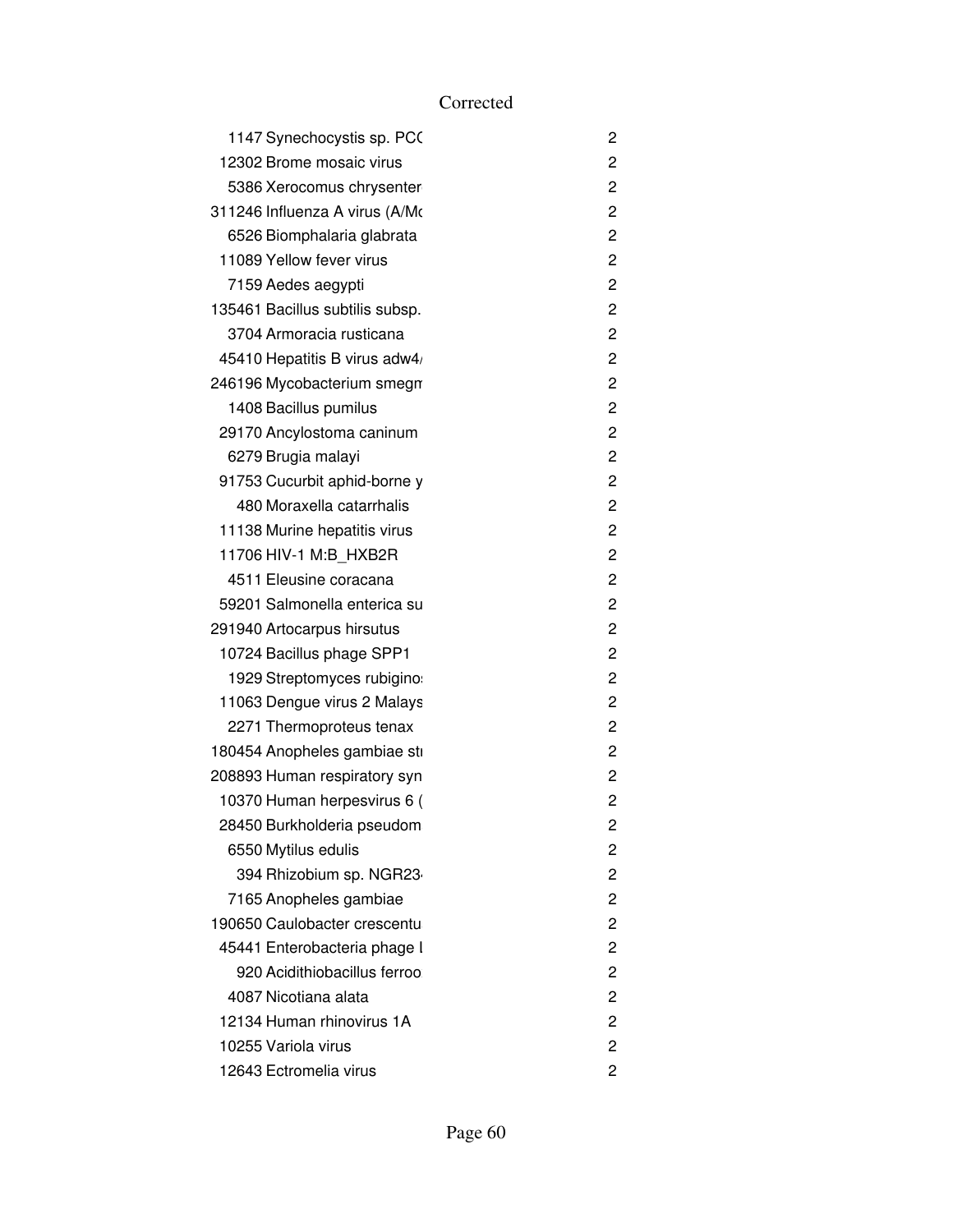| | | |
|---|---|---|
| 1147 | Synechocystis sp. PCC | 2 |
| 12302 | Brome mosaic virus | 2 |
| 5386 | Xerocomus chrysenter | 2 |
| 311246 | Influenza A virus (A/Mo | 2 |
| 6526 | Biomphalaria glabrata | 2 |
| 11089 | Yellow fever virus | 2 |
| 7159 | Aedes aegypti | 2 |
| 135461 | Bacillus subtilis subsp. | 2 |
| 3704 | Armoracia rusticana | 2 |
| 45410 | Hepatitis B virus adw4/ | 2 |
| 246196 | Mycobacterium smegm | 2 |
| 1408 | Bacillus pumilus | 2 |
| 29170 | Ancylostoma caninum | 2 |
| 6279 | Brugia malayi | 2 |
| 91753 | Cucurbit aphid-borne y | 2 |
| 480 | Moraxella catarrhalis | 2 |
| 11138 | Murine hepatitis virus | 2 |
| 11706 | HIV-1 M:B_HXB2R | 2 |
| 4511 | Eleusine coracana | 2 |
| 59201 | Salmonella enterica su | 2 |
| 291940 | Artocarpus hirsutus | 2 |
| 10724 | Bacillus phage SPP1 | 2 |
| 1929 | Streptomyces rubigino: | 2 |
| 11063 | Dengue virus 2 Malays | 2 |
| 2271 | Thermoproteus tenax | 2 |
| 180454 | Anopheles gambiae st | 2 |
| 208893 | Human respiratory syn | 2 |
| 10370 | Human herpesvirus 6 ( | 2 |
| 28450 | Burkholderia pseudom | 2 |
| 6550 | Mytilus edulis | 2 |
| 394 | Rhizobium sp. NGR23 | 2 |
| 7165 | Anopheles gambiae | 2 |
| 190650 | Caulobacter crescentu | 2 |
| 45441 | Enterobacteria phage I | 2 |
| 920 | Acidithiobacillus ferroo | 2 |
| 4087 | Nicotiana alata | 2 |
| 12134 | Human rhinovirus 1A | 2 |
| 10255 | Variola virus | 2 |
| 12643 | Ectromelia virus | 2 |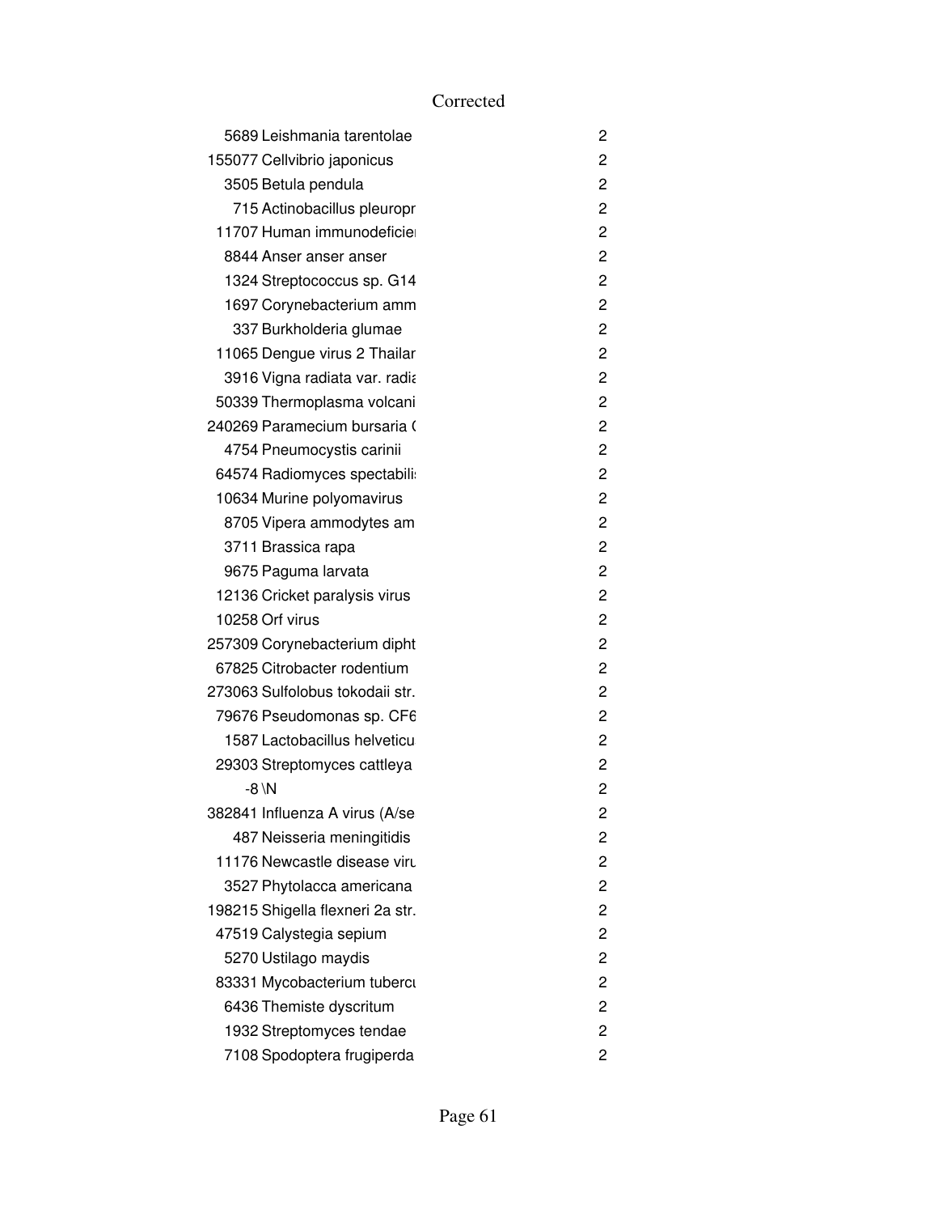Corrected

| | | |
|---|---|---|
| 5689 | Leishmania tarentolae | 2 |
| 155077 | Cellvibrio japonicus | 2 |
| 3505 | Betula pendula | 2 |
| 715 | Actinobacillus pleuropr | 2 |
| 11707 | Human immunodeficier | 2 |
| 8844 | Anser anser anser | 2 |
| 1324 | Streptococcus sp. G14 | 2 |
| 1697 | Corynebacterium amm | 2 |
| 337 | Burkholderia glumae | 2 |
| 11065 | Dengue virus 2 Thailar | 2 |
| 3916 | Vigna radiata var. radia | 2 |
| 50339 | Thermoplasma volcani | 2 |
| 240269 | Paramecium bursaria ( | 2 |
| 4754 | Pneumocystis carinii | 2 |
| 64574 | Radiomyces spectabili: | 2 |
| 10634 | Murine polyomavirus | 2 |
| 8705 | Vipera ammodytes am | 2 |
| 3711 | Brassica rapa | 2 |
| 9675 | Paguma larvata | 2 |
| 12136 | Cricket paralysis virus | 2 |
| 10258 | Orf virus | 2 |
| 257309 | Corynebacterium dipht | 2 |
| 67825 | Citrobacter rodentium | 2 |
| 273063 | Sulfolobus tokodaii str. | 2 |
| 79676 | Pseudomonas sp. CF6 | 2 |
| 1587 | Lactobacillus helveticu | 2 |
| 29303 | Streptomyces cattleya | 2 |
| -8 | \N | 2 |
| 382841 | Influenza A virus (A/se | 2 |
| 487 | Neisseria meningitidis | 2 |
| 11176 | Newcastle disease viru | 2 |
| 3527 | Phytolacca americana | 2 |
| 198215 | Shigella flexneri 2a str. | 2 |
| 47519 | Calystegia sepium | 2 |
| 5270 | Ustilago maydis | 2 |
| 83331 | Mycobacterium tubercu | 2 |
| 6436 | Themiste dyscritum | 2 |
| 1932 | Streptomyces tendae | 2 |
| 7108 | Spodoptera frugiperda | 2 |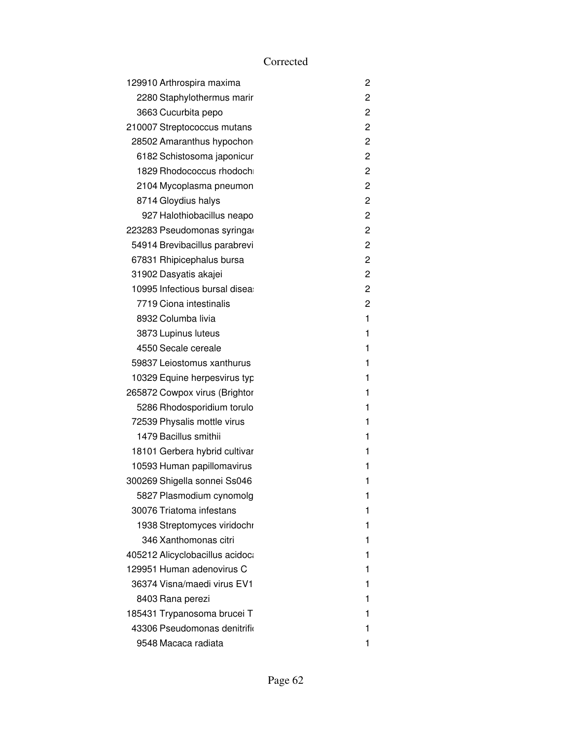Corrected

| | | |
|---|---|---|
| 129910 | Arthrospira maxima | 2 |
| 2280 | Staphylothermus marir | 2 |
| 3663 | Cucurbita pepo | 2 |
| 210007 | Streptococcus mutans | 2 |
| 28502 | Amaranthus hypochon | 2 |
| 6182 | Schistosoma japonicur | 2 |
| 1829 | Rhodococcus rhodochı | 2 |
| 2104 | Mycoplasma pneumon | 2 |
| 8714 | Gloydius halys | 2 |
| 927 | Halothiobacillus neapo | 2 |
| 223283 | Pseudomonas syringa | 2 |
| 54914 | Brevibacillus parabrevi | 2 |
| 67831 | Rhipicephalus bursa | 2 |
| 31902 | Dasyatis akajei | 2 |
| 10995 | Infectious bursal disea | 2 |
| 7719 | Ciona intestinalis | 2 |
| 8932 | Columba livia | 1 |
| 3873 | Lupinus luteus | 1 |
| 4550 | Secale cereale | 1 |
| 59837 | Leiostomus xanthurus | 1 |
| 10329 | Equine herpesvirus typ | 1 |
| 265872 | Cowpox virus (Brightor | 1 |
| 5286 | Rhodosporidium torulo | 1 |
| 72539 | Physalis mottle virus | 1 |
| 1479 | Bacillus smithii | 1 |
| 18101 | Gerbera hybrid cultivar | 1 |
| 10593 | Human papillomavirus | 1 |
| 300269 | Shigella sonnei Ss046 | 1 |
| 5827 | Plasmodium cynomolg | 1 |
| 30076 | Triatoma infestans | 1 |
| 1938 | Streptomyces viridochı | 1 |
| 346 | Xanthomonas citri | 1 |
| 405212 | Alicyclobacillus acidoc | 1 |
| 129951 | Human adenovirus C | 1 |
| 36374 | Visna/maedi virus EV1 | 1 |
| 8403 | Rana perezi | 1 |
| 185431 | Trypanosoma brucei T | 1 |
| 43306 | Pseudomonas denitrifi | 1 |
| 9548 | Macaca radiata | 1 |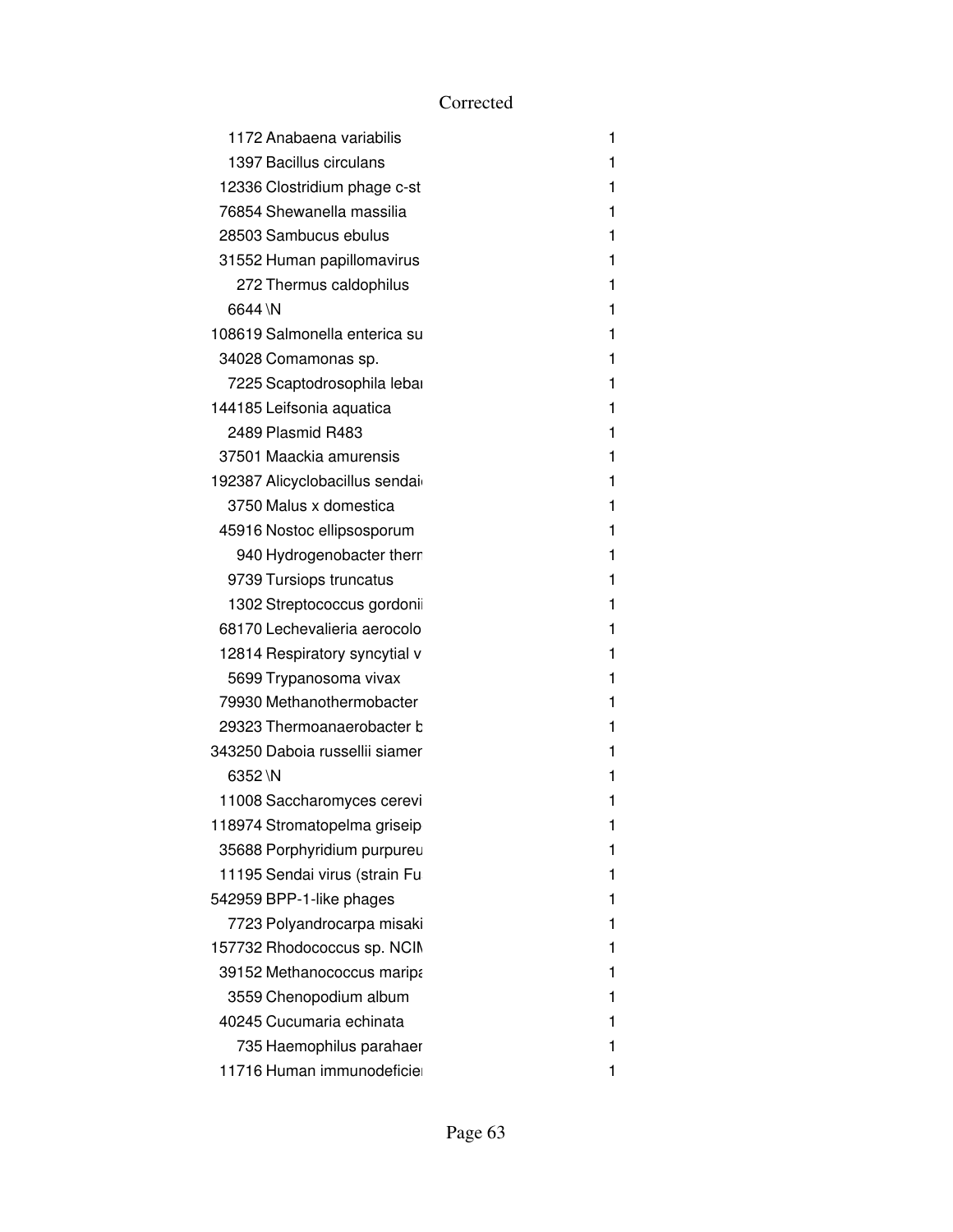Corrected

| | | |
|---|---|---|
| 1172 | Anabaena variabilis | 1 |
| 1397 | Bacillus circulans | 1 |
| 12336 | Clostridium phage c-st | 1 |
| 76854 | Shewanella massilia | 1 |
| 28503 | Sambucus ebulus | 1 |
| 31552 | Human papillomavirus | 1 |
| 272 | Thermus caldophilus | 1 |
| 6644 | \N | 1 |
| 108619 | Salmonella enterica su | 1 |
| 34028 | Comamonas sp. | 1 |
| 7225 | Scaptodrosophila lebai | 1 |
| 144185 | Leifsonia aquatica | 1 |
| 2489 | Plasmid R483 | 1 |
| 37501 | Maackia amurensis | 1 |
| 192387 | Alicyclobacillus sendai | 1 |
| 3750 | Malus x domestica | 1 |
| 45916 | Nostoc ellipsosporum | 1 |
| 940 | Hydrogenobacter therr | 1 |
| 9739 | Tursiops truncatus | 1 |
| 1302 | Streptococcus gordonii | 1 |
| 68170 | Lechevalieria aerocolo | 1 |
| 12814 | Respiratory syncytial v | 1 |
| 5699 | Trypanosoma vivax | 1 |
| 79930 | Methanothermobacter | 1 |
| 29323 | Thermoanaerobacter b | 1 |
| 343250 | Daboia russellii siamer | 1 |
| 6352 | \N | 1 |
| 11008 | Saccharomyces cerevi | 1 |
| 118974 | Stromatopelma griseip | 1 |
| 35688 | Porphyridium purpureu | 1 |
| 11195 | Sendai virus (strain Fu | 1 |
| 542959 | BPP-1-like phages | 1 |
| 7723 | Polyandrocarpa misaki | 1 |
| 157732 | Rhodococcus sp. NCIM | 1 |
| 39152 | Methanococcus maripa | 1 |
| 3559 | Chenopodium album | 1 |
| 40245 | Cucumaria echinata | 1 |
| 735 | Haemophilus parahaer | 1 |
| 11716 | Human immunodeficiei | 1 |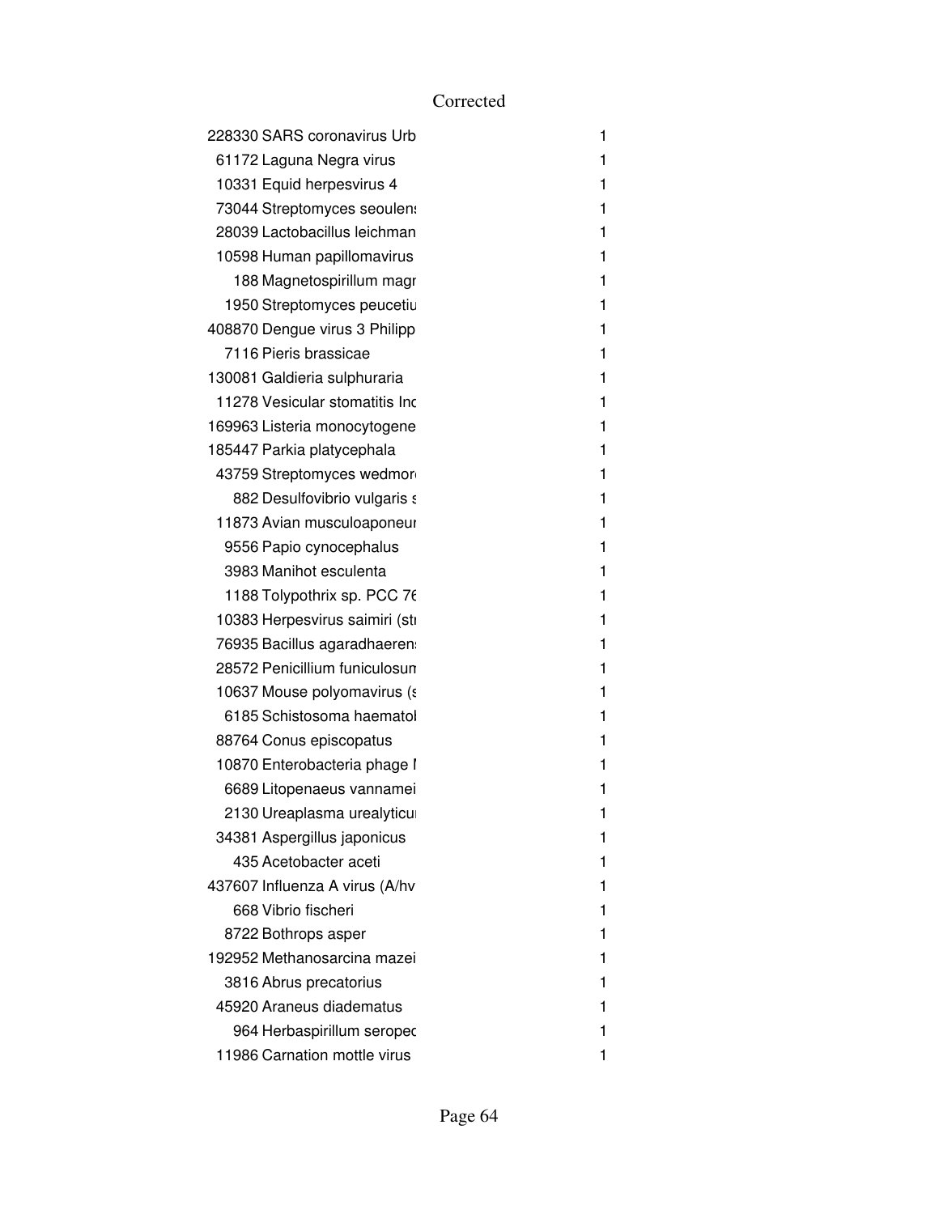Corrected

| | | |
|---|---|---|
| 228330 | SARS coronavirus Urb | 1 |
| 61172 | Laguna Negra virus | 1 |
| 10331 | Equid herpesvirus 4 | 1 |
| 73044 | Streptomyces seoulens | 1 |
| 28039 | Lactobacillus leichman | 1 |
| 10598 | Human papillomavirus | 1 |
| 188 | Magnetospirillum magr | 1 |
| 1950 | Streptomyces peucetiu | 1 |
| 408870 | Dengue virus 3 Philipp | 1 |
| 7116 | Pieris brassicae | 1 |
| 130081 | Galdieria sulphuraria | 1 |
| 11278 | Vesicular stomatitis Inc | 1 |
| 169963 | Listeria monocytogene | 1 |
| 185447 | Parkia platycephala | 1 |
| 43759 | Streptomyces wedmor | 1 |
| 882 | Desulfovibrio vulgaris s | 1 |
| 11873 | Avian musculoaponeur | 1 |
| 9556 | Papio cynocephalus | 1 |
| 3983 | Manihot esculenta | 1 |
| 1188 | Tolypothrix sp. PCC 76 | 1 |
| 10383 | Herpesvirus saimiri (str | 1 |
| 76935 | Bacillus agaradhaerens | 1 |
| 28572 | Penicillium funiculosum | 1 |
| 10637 | Mouse polyomavirus (s | 1 |
| 6185 | Schistosoma haematol | 1 |
| 88764 | Conus episcopatus | 1 |
| 10870 | Enterobacteria phage I | 1 |
| 6689 | Litopenaeus vannamei | 1 |
| 2130 | Ureaplasma urealyticu | 1 |
| 34381 | Aspergillus japonicus | 1 |
| 435 | Acetobacter aceti | 1 |
| 437607 | Influenza A virus (A/hv | 1 |
| 668 | Vibrio fischeri | 1 |
| 8722 | Bothrops asper | 1 |
| 192952 | Methanosarcina mazei | 1 |
| 3816 | Abrus precatorius | 1 |
| 45920 | Araneus diadematus | 1 |
| 964 | Herbaspirillum seropec | 1 |
| 11986 | Carnation mottle virus | 1 |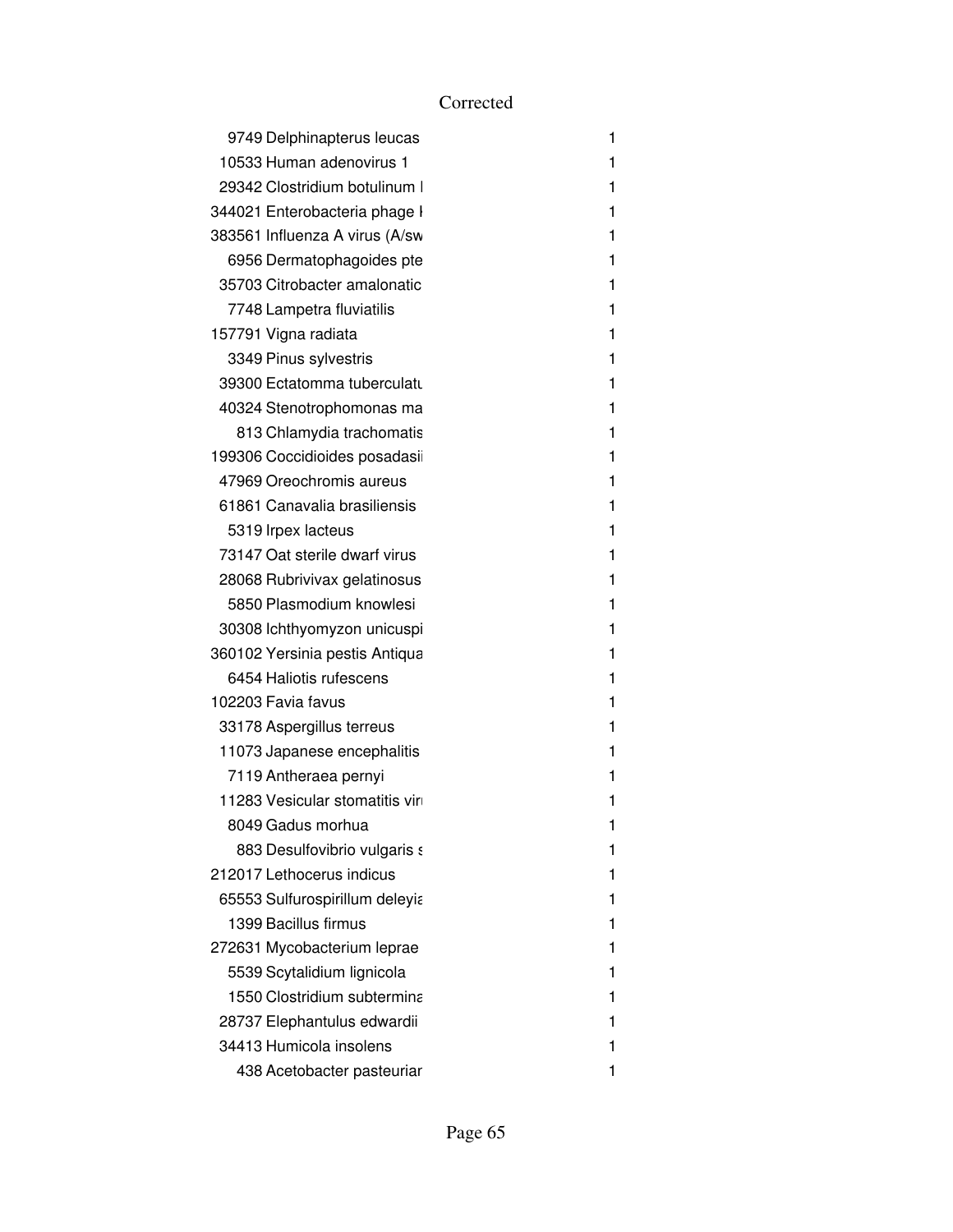Corrected

| | | |
|---|---|---|
| 9749 | Delphinapterus leucas | 1 |
| 10533 | Human adenovirus 1 | 1 |
| 29342 | Clostridium botulinum l | 1 |
| 344021 | Enterobacteria phage l | 1 |
| 383561 | Influenza A virus (A/sw | 1 |
| 6956 | Dermatophagoides pte | 1 |
| 35703 | Citrobacter amalonatic | 1 |
| 7748 | Lampetra fluviatilis | 1 |
| 157791 | Vigna radiata | 1 |
| 3349 | Pinus sylvestris | 1 |
| 39300 | Ectatomma tuberculatu | 1 |
| 40324 | Stenotrophomonas ma | 1 |
| 813 | Chlamydia trachomatis | 1 |
| 199306 | Coccidioides posadasii | 1 |
| 47969 | Oreochromis aureus | 1 |
| 61861 | Canavalia brasiliensis | 1 |
| 5319 | Irpex lacteus | 1 |
| 73147 | Oat sterile dwarf virus | 1 |
| 28068 | Rubrivivax gelatinosus | 1 |
| 5850 | Plasmodium knowlesi | 1 |
| 30308 | Ichthyomyzon unicuspi | 1 |
| 360102 | Yersinia pestis Antiqua | 1 |
| 6454 | Haliotis rufescens | 1 |
| 102203 | Favia favus | 1 |
| 33178 | Aspergillus terreus | 1 |
| 11073 | Japanese encephalitis | 1 |
| 7119 | Antheraea pernyi | 1 |
| 11283 | Vesicular stomatitis viru | 1 |
| 8049 | Gadus morhua | 1 |
| 883 | Desulfovibrio vulgaris s | 1 |
| 212017 | Lethocerus indicus | 1 |
| 65553 | Sulfurospirillum deleyia | 1 |
| 1399 | Bacillus firmus | 1 |
| 272631 | Mycobacterium leprae | 1 |
| 5539 | Scytalidium lignicola | 1 |
| 1550 | Clostridium subtermina | 1 |
| 28737 | Elephantulus edwardii | 1 |
| 34413 | Humicola insolens | 1 |
| 438 | Acetobacter pasteurian | 1 |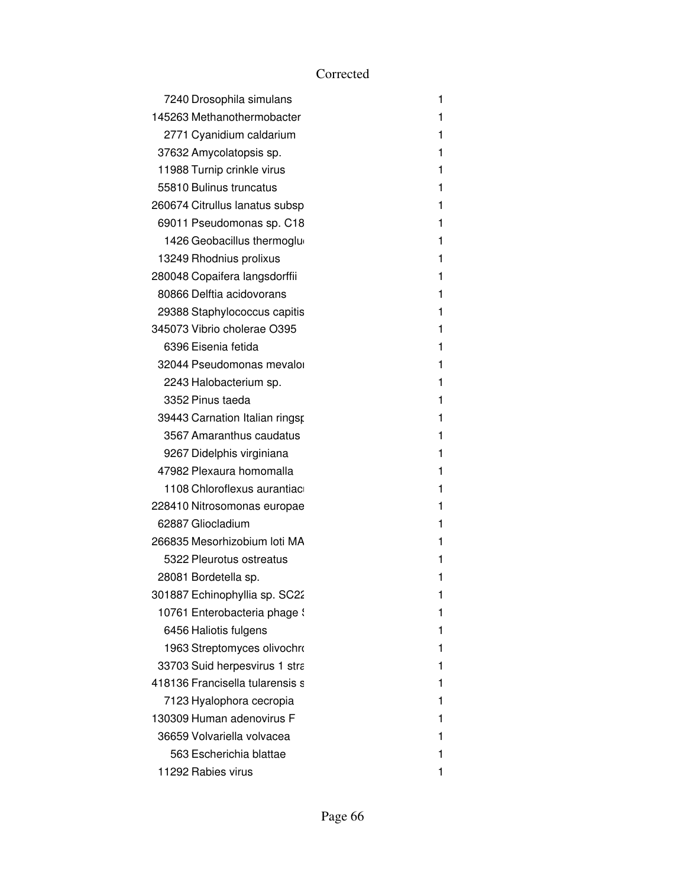Corrected

| | | |
|---|---|---|
| 7240 | Drosophila simulans | 1 |
| 145263 | Methanothermobacter | 1 |
| 2771 | Cyanidium caldarium | 1 |
| 37632 | Amycolatopsis sp. | 1 |
| 11988 | Turnip crinkle virus | 1 |
| 55810 | Bulinus truncatus | 1 |
| 260674 | Citrullus lanatus subsp | 1 |
| 69011 | Pseudomonas sp. C18 | 1 |
| 1426 | Geobacillus thermoglu | 1 |
| 13249 | Rhodnius prolixus | 1 |
| 280048 | Copaifera langsdorffii | 1 |
| 80866 | Delftia acidovorans | 1 |
| 29388 | Staphylococcus capitis | 1 |
| 345073 | Vibrio cholerae O395 | 1 |
| 6396 | Eisenia fetida | 1 |
| 32044 | Pseudomonas mevalo | 1 |
| 2243 | Halobacterium sp. | 1 |
| 3352 | Pinus taeda | 1 |
| 39443 | Carnation Italian ringsp | 1 |
| 3567 | Amaranthus caudatus | 1 |
| 9267 | Didelphis virginiana | 1 |
| 47982 | Plexaura homomalla | 1 |
| 1108 | Chloroflexus aurantiac | 1 |
| 228410 | Nitrosomonas europae | 1 |
| 62887 | Gliocladium | 1 |
| 266835 | Mesorhizobium loti MA | 1 |
| 5322 | Pleurotus ostreatus | 1 |
| 28081 | Bordetella sp. | 1 |
| 301887 | Echinophyllia sp. SC22 | 1 |
| 10761 | Enterobacteria phage S | 1 |
| 6456 | Haliotis fulgens | 1 |
| 1963 | Streptomyces olivochro | 1 |
| 33703 | Suid herpesvirus 1 stra | 1 |
| 418136 | Francisella tularensis s | 1 |
| 7123 | Hyalophora cecropia | 1 |
| 130309 | Human adenovirus F | 1 |
| 36659 | Volvariella volvacea | 1 |
| 563 | Escherichia blattae | 1 |
| 11292 | Rabies virus | 1 |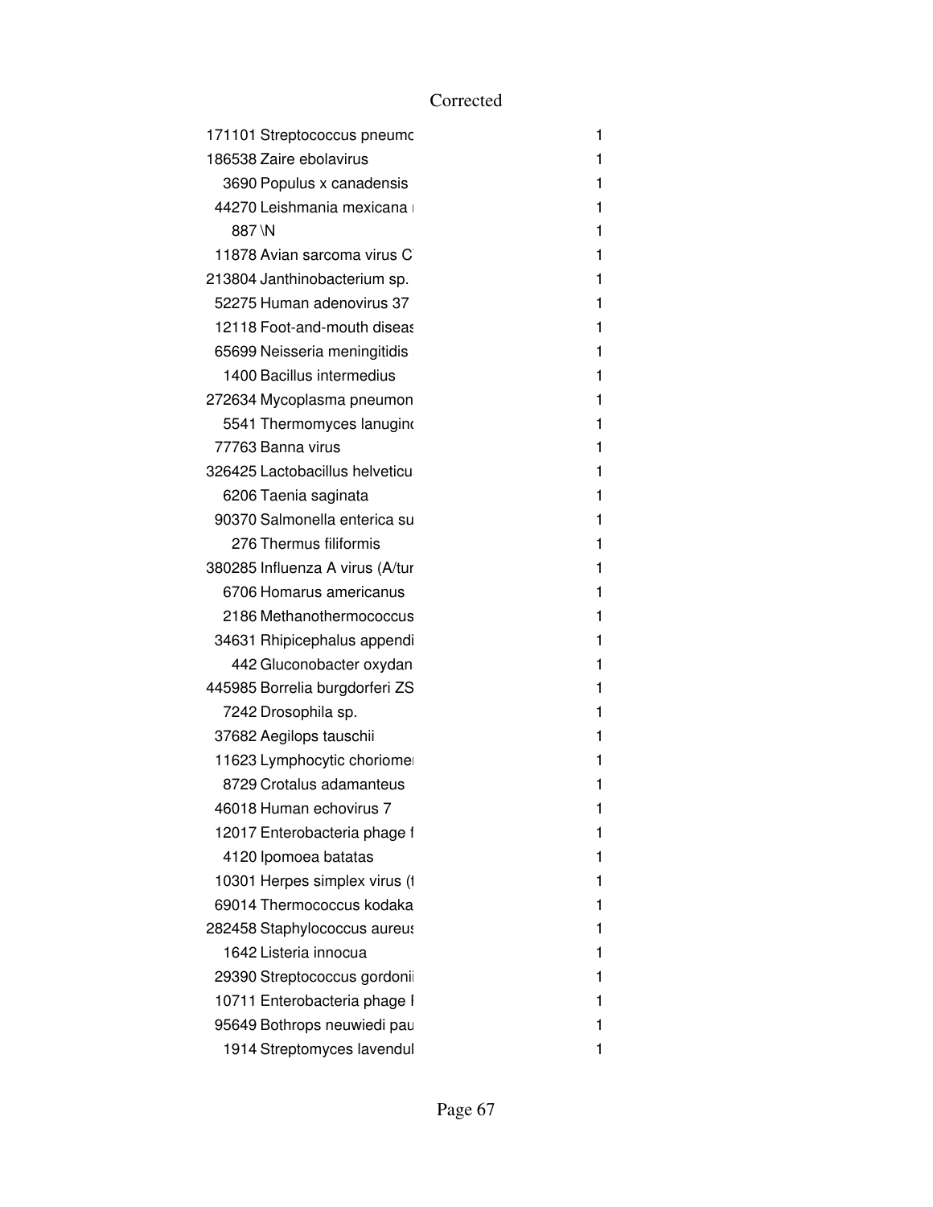| | | |
|---|---|---|
| 171101 | Streptococcus pneumo | 1 |
| 186538 | Zaire ebolavirus | 1 |
| 3690 | Populus x canadensis | 1 |
| 44270 | Leishmania mexicana | 1 |
| 887 | \N | 1 |
| 11878 | Avian sarcoma virus C | 1 |
| 213804 | Janthinobacterium sp. | 1 |
| 52275 | Human adenovirus 37 | 1 |
| 12118 | Foot-and-mouth diseas | 1 |
| 65699 | Neisseria meningitidis | 1 |
| 1400 | Bacillus intermedius | 1 |
| 272634 | Mycoplasma pneumon | 1 |
| 5541 | Thermomyces lanugino | 1 |
| 77763 | Banna virus | 1 |
| 326425 | Lactobacillus helveticu | 1 |
| 6206 | Taenia saginata | 1 |
| 90370 | Salmonella enterica su | 1 |
| 276 | Thermus filiformis | 1 |
| 380285 | Influenza A virus (A/tur | 1 |
| 6706 | Homarus americanus | 1 |
| 2186 | Methanothermococcus | 1 |
| 34631 | Rhipicephalus appendi | 1 |
| 442 | Gluconobacter oxydan | 1 |
| 445985 | Borrelia burgdorferi ZS | 1 |
| 7242 | Drosophila sp. | 1 |
| 37682 | Aegilops tauschii | 1 |
| 11623 | Lymphocytic choriomer | 1 |
| 8729 | Crotalus adamanteus | 1 |
| 46018 | Human echovirus 7 | 1 |
| 12017 | Enterobacteria phage f | 1 |
| 4120 | Ipomoea batatas | 1 |
| 10301 | Herpes simplex virus (t | 1 |
| 69014 | Thermococcus kodaka | 1 |
| 282458 | Staphylococcus aureus | 1 |
| 1642 | Listeria innocua | 1 |
| 29390 | Streptococcus gordonii | 1 |
| 10711 | Enterobacteria phage I | 1 |
| 95649 | Bothrops neuwiedi pau | 1 |
| 1914 | Streptomyces lavendul | 1 |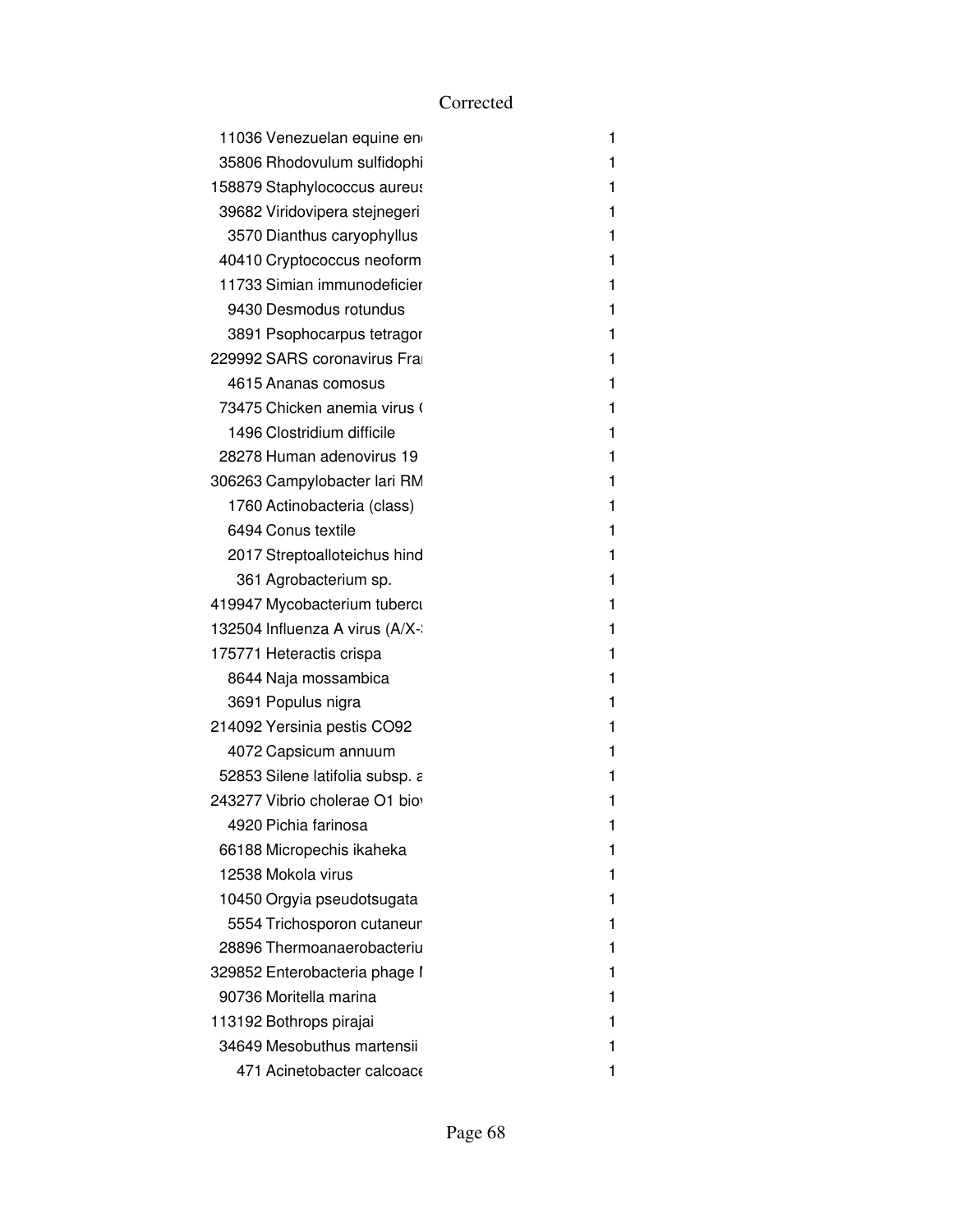Corrected

| | | |
|---|---|---|
| 11036 | Venezuelan equine en | 1 |
| 35806 | Rhodovulum sulfidophi | 1 |
| 158879 | Staphylococcus aureus | 1 |
| 39682 | Viridovipera stejnegeri | 1 |
| 3570 | Dianthus caryophyllus | 1 |
| 40410 | Cryptococcus neoform | 1 |
| 11733 | Simian immunodeficier | 1 |
| 9430 | Desmodus rotundus | 1 |
| 3891 | Psophocarpus tetragor | 1 |
| 229992 | SARS coronavirus Fra | 1 |
| 4615 | Ananas comosus | 1 |
| 73475 | Chicken anemia virus ( | 1 |
| 1496 | Clostridium difficile | 1 |
| 28278 | Human adenovirus 19 | 1 |
| 306263 | Campylobacter lari RM | 1 |
| 1760 | Actinobacteria (class) | 1 |
| 6494 | Conus textile | 1 |
| 2017 | Streptoalloteichus hind | 1 |
| 361 | Agrobacterium sp. | 1 |
| 419947 | Mycobacterium tubercu | 1 |
| 132504 | Influenza A virus (A/X- | 1 |
| 175771 | Heteractis crispa | 1 |
| 8644 | Naja mossambica | 1 |
| 3691 | Populus nigra | 1 |
| 214092 | Yersinia pestis CO92 | 1 |
| 4072 | Capsicum annuum | 1 |
| 52853 | Silene latifolia subsp. a | 1 |
| 243277 | Vibrio cholerae O1 bio | 1 |
| 4920 | Pichia farinosa | 1 |
| 66188 | Micropechis ikaheka | 1 |
| 12538 | Mokola virus | 1 |
| 10450 | Orgyia pseudotsugata | 1 |
| 5554 | Trichosporon cutaneur | 1 |
| 28896 | Thermoanaerobacteriu | 1 |
| 329852 | Enterobacteria phage I | 1 |
| 90736 | Moritella marina | 1 |
| 113192 | Bothrops pirajai | 1 |
| 34649 | Mesobuthus martensii | 1 |
| 471 | Acinetobacter calcoace | 1 |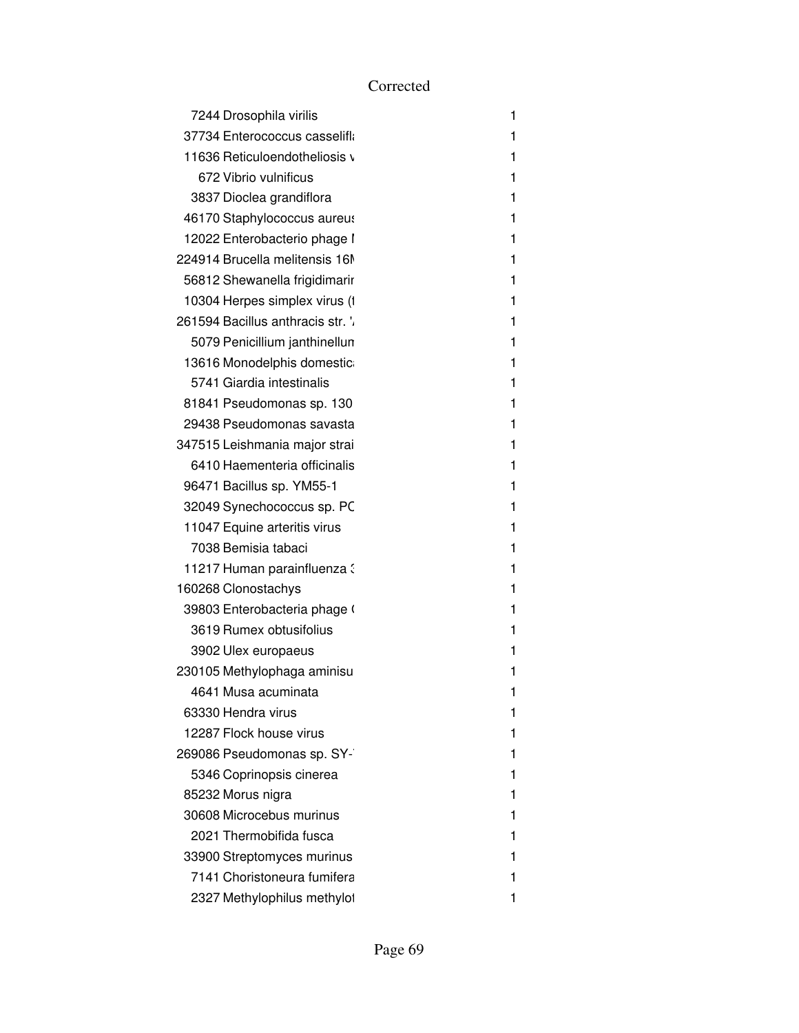| | | |
|---|---|---|
| 7244 | Drosophila virilis | 1 |
| 37734 | Enterococcus casselifl | 1 |
| 11636 | Reticuloendotheliosis v | 1 |
| 672 | Vibrio vulnificus | 1 |
| 3837 | Dioclea grandiflora | 1 |
| 46170 | Staphylococcus aureus | 1 |
| 12022 | Enterobacterio phage I | 1 |
| 224914 | Brucella melitensis 16M | 1 |
| 56812 | Shewanella frigidimarir | 1 |
| 10304 | Herpes simplex virus (t | 1 |
| 261594 | Bacillus anthracis str. 'A | 1 |
| 5079 | Penicillium janthinellum | 1 |
| 13616 | Monodelphis domestica | 1 |
| 5741 | Giardia intestinalis | 1 |
| 81841 | Pseudomonas sp. 130 | 1 |
| 29438 | Pseudomonas savasta | 1 |
| 347515 | Leishmania major strai | 1 |
| 6410 | Haementeria officinalis | 1 |
| 96471 | Bacillus sp. YM55-1 | 1 |
| 32049 | Synechococcus sp. PC | 1 |
| 11047 | Equine arteritis virus | 1 |
| 7038 | Bemisia tabaci | 1 |
| 11217 | Human parainfluenza 3 | 1 |
| 160268 | Clonostachys | 1 |
| 39803 | Enterobacteria phage ( | 1 |
| 3619 | Rumex obtusifolius | 1 |
| 3902 | Ulex europaeus | 1 |
| 230105 | Methylophaga aminisu | 1 |
| 4641 | Musa acuminata | 1 |
| 63330 | Hendra virus | 1 |
| 12287 | Flock house virus | 1 |
| 269086 | Pseudomonas sp. SY-' | 1 |
| 5346 | Coprinopsis cinerea | 1 |
| 85232 | Morus nigra | 1 |
| 30608 | Microcebus murinus | 1 |
| 2021 | Thermobifida fusca | 1 |
| 33900 | Streptomyces murinus | 1 |
| 7141 | Choristoneura fumifera | 1 |
| 2327 | Methylophilus methylot | 1 |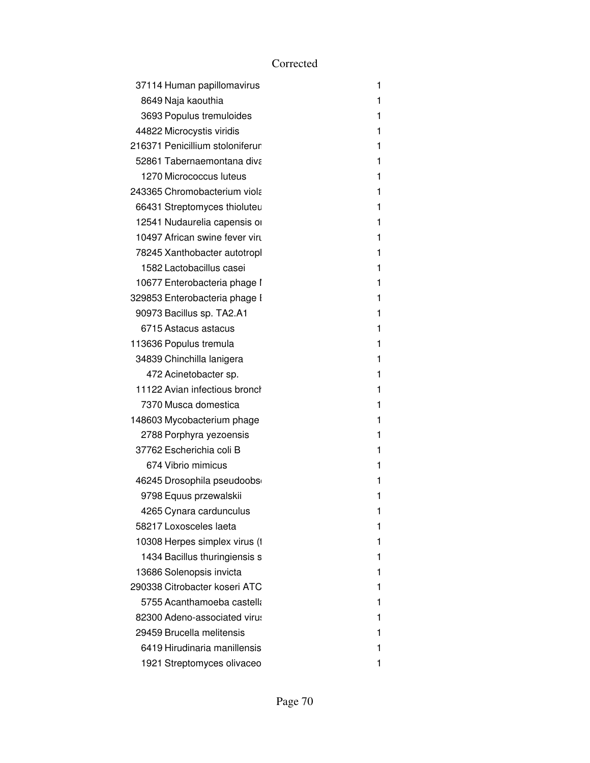Corrected

| | | |
|---|---|---|
| 37114 | Human papillomavirus | 1 |
| 8649 | Naja kaouthia | 1 |
| 3693 | Populus tremuloides | 1 |
| 44822 | Microcystis viridis | 1 |
| 216371 | Penicillium stoloniferun | 1 |
| 52861 | Tabernaemontana diva | 1 |
| 1270 | Micrococcus luteus | 1 |
| 243365 | Chromobacterium viola | 1 |
| 66431 | Streptomyces thioluteu | 1 |
| 12541 | Nudaurelia capensis oı | 1 |
| 10497 | African swine fever viru | 1 |
| 78245 | Xanthobacter autotropl | 1 |
| 1582 | Lactobacillus casei | 1 |
| 10677 | Enterobacteria phage l | 1 |
| 329853 | Enterobacteria phage l | 1 |
| 90973 | Bacillus sp. TA2.A1 | 1 |
| 6715 | Astacus astacus | 1 |
| 113636 | Populus tremula | 1 |
| 34839 | Chinchilla lanigera | 1 |
| 472 | Acinetobacter sp. | 1 |
| 11122 | Avian infectious bronch | 1 |
| 7370 | Musca domestica | 1 |
| 148603 | Mycobacterium phage | 1 |
| 2788 | Porphyra yezoensis | 1 |
| 37762 | Escherichia coli B | 1 |
| 674 | Vibrio mimicus | 1 |
| 46245 | Drosophila pseudoobs | 1 |
| 9798 | Equus przewalskii | 1 |
| 4265 | Cynara cardunculus | 1 |
| 58217 | Loxosceles laeta | 1 |
| 10308 | Herpes simplex virus (t | 1 |
| 1434 | Bacillus thuringiensis s | 1 |
| 13686 | Solenopsis invicta | 1 |
| 290338 | Citrobacter koseri ATC | 1 |
| 5755 | Acanthamoeba castella | 1 |
| 82300 | Adeno-associated virus | 1 |
| 29459 | Brucella melitensis | 1 |
| 6419 | Hirudinaria manillensis | 1 |
| 1921 | Streptomyces olivaceo | 1 |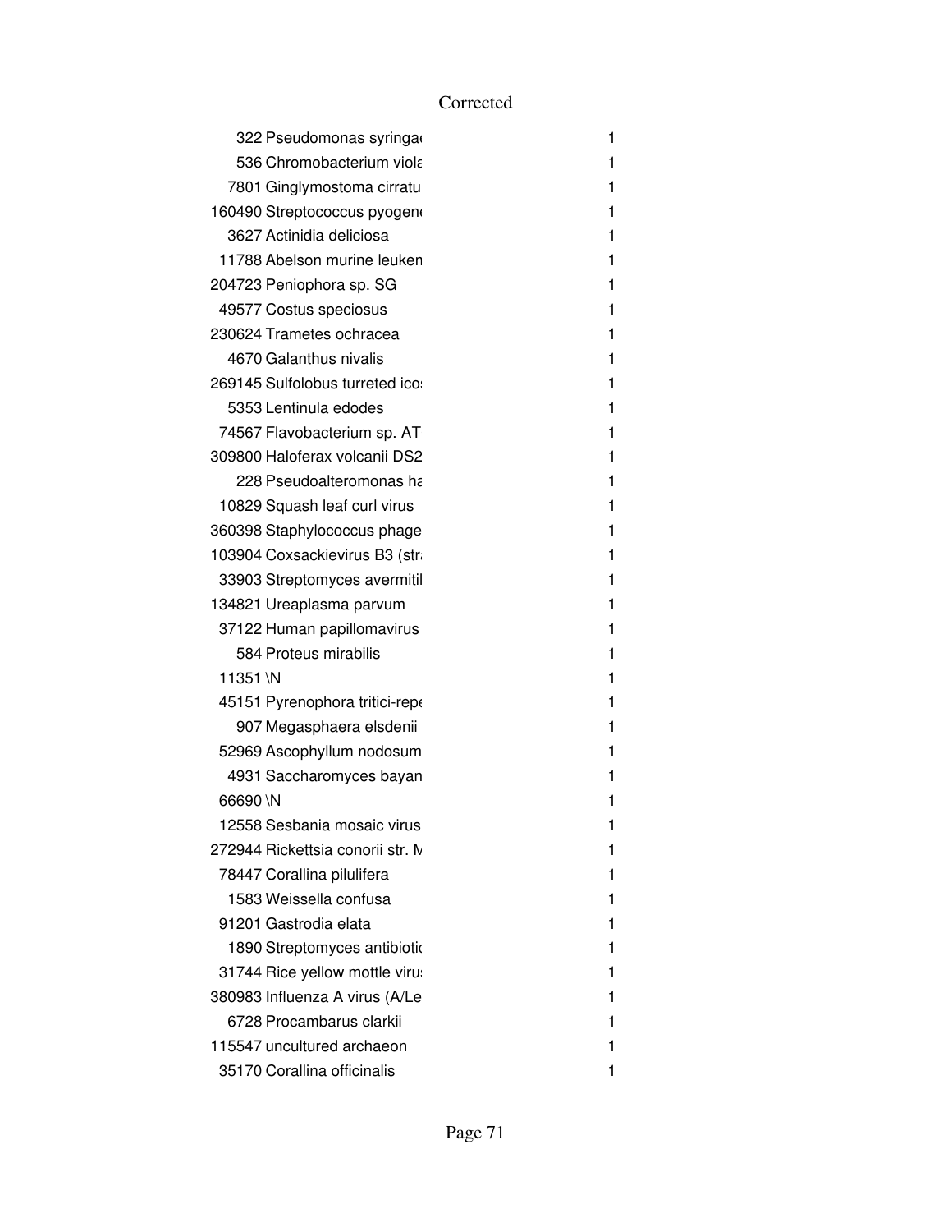Corrected

| | |
|---|---|
| 322 Pseudomonas syringa | 1 |
| 536 Chromobacterium viola | 1 |
| 7801 Ginglymostoma cirratu | 1 |
| 160490 Streptococcus pyogen | 1 |
| 3627 Actinidia deliciosa | 1 |
| 11788 Abelson murine leuken | 1 |
| 204723 Peniophora sp. SG | 1 |
| 49577 Costus speciosus | 1 |
| 230624 Trametes ochracea | 1 |
| 4670 Galanthus nivalis | 1 |
| 269145 Sulfolobus turreted ico | 1 |
| 5353 Lentinula edodes | 1 |
| 74567 Flavobacterium sp. AT | 1 |
| 309800 Haloferax volcanii DS2 | 1 |
| 228 Pseudoalteromonas ha | 1 |
| 10829 Squash leaf curl virus | 1 |
| 360398 Staphylococcus phage | 1 |
| 103904 Coxsackievirus B3 (str | 1 |
| 33903 Streptomyces avermitil | 1 |
| 134821 Ureaplasma parvum | 1 |
| 37122 Human papillomavirus | 1 |
| 584 Proteus mirabilis | 1 |
| 11351 \N | 1 |
| 45151 Pyrenophora tritici-repe | 1 |
| 907 Megasphaera elsdenii | 1 |
| 52969 Ascophyllum nodosum | 1 |
| 4931 Saccharomyces bayan | 1 |
| 66690 \N | 1 |
| 12558 Sesbania mosaic virus | 1 |
| 272944 Rickettsia conorii str. M | 1 |
| 78447 Corallina pilulifera | 1 |
| 1583 Weissella confusa | 1 |
| 91201 Gastrodia elata | 1 |
| 1890 Streptomyces antibiotic | 1 |
| 31744 Rice yellow mottle virus | 1 |
| 380983 Influenza A virus (A/Le | 1 |
| 6728 Procambarus clarkii | 1 |
| 115547 uncultured archaeon | 1 |
| 35170 Corallina officinalis | 1 |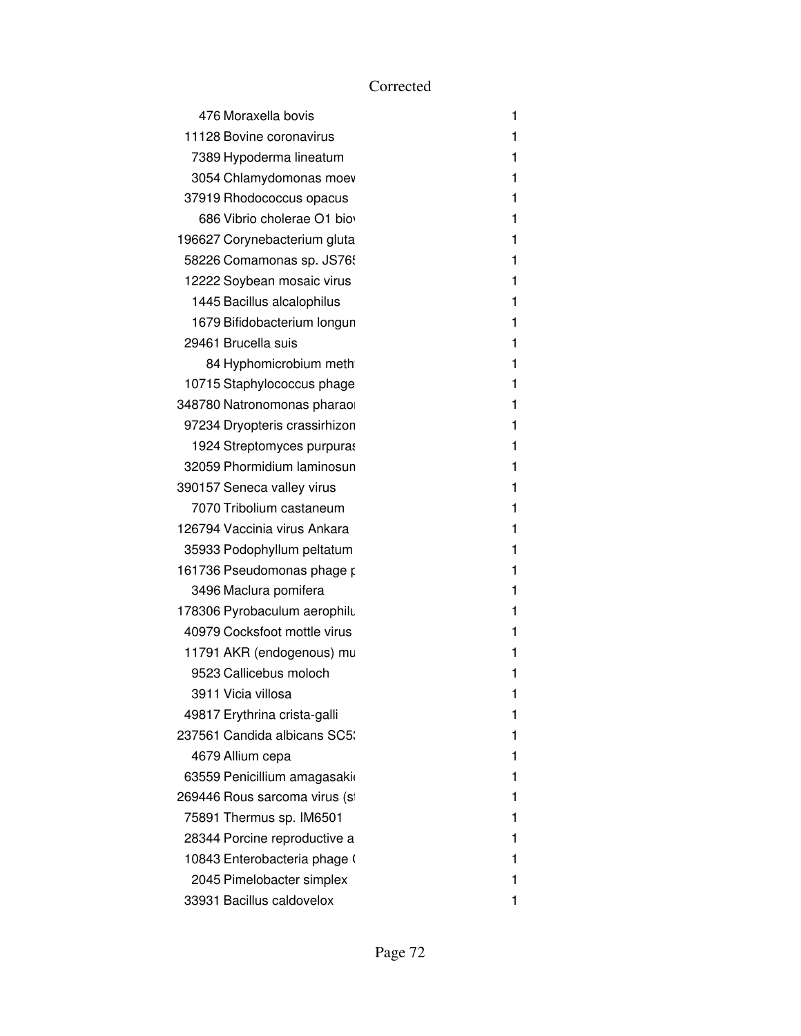Corrected

| | | |
|---|---|---|
| 476 | Moraxella bovis | 1 |
| 11128 | Bovine coronavirus | 1 |
| 7389 | Hypoderma lineatum | 1 |
| 3054 | Chlamydomonas moev | 1 |
| 37919 | Rhodococcus opacus | 1 |
| 686 | Vibrio cholerae O1 bio | 1 |
| 196627 | Corynebacterium gluta | 1 |
| 58226 | Comamonas sp. JS76 | 1 |
| 12222 | Soybean mosaic virus | 1 |
| 1445 | Bacillus alcalophilus | 1 |
| 1679 | Bifidobacterium longun | 1 |
| 29461 | Brucella suis | 1 |
| 84 | Hyphomicrobium meth | 1 |
| 10715 | Staphylococcus phage | 1 |
| 348780 | Natronomonas pharaoı | 1 |
| 97234 | Dryopteris crassirhizon | 1 |
| 1924 | Streptomyces purpuras | 1 |
| 32059 | Phormidium laminosun | 1 |
| 390157 | Seneca valley virus | 1 |
| 7070 | Tribolium castaneum | 1 |
| 126794 | Vaccinia virus Ankara | 1 |
| 35933 | Podophyllum peltatum | 1 |
| 161736 | Pseudomonas phage p | 1 |
| 3496 | Maclura pomifera | 1 |
| 178306 | Pyrobaculum aerophilu | 1 |
| 40979 | Cocksfoot mottle virus | 1 |
| 11791 | AKR (endogenous) mu | 1 |
| 9523 | Callicebus moloch | 1 |
| 3911 | Vicia villosa | 1 |
| 49817 | Erythrina crista-galli | 1 |
| 237561 | Candida albicans SC5 | 1 |
| 4679 | Allium cepa | 1 |
| 63559 | Penicillium amagasaki | 1 |
| 269446 | Rous sarcoma virus (s | 1 |
| 75891 | Thermus sp. IM6501 | 1 |
| 28344 | Porcine reproductive a | 1 |
| 10843 | Enterobacteria phage ( | 1 |
| 2045 | Pimelobacter simplex | 1 |
| 33931 | Bacillus caldovelox | 1 |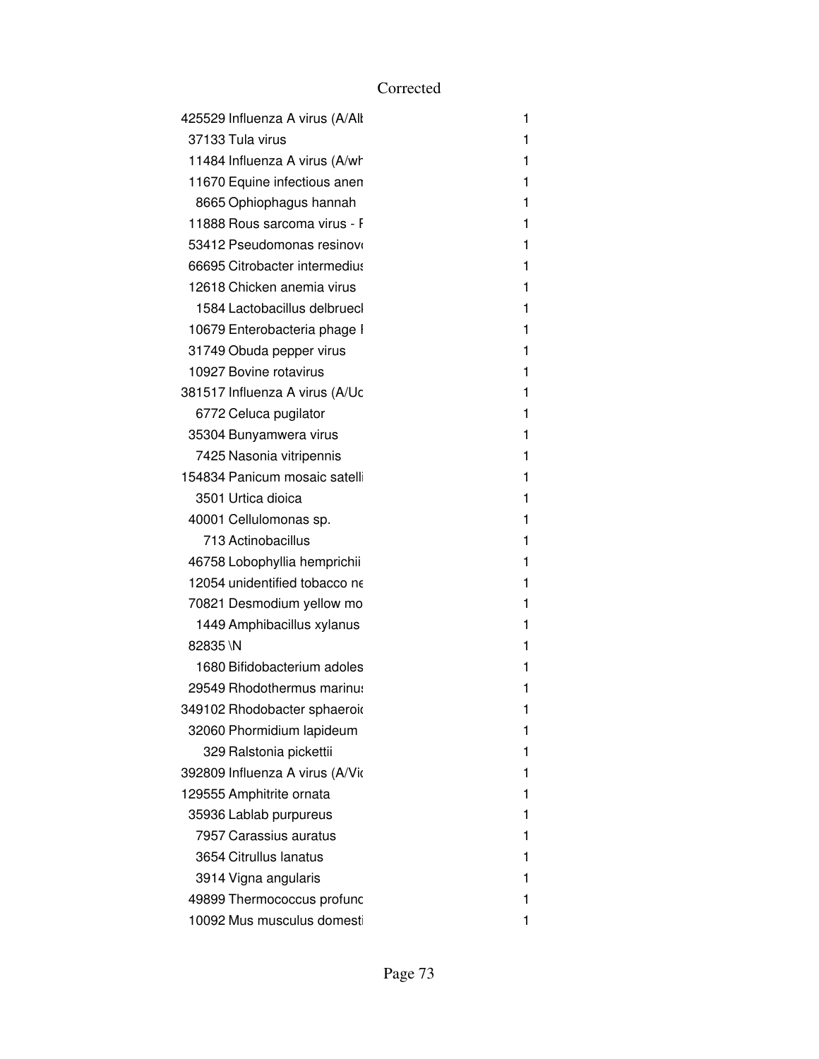Corrected

| | | |
|---|---|---|
| 425529 | Influenza A virus (A/Alt | 1 |
| 37133 | Tula virus | 1 |
| 11484 | Influenza A virus (A/wh | 1 |
| 11670 | Equine infectious anem | 1 |
| 8665 | Ophiophagus hannah | 1 |
| 11888 | Rous sarcoma virus - F | 1 |
| 53412 | Pseudomonas resinovo | 1 |
| 66695 | Citrobacter intermedius | 1 |
| 12618 | Chicken anemia virus | 1 |
| 1584 | Lactobacillus delbruecl | 1 |
| 10679 | Enterobacteria phage I | 1 |
| 31749 | Obuda pepper virus | 1 |
| 10927 | Bovine rotavirus | 1 |
| 381517 | Influenza A virus (A/Uc | 1 |
| 6772 | Celuca pugilator | 1 |
| 35304 | Bunyamwera virus | 1 |
| 7425 | Nasonia vitripennis | 1 |
| 154834 | Panicum mosaic satelli | 1 |
| 3501 | Urtica dioica | 1 |
| 40001 | Cellulomonas sp. | 1 |
| 713 | Actinobacillus | 1 |
| 46758 | Lobophyllia hemprichii | 1 |
| 12054 | unidentified tobacco ne | 1 |
| 70821 | Desmodium yellow mo | 1 |
| 1449 | Amphibacillus xylanus | 1 |
| 82835 | \N | 1 |
| 1680 | Bifidobacterium adoles | 1 |
| 29549 | Rhodothermus marinus | 1 |
| 349102 | Rhodobacter sphaeroid | 1 |
| 32060 | Phormidium lapideum | 1 |
| 329 | Ralstonia pickettii | 1 |
| 392809 | Influenza A virus (A/Vic | 1 |
| 129555 | Amphitrite ornata | 1 |
| 35936 | Lablab purpureus | 1 |
| 7957 | Carassius auratus | 1 |
| 3654 | Citrullus lanatus | 1 |
| 3914 | Vigna angularis | 1 |
| 49899 | Thermococcus profund | 1 |
| 10092 | Mus musculus domesti | 1 |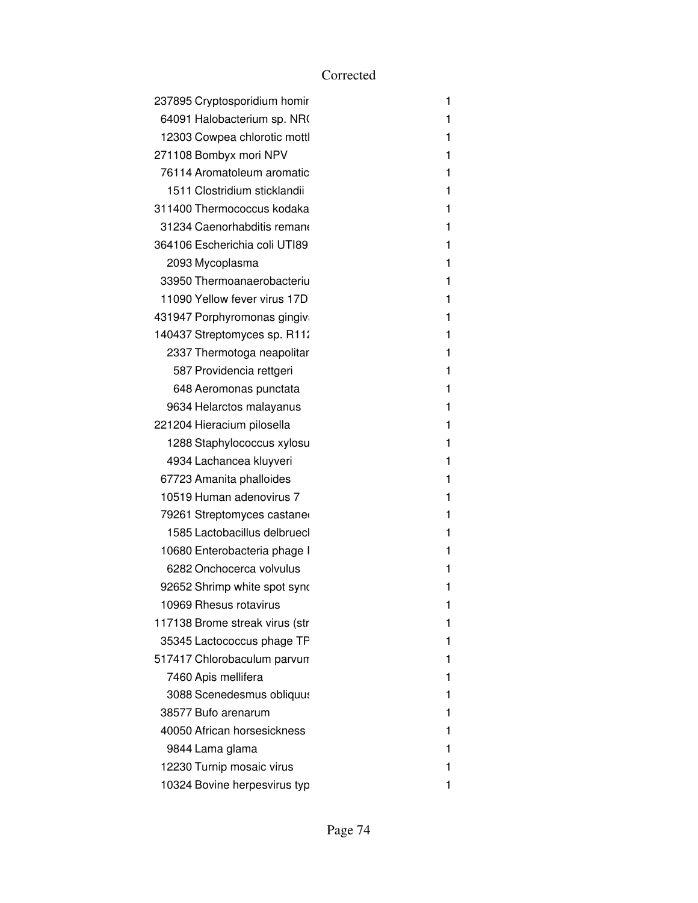Corrected

| | | |
|---|---|---|
| 237895 | Cryptosporidium homir | 1 |
| 64091 | Halobacterium sp. NR( | 1 |
| 12303 | Cowpea chlorotic mottl | 1 |
| 271108 | Bombyx mori NPV | 1 |
| 76114 | Aromatoleum aromatic | 1 |
| 1511 | Clostridium sticklandii | 1 |
| 311400 | Thermococcus kodaka | 1 |
| 31234 | Caenorhabditis remane | 1 |
| 364106 | Escherichia coli UTI89 | 1 |
| 2093 | Mycoplasma | 1 |
| 33950 | Thermoanaerobacteriu | 1 |
| 11090 | Yellow fever virus 17D | 1 |
| 431947 | Porphyromonas gingiv | 1 |
| 140437 | Streptomyces sp. R11 | 1 |
| 2337 | Thermotoga neapolitar | 1 |
| 587 | Providencia rettgeri | 1 |
| 648 | Aeromonas punctata | 1 |
| 9634 | Helarctos malayanus | 1 |
| 221204 | Hieracium pilosella | 1 |
| 1288 | Staphylococcus xylosu | 1 |
| 4934 | Lachancea kluyveri | 1 |
| 67723 | Amanita phalloides | 1 |
| 10519 | Human adenovirus 7 | 1 |
| 79261 | Streptomyces castane | 1 |
| 1585 | Lactobacillus delbruecl | 1 |
| 10680 | Enterobacteria phage I | 1 |
| 6282 | Onchocerca volvulus | 1 |
| 92652 | Shrimp white spot sync | 1 |
| 10969 | Rhesus rotavirus | 1 |
| 117138 | Brome streak virus (str | 1 |
| 35345 | Lactococcus phage TP | 1 |
| 517417 | Chlorobaculum parvum | 1 |
| 7460 | Apis mellifera | 1 |
| 3088 | Scenedesmus obliquus | 1 |
| 38577 | Bufo arenarum | 1 |
| 40050 | African horsesickness | 1 |
| 9844 | Lama glama | 1 |
| 12230 | Turnip mosaic virus | 1 |
| 10324 | Bovine herpesvirus typ | 1 |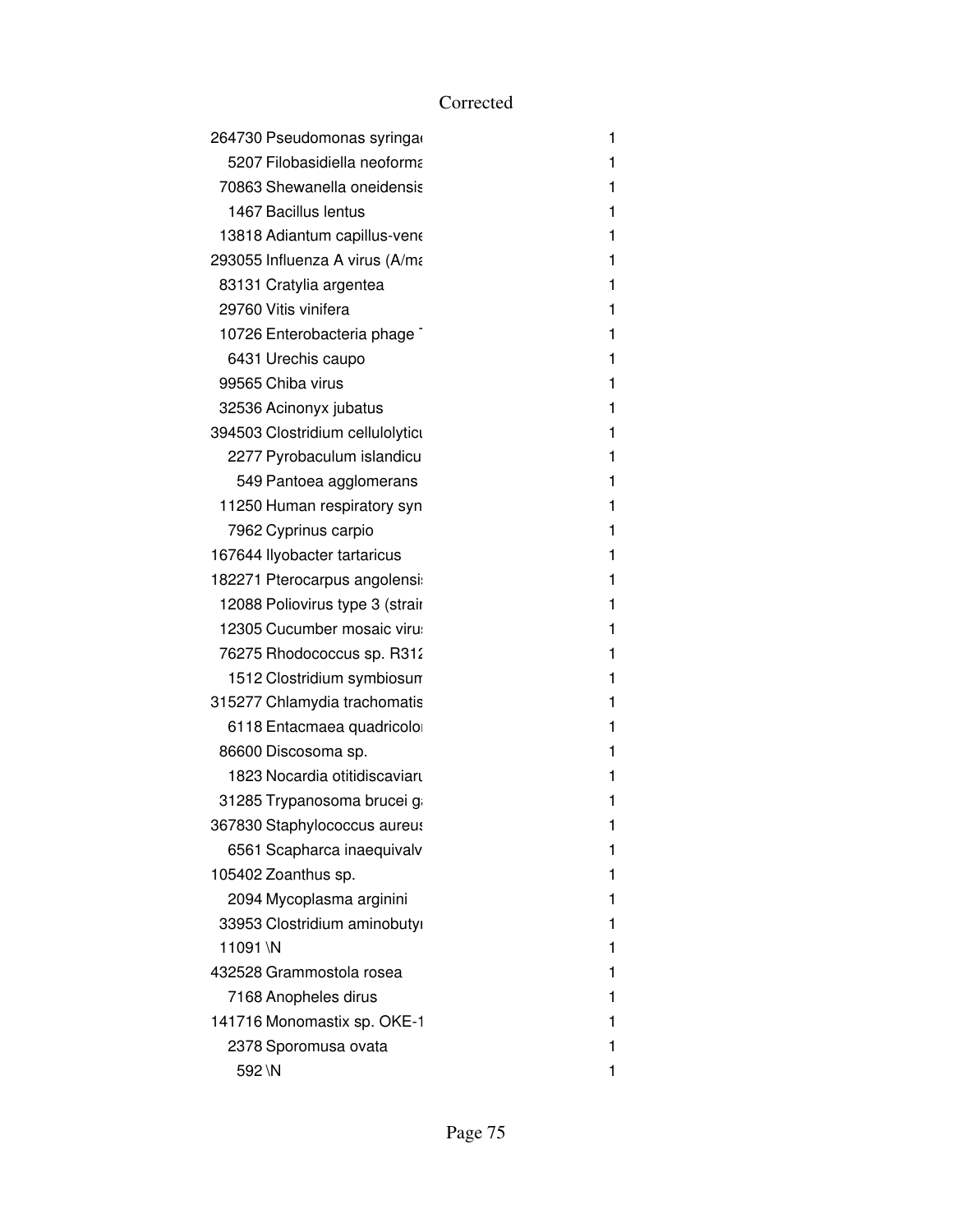Corrected

| | | |
|---|---|---|
| 264730 | Pseudomonas syringa | 1 |
| 5207 | Filobasidiella neoforma | 1 |
| 70863 | Shewanella oneidensis | 1 |
| 1467 | Bacillus lentus | 1 |
| 13818 | Adiantum capillus-vene | 1 |
| 293055 | Influenza A virus (A/ma | 1 |
| 83131 | Cratylia argentea | 1 |
| 29760 | Vitis vinifera | 1 |
| 10726 | Enterobacteria phage | 1 |
| 6431 | Urechis caupo | 1 |
| 99565 | Chiba virus | 1 |
| 32536 | Acinonyx jubatus | 1 |
| 394503 | Clostridium cellulolyticu | 1 |
| 2277 | Pyrobaculum islandicu | 1 |
| 549 | Pantoea agglomerans | 1 |
| 11250 | Human respiratory syn | 1 |
| 7962 | Cyprinus carpio | 1 |
| 167644 | Ilyobacter tartaricus | 1 |
| 182271 | Pterocarpus angolensi | 1 |
| 12088 | Poliovirus type 3 (strain | 1 |
| 12305 | Cucumber mosaic viru | 1 |
| 76275 | Rhodococcus sp. R312 | 1 |
| 1512 | Clostridium symbiosum | 1 |
| 315277 | Chlamydia trachomatis | 1 |
| 6118 | Entacmaea quadricolo | 1 |
| 86600 | Discosoma sp. | 1 |
| 1823 | Nocardia otitidiscaviaru | 1 |
| 31285 | Trypanosoma brucei g | 1 |
| 367830 | Staphylococcus aureus | 1 |
| 6561 | Scapharca inaequivalv | 1 |
| 105402 | Zoanthus sp. | 1 |
| 2094 | Mycoplasma arginini | 1 |
| 33953 | Clostridium aminobuty | 1 |
| 11091 | \N | 1 |
| 432528 | Grammostola rosea | 1 |
| 7168 | Anopheles dirus | 1 |
| 141716 | Monomastix sp. OKE-1 | 1 |
| 2378 | Sporomusa ovata | 1 |
| 592 | \N | 1 |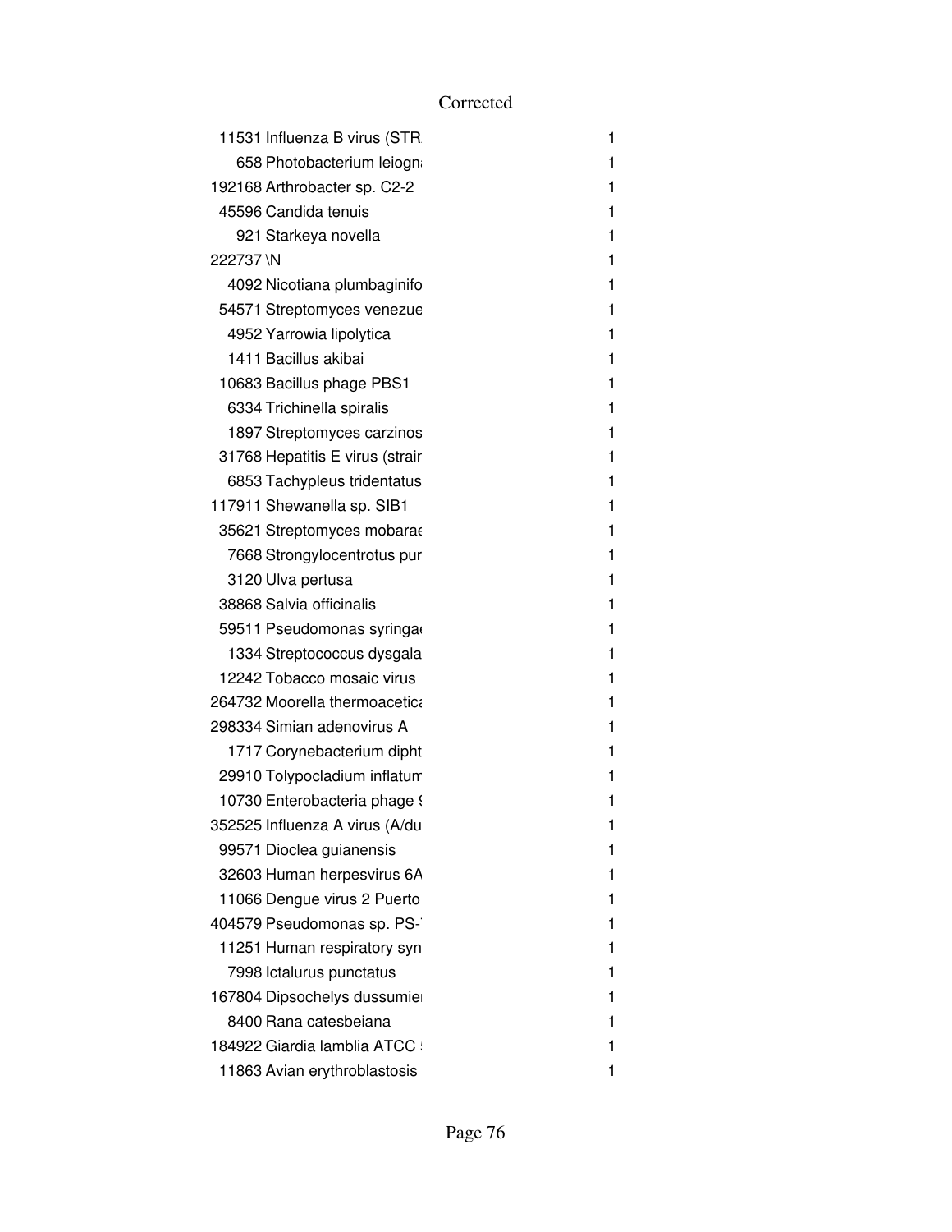Corrected

| | | |
|---|---|---|
| 11531 | Influenza B virus (STR | 1 |
| 658 | Photobacterium leiogn | 1 |
| 192168 | Arthrobacter sp. C2-2 | 1 |
| 45596 | Candida tenuis | 1 |
| 921 | Starkeya novella | 1 |
| 222737 | \N | 1 |
| 4092 | Nicotiana plumbaginifo | 1 |
| 54571 | Streptomyces venezue | 1 |
| 4952 | Yarrowia lipolytica | 1 |
| 1411 | Bacillus akibai | 1 |
| 10683 | Bacillus phage PBS1 | 1 |
| 6334 | Trichinella spiralis | 1 |
| 1897 | Streptomyces carzinos | 1 |
| 31768 | Hepatitis E virus (strair | 1 |
| 6853 | Tachypleus tridentatus | 1 |
| 117911 | Shewanella sp. SIB1 | 1 |
| 35621 | Streptomyces mobarae | 1 |
| 7668 | Strongylocentrotus pur | 1 |
| 3120 | Ulva pertusa | 1 |
| 38868 | Salvia officinalis | 1 |
| 59511 | Pseudomonas syringae | 1 |
| 1334 | Streptococcus dysgala | 1 |
| 12242 | Tobacco mosaic virus | 1 |
| 264732 | Moorella thermoacetica | 1 |
| 298334 | Simian adenovirus A | 1 |
| 1717 | Corynebacterium dipht | 1 |
| 29910 | Tolypocladium inflatum | 1 |
| 10730 | Enterobacteria phage ! | 1 |
| 352525 | Influenza A virus (A/du | 1 |
| 99571 | Dioclea guianensis | 1 |
| 32603 | Human herpesvirus 6A | 1 |
| 11066 | Dengue virus 2 Puerto | 1 |
| 404579 | Pseudomonas sp. PS- | 1 |
| 11251 | Human respiratory syn | 1 |
| 7998 | Ictalurus punctatus | 1 |
| 167804 | Dipsochelys dussumier | 1 |
| 8400 | Rana catesbeiana | 1 |
| 184922 | Giardia lamblia ATCC ! | 1 |
| 11863 | Avian erythroblastosis | 1 |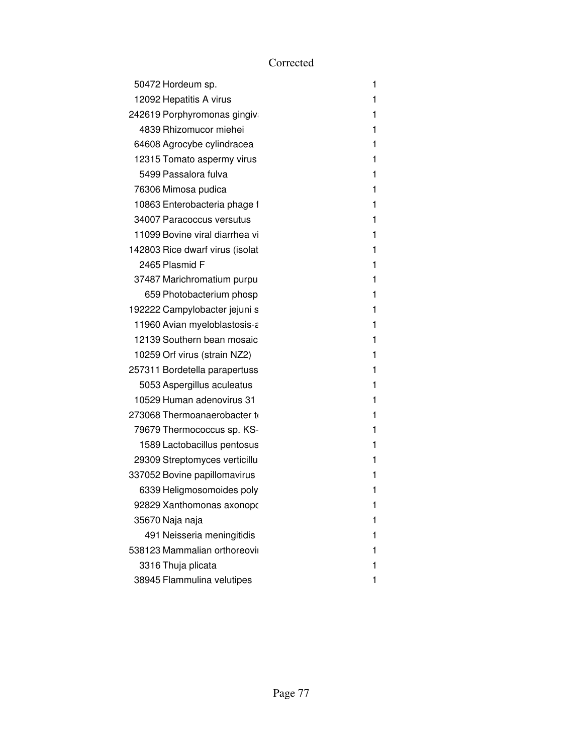Corrected

| | | |
|---|---|---|
| 50472 | Hordeum sp. | 1 |
| 12092 | Hepatitis A virus | 1 |
| 242619 | Porphyromonas gingiva | 1 |
| 4839 | Rhizomucor miehei | 1 |
| 64608 | Agrocybe cylindracea | 1 |
| 12315 | Tomato aspermy virus | 1 |
| 5499 | Passalora fulva | 1 |
| 76306 | Mimosa pudica | 1 |
| 10863 | Enterobacteria phage f | 1 |
| 34007 | Paracoccus versutus | 1 |
| 11099 | Bovine viral diarrhea vi | 1 |
| 142803 | Rice dwarf virus (isolat | 1 |
| 2465 | Plasmid F | 1 |
| 37487 | Marichromatium purpu | 1 |
| 659 | Photobacterium phosp | 1 |
| 192222 | Campylobacter jejuni s | 1 |
| 11960 | Avian myeloblastosis-a | 1 |
| 12139 | Southern bean mosaic | 1 |
| 10259 | Orf virus (strain NZ2) | 1 |
| 257311 | Bordetella parapertuss | 1 |
| 5053 | Aspergillus aculeatus | 1 |
| 10529 | Human adenovirus 31 | 1 |
| 273068 | Thermoanaerobacter te | 1 |
| 79679 | Thermococcus sp. KS- | 1 |
| 1589 | Lactobacillus pentosus | 1 |
| 29309 | Streptomyces verticillu | 1 |
| 337052 | Bovine papillomavirus | 1 |
| 6339 | Heligmosomoides poly | 1 |
| 92829 | Xanthomonas axonopo | 1 |
| 35670 | Naja naja | 1 |
| 491 | Neisseria meningitidis | 1 |
| 538123 | Mammalian orthoreovir | 1 |
| 3316 | Thuja plicata | 1 |
| 38945 | Flammulina velutipes | 1 |